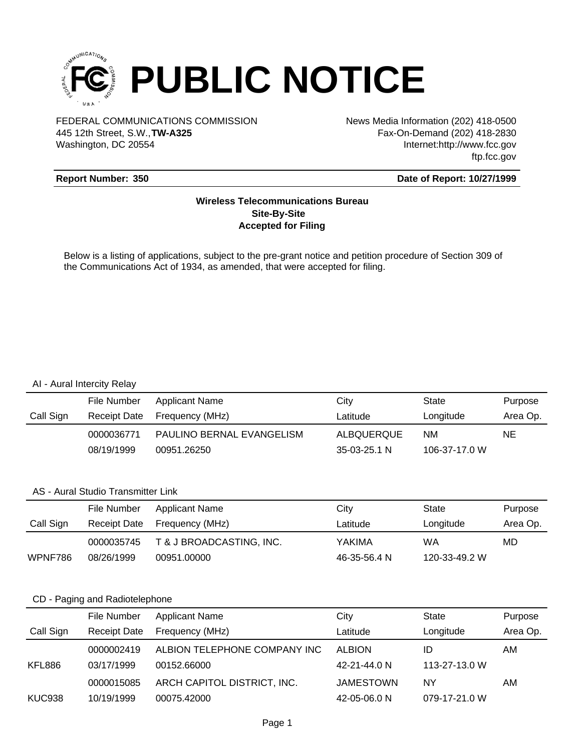# PUBLIC NOTICE

FEDERAL COMMUNICATIONS COMMISSION
445 12th Street, S.W.,**TW-A325**
Washington, DC 20554

News Media Information (202) 418-0500
Fax-On-Demand (202) 418-2830
Internet:http://www.fcc.gov
ftp.fcc.gov

**Report Number: 350** **Date of Report: 10/27/1999**

**Wireless Telecommunications Bureau**
**Site-By-Site**
**Accepted for Filing**

Below is a listing of applications, subject to the pre-grant notice and petition procedure of Section 309 of the Communications Act of 1934, as amended, that were accepted for filing.

AI - Aural Intercity Relay

| Call Sign | File Number / Receipt Date | Applicant Name / Frequency (MHz) | City / Latitude | State / Longitude | Purpose / Area Op. |
|---|---|---|---|---|---|
| | 0000036771 | PAULINO BERNAL EVANGELISM | ALBQUERQUE | NM | NE |
| | 08/19/1999 | 00951.26250 | 35-03-25.1 N | 106-37-17.0 W | |

AS - Aural Studio Transmitter Link

| Call Sign | File Number / Receipt Date | Applicant Name / Frequency (MHz) | City / Latitude | State / Longitude | Purpose / Area Op. |
|---|---|---|---|---|---|
| | 0000035745 | T & J BROADCASTING, INC. | YAKIMA | WA | MD |
| WPNF786 | 08/26/1999 | 00951.00000 | 46-35-56.4 N | 120-33-49.2 W | |

CD - Paging and Radiotelephone

| Call Sign | File Number / Receipt Date | Applicant Name / Frequency (MHz) | City / Latitude | State / Longitude | Purpose / Area Op. |
|---|---|---|---|---|---|
| | 0000002419 | ALBION TELEPHONE COMPANY INC | ALBION | ID | AM |
| KFL886 | 03/17/1999 | 00152.66000 | 42-21-44.0 N | 113-27-13.0 W | |
| | 0000015085 | ARCH CAPITOL DISTRICT, INC. | JAMESTOWN | NY | AM |
| KUC938 | 10/19/1999 | 00075.42000 | 42-05-06.0 N | 079-17-21.0 W | |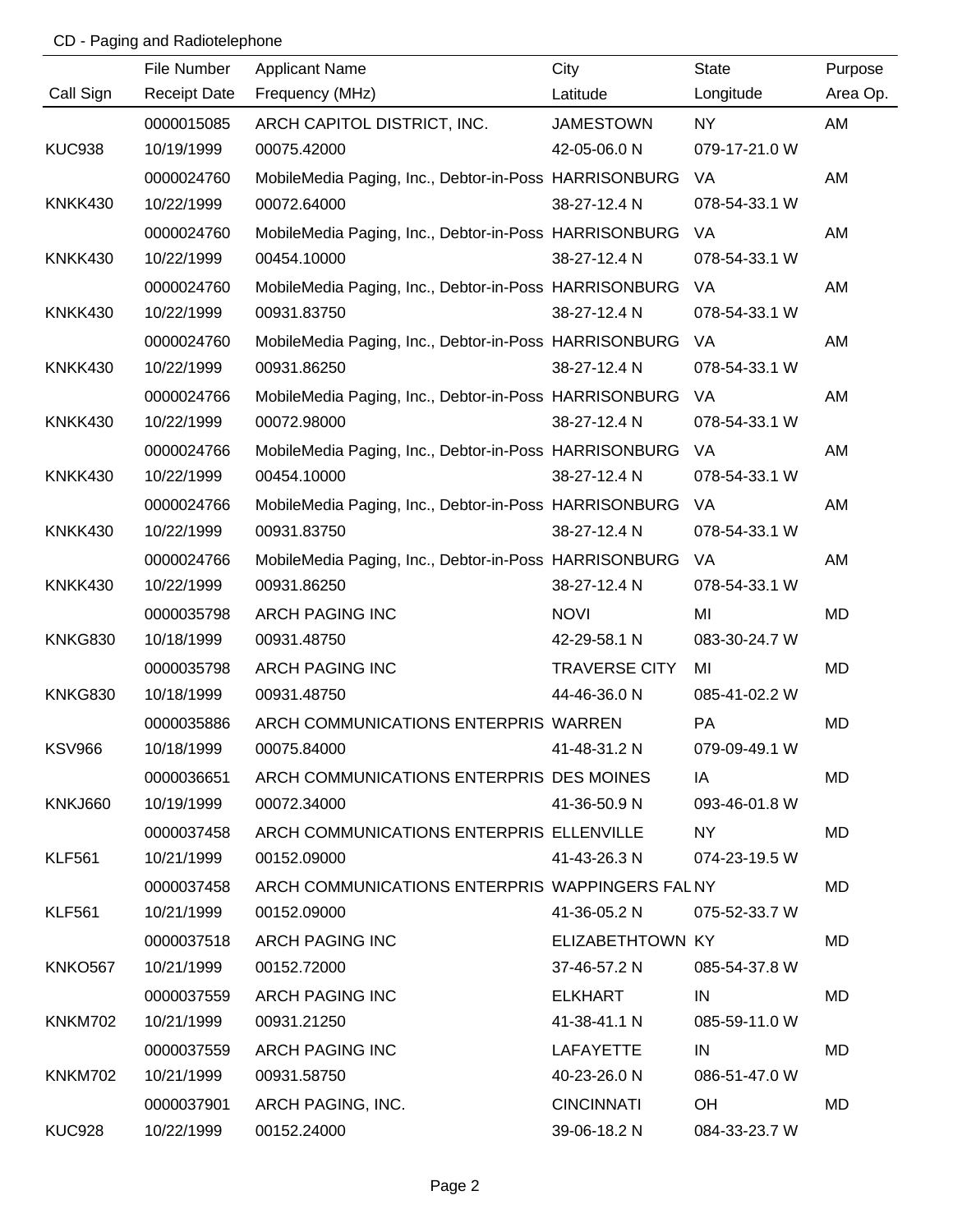CD - Paging and Radiotelephone

| Call Sign | File Number / Receipt Date | Applicant Name / Frequency (MHz) | City / Latitude | State / Longitude | Purpose / Area Op. |
|---|---|---|---|---|---|
| | 0000015085 | ARCH CAPITOL DISTRICT, INC. | JAMESTOWN | NY | AM |
| KUC938 | 10/19/1999 | 00075.42000 | 42-05-06.0 N | 079-17-21.0 W | |
| | 0000024760 | MobileMedia Paging, Inc., Debtor-in-Poss | HARRISONBURG | VA | AM |
| KNKK430 | 10/22/1999 | 00072.64000 | 38-27-12.4 N | 078-54-33.1 W | |
| | 0000024760 | MobileMedia Paging, Inc., Debtor-in-Poss | HARRISONBURG | VA | AM |
| KNKK430 | 10/22/1999 | 00454.10000 | 38-27-12.4 N | 078-54-33.1 W | |
| | 0000024760 | MobileMedia Paging, Inc., Debtor-in-Poss | HARRISONBURG | VA | AM |
| KNKK430 | 10/22/1999 | 00931.83750 | 38-27-12.4 N | 078-54-33.1 W | |
| | 0000024760 | MobileMedia Paging, Inc., Debtor-in-Poss | HARRISONBURG | VA | AM |
| KNKK430 | 10/22/1999 | 00931.86250 | 38-27-12.4 N | 078-54-33.1 W | |
| | 0000024766 | MobileMedia Paging, Inc., Debtor-in-Poss | HARRISONBURG | VA | AM |
| KNKK430 | 10/22/1999 | 00072.98000 | 38-27-12.4 N | 078-54-33.1 W | |
| | 0000024766 | MobileMedia Paging, Inc., Debtor-in-Poss | HARRISONBURG | VA | AM |
| KNKK430 | 10/22/1999 | 00454.10000 | 38-27-12.4 N | 078-54-33.1 W | |
| | 0000024766 | MobileMedia Paging, Inc., Debtor-in-Poss | HARRISONBURG | VA | AM |
| KNKK430 | 10/22/1999 | 00931.83750 | 38-27-12.4 N | 078-54-33.1 W | |
| | 0000024766 | MobileMedia Paging, Inc., Debtor-in-Poss | HARRISONBURG | VA | AM |
| KNKK430 | 10/22/1999 | 00931.86250 | 38-27-12.4 N | 078-54-33.1 W | |
| | 0000035798 | ARCH PAGING INC | NOVI | MI | MD |
| KNKG830 | 10/18/1999 | 00931.48750 | 42-29-58.1 N | 083-30-24.7 W | |
| | 0000035798 | ARCH PAGING INC | TRAVERSE CITY | MI | MD |
| KNKG830 | 10/18/1999 | 00931.48750 | 44-46-36.0 N | 085-41-02.2 W | |
| | 0000035886 | ARCH COMMUNICATIONS ENTERPRIS | WARREN | PA | MD |
| KSV966 | 10/18/1999 | 00075.84000 | 41-48-31.2 N | 079-09-49.1 W | |
| | 0000036651 | ARCH COMMUNICATIONS ENTERPRIS | DES MOINES | IA | MD |
| KNKJ660 | 10/19/1999 | 00072.34000 | 41-36-50.9 N | 093-46-01.8 W | |
| | 0000037458 | ARCH COMMUNICATIONS ENTERPRIS | ELLENVILLE | NY | MD |
| KLF561 | 10/21/1999 | 00152.09000 | 41-43-26.3 N | 074-23-19.5 W | |
| | 0000037458 | ARCH COMMUNICATIONS ENTERPRIS | WAPPINGERS FAL | NY | MD |
| KLF561 | 10/21/1999 | 00152.09000 | 41-36-05.2 N | 075-52-33.7 W | |
| | 0000037518 | ARCH PAGING INC | ELIZABETHTOWN | KY | MD |
| KNKO567 | 10/21/1999 | 00152.72000 | 37-46-57.2 N | 085-54-37.8 W | |
| | 0000037559 | ARCH PAGING INC | ELKHART | IN | MD |
| KNKM702 | 10/21/1999 | 00931.21250 | 41-38-41.1 N | 085-59-11.0 W | |
| | 0000037559 | ARCH PAGING INC | LAFAYETTE | IN | MD |
| KNKM702 | 10/21/1999 | 00931.58750 | 40-23-26.0 N | 086-51-47.0 W | |
| | 0000037901 | ARCH PAGING, INC. | CINCINNATI | OH | MD |
| KUC928 | 10/22/1999 | 00152.24000 | 39-06-18.2 N | 084-33-23.7 W | |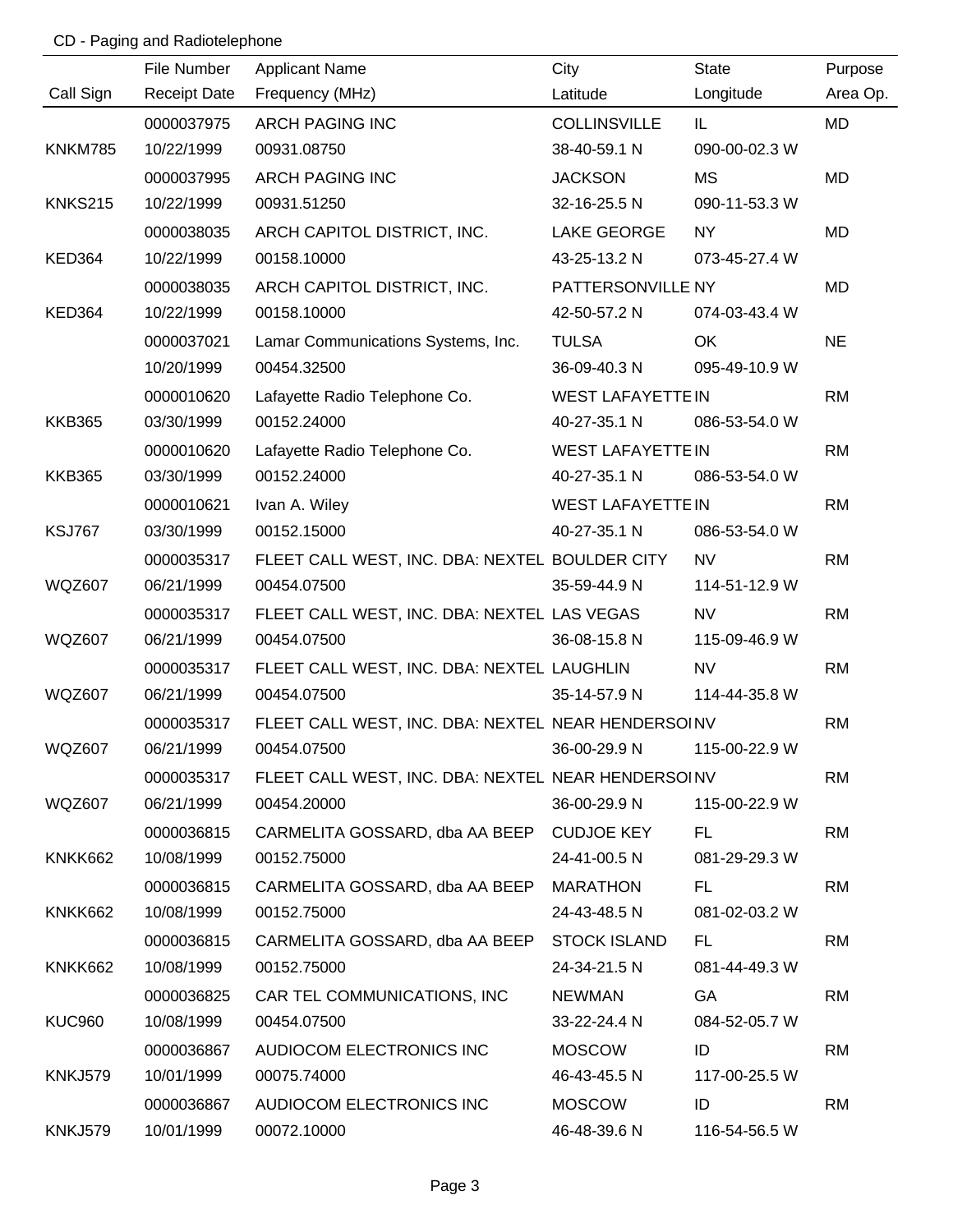## CD - Paging and Radiotelephone

| Call Sign | File Number / Receipt Date | Applicant Name / Frequency (MHz) | City / Latitude | State / Longitude | Purpose / Area Op. |
|---|---|---|---|---|---|
| | 0000037975 | ARCH PAGING INC | COLLINSVILLE | IL | MD |
| KNKM785 | 10/22/1999 | 00931.08750 | 38-40-59.1 N | 090-00-02.3 W | |
| | 0000037995 | ARCH PAGING INC | JACKSON | MS | MD |
| KNKS215 | 10/22/1999 | 00931.51250 | 32-16-25.5 N | 090-11-53.3 W | |
| | 0000038035 | ARCH CAPITOL DISTRICT, INC. | LAKE GEORGE | NY | MD |
| KED364 | 10/22/1999 | 00158.10000 | 43-25-13.2 N | 073-45-27.4 W | |
| | 0000038035 | ARCH CAPITOL DISTRICT, INC. | PATTERSONVILLE | NY | MD |
| KED364 | 10/22/1999 | 00158.10000 | 42-50-57.2 N | 074-03-43.4 W | |
| | 0000037021 | Lamar Communications Systems, Inc. | TULSA | OK | NE |
| | 10/20/1999 | 00454.32500 | 36-09-40.3 N | 095-49-10.9 W | |
| | 0000010620 | Lafayette Radio Telephone Co. | WEST LAFAYETTE | IN | RM |
| KKB365 | 03/30/1999 | 00152.24000 | 40-27-35.1 N | 086-53-54.0 W | |
| | 0000010620 | Lafayette Radio Telephone Co. | WEST LAFAYETTE | IN | RM |
| KKB365 | 03/30/1999 | 00152.24000 | 40-27-35.1 N | 086-53-54.0 W | |
| | 0000010621 | Ivan A. Wiley | WEST LAFAYETTE | IN | RM |
| KSJ767 | 03/30/1999 | 00152.15000 | 40-27-35.1 N | 086-53-54.0 W | |
| | 0000035317 | FLEET CALL WEST, INC. DBA: NEXTEL | BOULDER CITY | NV | RM |
| WQZ607 | 06/21/1999 | 00454.07500 | 35-59-44.9 N | 114-51-12.9 W | |
| | 0000035317 | FLEET CALL WEST, INC. DBA: NEXTEL | LAS VEGAS | NV | RM |
| WQZ607 | 06/21/1999 | 00454.07500 | 36-08-15.8 N | 115-09-46.9 W | |
| | 0000035317 | FLEET CALL WEST, INC. DBA: NEXTEL | LAUGHLIN | NV | RM |
| WQZ607 | 06/21/1999 | 00454.07500 | 35-14-57.9 N | 114-44-35.8 W | |
| | 0000035317 | FLEET CALL WEST, INC. DBA: NEXTEL | NEAR HENDERSOI | NV | RM |
| WQZ607 | 06/21/1999 | 00454.07500 | 36-00-29.9 N | 115-00-22.9 W | |
| | 0000035317 | FLEET CALL WEST, INC. DBA: NEXTEL | NEAR HENDERSOI | NV | RM |
| WQZ607 | 06/21/1999 | 00454.20000 | 36-00-29.9 N | 115-00-22.9 W | |
| | 0000036815 | CARMELITA GOSSARD, dba AA BEEP | CUDJOE KEY | FL | RM |
| KNKK662 | 10/08/1999 | 00152.75000 | 24-41-00.5 N | 081-29-29.3 W | |
| | 0000036815 | CARMELITA GOSSARD, dba AA BEEP | MARATHON | FL | RM |
| KNKK662 | 10/08/1999 | 00152.75000 | 24-43-48.5 N | 081-02-03.2 W | |
| | 0000036815 | CARMELITA GOSSARD, dba AA BEEP | STOCK ISLAND | FL | RM |
| KNKK662 | 10/08/1999 | 00152.75000 | 24-34-21.5 N | 081-44-49.3 W | |
| | 0000036825 | CAR TEL COMMUNICATIONS, INC | NEWMAN | GA | RM |
| KUC960 | 10/08/1999 | 00454.07500 | 33-22-24.4 N | 084-52-05.7 W | |
| | 0000036867 | AUDIOCOM ELECTRONICS INC | MOSCOW | ID | RM |
| KNKJ579 | 10/01/1999 | 00075.74000 | 46-43-45.5 N | 117-00-25.5 W | |
| | 0000036867 | AUDIOCOM ELECTRONICS INC | MOSCOW | ID | RM |
| KNKJ579 | 10/01/1999 | 00072.10000 | 46-48-39.6 N | 116-54-56.5 W | |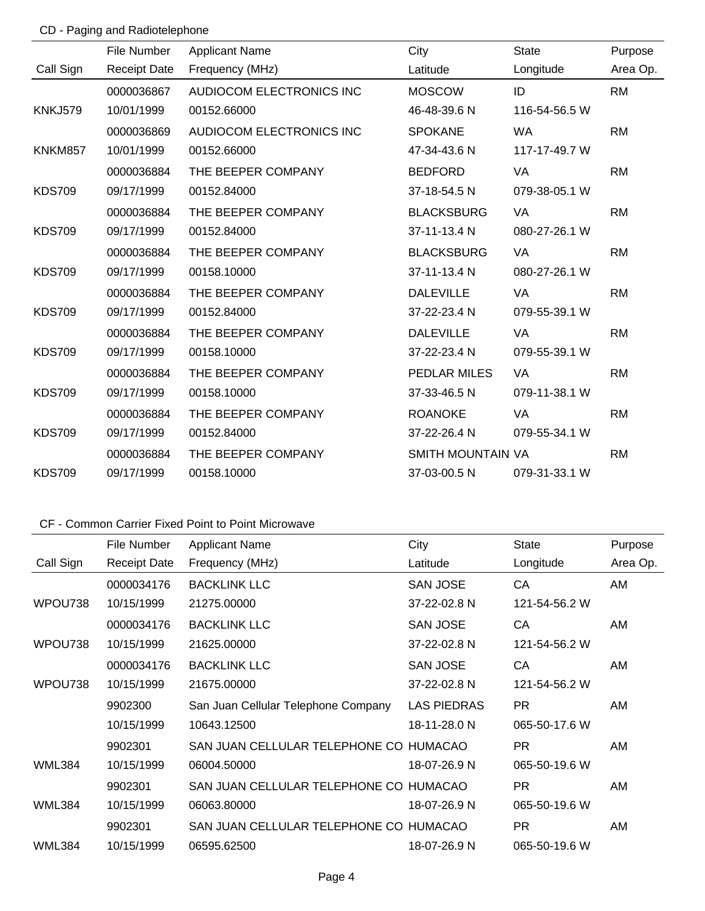## CD - Paging and Radiotelephone

| Call Sign | File Number / Receipt Date | Applicant Name / Frequency (MHz) | City / Latitude | State / Longitude | Purpose / Area Op. |
|---|---|---|---|---|---|
| | 0000036867 | AUDIOCOM ELECTRONICS INC | MOSCOW | ID | RM |
| KNKJ579 | 10/01/1999 | 00152.66000 | 46-48-39.6 N | 116-54-56.5 W | |
| | 0000036869 | AUDIOCOM ELECTRONICS INC | SPOKANE | WA | RM |
| KNKM857 | 10/01/1999 | 00152.66000 | 47-34-43.6 N | 117-17-49.7 W | |
| | 0000036884 | THE BEEPER COMPANY | BEDFORD | VA | RM |
| KDS709 | 09/17/1999 | 00152.84000 | 37-18-54.5 N | 079-38-05.1 W | |
| | 0000036884 | THE BEEPER COMPANY | BLACKSBURG | VA | RM |
| KDS709 | 09/17/1999 | 00152.84000 | 37-11-13.4 N | 080-27-26.1 W | |
| | 0000036884 | THE BEEPER COMPANY | BLACKSBURG | VA | RM |
| KDS709 | 09/17/1999 | 00158.10000 | 37-11-13.4 N | 080-27-26.1 W | |
| | 0000036884 | THE BEEPER COMPANY | DALEVILLE | VA | RM |
| KDS709 | 09/17/1999 | 00152.84000 | 37-22-23.4 N | 079-55-39.1 W | |
| | 0000036884 | THE BEEPER COMPANY | DALEVILLE | VA | RM |
| KDS709 | 09/17/1999 | 00158.10000 | 37-22-23.4 N | 079-55-39.1 W | |
| | 0000036884 | THE BEEPER COMPANY | PEDLAR MILES | VA | RM |
| KDS709 | 09/17/1999 | 00158.10000 | 37-33-46.5 N | 079-11-38.1 W | |
| | 0000036884 | THE BEEPER COMPANY | ROANOKE | VA | RM |
| KDS709 | 09/17/1999 | 00152.84000 | 37-22-26.4 N | 079-55-34.1 W | |
| | 0000036884 | THE BEEPER COMPANY | SMITH MOUNTAIN | VA | RM |
| KDS709 | 09/17/1999 | 00158.10000 | 37-03-00.5 N | 079-31-33.1 W | |

## CF - Common Carrier Fixed Point to Point Microwave

| Call Sign | File Number / Receipt Date | Applicant Name / Frequency (MHz) | City / Latitude | State / Longitude | Purpose / Area Op. |
|---|---|---|---|---|---|
| | 0000034176 | BACKLINK LLC | SAN JOSE | CA | AM |
| WPOU738 | 10/15/1999 | 21275.00000 | 37-22-02.8 N | 121-54-56.2 W | |
| | 0000034176 | BACKLINK LLC | SAN JOSE | CA | AM |
| WPOU738 | 10/15/1999 | 21625.00000 | 37-22-02.8 N | 121-54-56.2 W | |
| | 0000034176 | BACKLINK LLC | SAN JOSE | CA | AM |
| WPOU738 | 10/15/1999 | 21675.00000 | 37-22-02.8 N | 121-54-56.2 W | |
| | 9902300 | San Juan Cellular Telephone Company | LAS PIEDRAS | PR | AM |
| | 10/15/1999 | 10643.12500 | 18-11-28.0 N | 065-50-17.6 W | |
| | 9902301 | SAN JUAN CELLULAR TELEPHONE CO | HUMACAO | PR | AM |
| WML384 | 10/15/1999 | 06004.50000 | 18-07-26.9 N | 065-50-19.6 W | |
| | 9902301 | SAN JUAN CELLULAR TELEPHONE CO | HUMACAO | PR | AM |
| WML384 | 10/15/1999 | 06063.80000 | 18-07-26.9 N | 065-50-19.6 W | |
| | 9902301 | SAN JUAN CELLULAR TELEPHONE CO | HUMACAO | PR | AM |
| WML384 | 10/15/1999 | 06595.62500 | 18-07-26.9 N | 065-50-19.6 W | |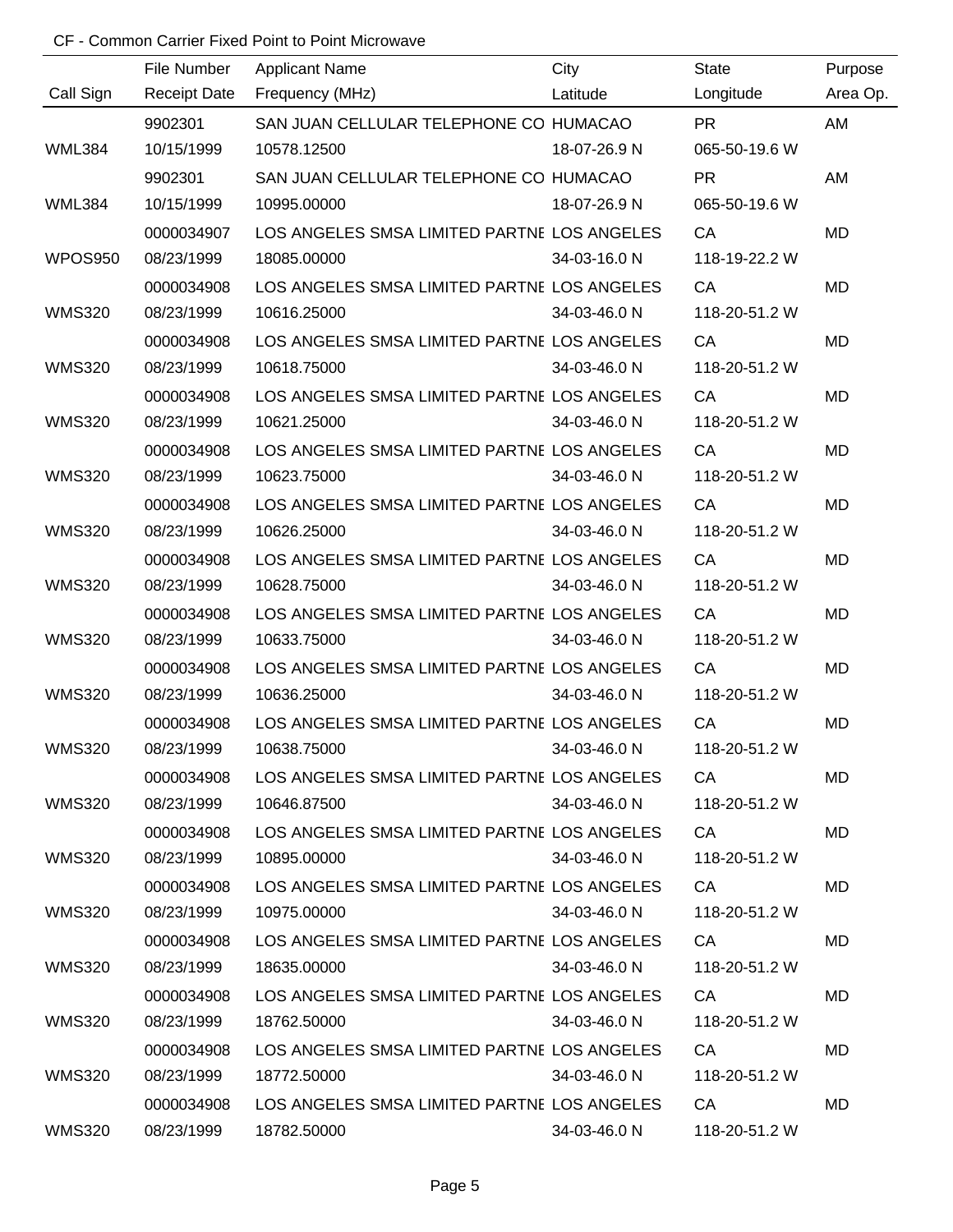CF - Common Carrier Fixed Point to Point Microwave

| Call Sign | File Number / Receipt Date | Applicant Name / Frequency (MHz) | City / Latitude | State / Longitude | Purpose / Area Op. |
|---|---|---|---|---|---|
| | 9902301 | SAN JUAN CELLULAR TELEPHONE CO | HUMACAO | PR | AM |
| WML384 | 10/15/1999 | 10578.12500 | 18-07-26.9 N | 065-50-19.6 W | |
| | 9902301 | SAN JUAN CELLULAR TELEPHONE CO | HUMACAO | PR | AM |
| WML384 | 10/15/1999 | 10995.00000 | 18-07-26.9 N | 065-50-19.6 W | |
| | 0000034907 | LOS ANGELES SMSA LIMITED PARTNE | LOS ANGELES | CA | MD |
| WPOS950 | 08/23/1999 | 18085.00000 | 34-03-16.0 N | 118-19-22.2 W | |
| | 0000034908 | LOS ANGELES SMSA LIMITED PARTNE | LOS ANGELES | CA | MD |
| WMS320 | 08/23/1999 | 10616.25000 | 34-03-46.0 N | 118-20-51.2 W | |
| | 0000034908 | LOS ANGELES SMSA LIMITED PARTNE | LOS ANGELES | CA | MD |
| WMS320 | 08/23/1999 | 10618.75000 | 34-03-46.0 N | 118-20-51.2 W | |
| | 0000034908 | LOS ANGELES SMSA LIMITED PARTNE | LOS ANGELES | CA | MD |
| WMS320 | 08/23/1999 | 10621.25000 | 34-03-46.0 N | 118-20-51.2 W | |
| | 0000034908 | LOS ANGELES SMSA LIMITED PARTNE | LOS ANGELES | CA | MD |
| WMS320 | 08/23/1999 | 10623.75000 | 34-03-46.0 N | 118-20-51.2 W | |
| | 0000034908 | LOS ANGELES SMSA LIMITED PARTNE | LOS ANGELES | CA | MD |
| WMS320 | 08/23/1999 | 10626.25000 | 34-03-46.0 N | 118-20-51.2 W | |
| | 0000034908 | LOS ANGELES SMSA LIMITED PARTNE | LOS ANGELES | CA | MD |
| WMS320 | 08/23/1999 | 10628.75000 | 34-03-46.0 N | 118-20-51.2 W | |
| | 0000034908 | LOS ANGELES SMSA LIMITED PARTNE | LOS ANGELES | CA | MD |
| WMS320 | 08/23/1999 | 10633.75000 | 34-03-46.0 N | 118-20-51.2 W | |
| | 0000034908 | LOS ANGELES SMSA LIMITED PARTNE | LOS ANGELES | CA | MD |
| WMS320 | 08/23/1999 | 10636.25000 | 34-03-46.0 N | 118-20-51.2 W | |
| | 0000034908 | LOS ANGELES SMSA LIMITED PARTNE | LOS ANGELES | CA | MD |
| WMS320 | 08/23/1999 | 10638.75000 | 34-03-46.0 N | 118-20-51.2 W | |
| | 0000034908 | LOS ANGELES SMSA LIMITED PARTNE | LOS ANGELES | CA | MD |
| WMS320 | 08/23/1999 | 10646.87500 | 34-03-46.0 N | 118-20-51.2 W | |
| | 0000034908 | LOS ANGELES SMSA LIMITED PARTNE | LOS ANGELES | CA | MD |
| WMS320 | 08/23/1999 | 10895.00000 | 34-03-46.0 N | 118-20-51.2 W | |
| | 0000034908 | LOS ANGELES SMSA LIMITED PARTNE | LOS ANGELES | CA | MD |
| WMS320 | 08/23/1999 | 10975.00000 | 34-03-46.0 N | 118-20-51.2 W | |
| | 0000034908 | LOS ANGELES SMSA LIMITED PARTNE | LOS ANGELES | CA | MD |
| WMS320 | 08/23/1999 | 18635.00000 | 34-03-46.0 N | 118-20-51.2 W | |
| | 0000034908 | LOS ANGELES SMSA LIMITED PARTNE | LOS ANGELES | CA | MD |
| WMS320 | 08/23/1999 | 18762.50000 | 34-03-46.0 N | 118-20-51.2 W | |
| | 0000034908 | LOS ANGELES SMSA LIMITED PARTNE | LOS ANGELES | CA | MD |
| WMS320 | 08/23/1999 | 18772.50000 | 34-03-46.0 N | 118-20-51.2 W | |
| | 0000034908 | LOS ANGELES SMSA LIMITED PARTNE | LOS ANGELES | CA | MD |
| WMS320 | 08/23/1999 | 18782.50000 | 34-03-46.0 N | 118-20-51.2 W | |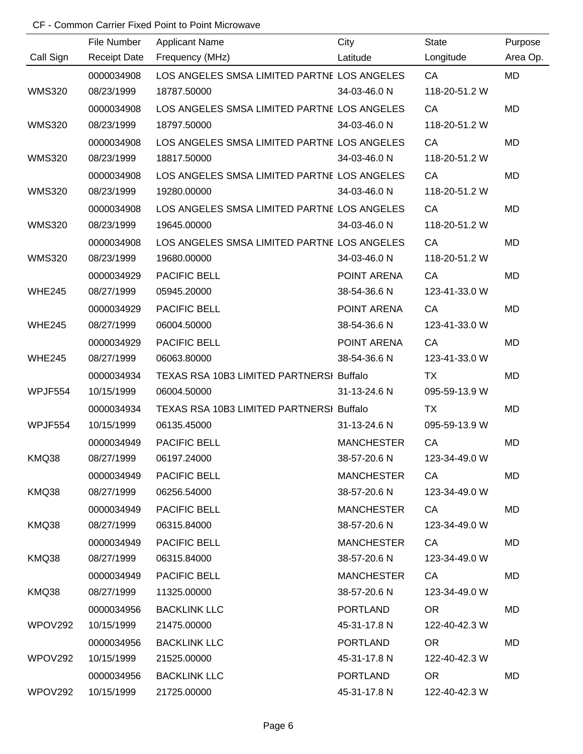CF - Common Carrier Fixed Point to Point Microwave

| Call Sign | File Number<br>Receipt Date | Applicant Name<br>Frequency (MHz) | City<br>Latitude | State<br>Longitude | Purpose<br>Area Op. |
|---|---|---|---|---|---|
| | 0000034908 | LOS ANGELES SMSA LIMITED PARTNE | LOS ANGELES | CA | MD |
| WMS320 | 08/23/1999 | 18787.50000 | 34-03-46.0 N | 118-20-51.2 W | |
| | 0000034908 | LOS ANGELES SMSA LIMITED PARTNE | LOS ANGELES | CA | MD |
| WMS320 | 08/23/1999 | 18797.50000 | 34-03-46.0 N | 118-20-51.2 W | |
| | 0000034908 | LOS ANGELES SMSA LIMITED PARTNE | LOS ANGELES | CA | MD |
| WMS320 | 08/23/1999 | 18817.50000 | 34-03-46.0 N | 118-20-51.2 W | |
| | 0000034908 | LOS ANGELES SMSA LIMITED PARTNE | LOS ANGELES | CA | MD |
| WMS320 | 08/23/1999 | 19280.00000 | 34-03-46.0 N | 118-20-51.2 W | |
| | 0000034908 | LOS ANGELES SMSA LIMITED PARTNE | LOS ANGELES | CA | MD |
| WMS320 | 08/23/1999 | 19645.00000 | 34-03-46.0 N | 118-20-51.2 W | |
| | 0000034908 | LOS ANGELES SMSA LIMITED PARTNE | LOS ANGELES | CA | MD |
| WMS320 | 08/23/1999 | 19680.00000 | 34-03-46.0 N | 118-20-51.2 W | |
| | 0000034929 | PACIFIC BELL | POINT ARENA | CA | MD |
| WHE245 | 08/27/1999 | 05945.20000 | 38-54-36.6 N | 123-41-33.0 W | |
| | 0000034929 | PACIFIC BELL | POINT ARENA | CA | MD |
| WHE245 | 08/27/1999 | 06004.50000 | 38-54-36.6 N | 123-41-33.0 W | |
| | 0000034929 | PACIFIC BELL | POINT ARENA | CA | MD |
| WHE245 | 08/27/1999 | 06063.80000 | 38-54-36.6 N | 123-41-33.0 W | |
| | 0000034934 | TEXAS RSA 10B3 LIMITED PARTNERSH | Buffalo | TX | MD |
| WPJF554 | 10/15/1999 | 06004.50000 | 31-13-24.6 N | 095-59-13.9 W | |
| | 0000034934 | TEXAS RSA 10B3 LIMITED PARTNERSH | Buffalo | TX | MD |
| WPJF554 | 10/15/1999 | 06135.45000 | 31-13-24.6 N | 095-59-13.9 W | |
| | 0000034949 | PACIFIC BELL | MANCHESTER | CA | MD |
| KMQ38 | 08/27/1999 | 06197.24000 | 38-57-20.6 N | 123-34-49.0 W | |
| | 0000034949 | PACIFIC BELL | MANCHESTER | CA | MD |
| KMQ38 | 08/27/1999 | 06256.54000 | 38-57-20.6 N | 123-34-49.0 W | |
| | 0000034949 | PACIFIC BELL | MANCHESTER | CA | MD |
| KMQ38 | 08/27/1999 | 06315.84000 | 38-57-20.6 N | 123-34-49.0 W | |
| | 0000034949 | PACIFIC BELL | MANCHESTER | CA | MD |
| KMQ38 | 08/27/1999 | 06315.84000 | 38-57-20.6 N | 123-34-49.0 W | |
| | 0000034949 | PACIFIC BELL | MANCHESTER | CA | MD |
| KMQ38 | 08/27/1999 | 11325.00000 | 38-57-20.6 N | 123-34-49.0 W | |
| | 0000034956 | BACKLINK LLC | PORTLAND | OR | MD |
| WPOV292 | 10/15/1999 | 21475.00000 | 45-31-17.8 N | 122-40-42.3 W | |
| | 0000034956 | BACKLINK LLC | PORTLAND | OR | MD |
| WPOV292 | 10/15/1999 | 21525.00000 | 45-31-17.8 N | 122-40-42.3 W | |
| | 0000034956 | BACKLINK LLC | PORTLAND | OR | MD |
| WPOV292 | 10/15/1999 | 21725.00000 | 45-31-17.8 N | 122-40-42.3 W | |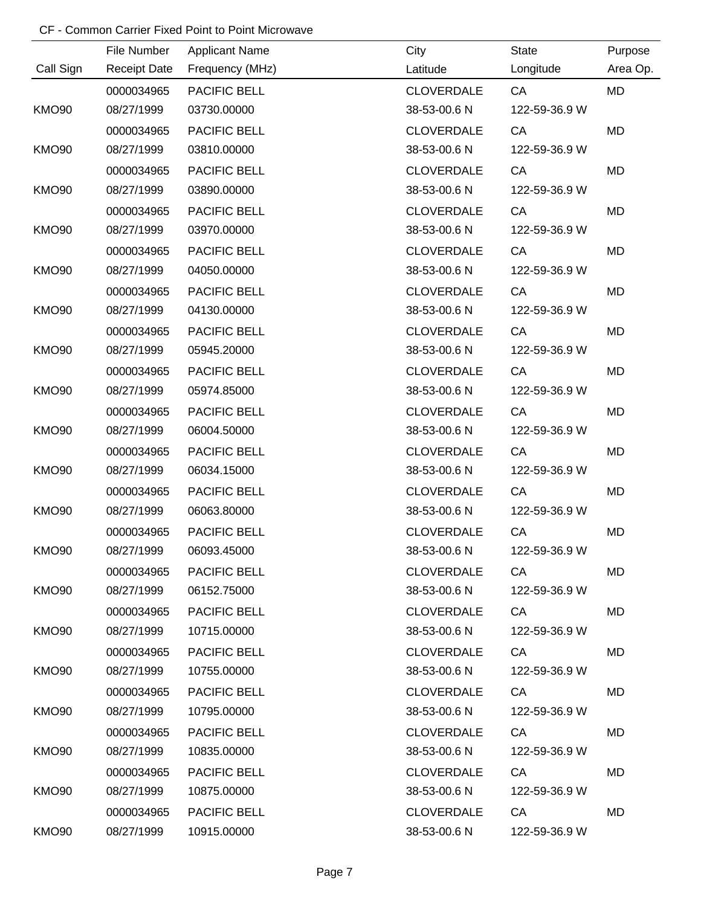CF - Common Carrier Fixed Point to Point Microwave

| Call Sign | File Number<br>Receipt Date | Applicant Name<br>Frequency (MHz) | City<br>Latitude | State<br>Longitude | Purpose<br>Area Op. |
|---|---|---|---|---|---|
| KMO90 | 0000034965<br>08/27/1999 | PACIFIC BELL<br>03730.00000 | CLOVERDALE<br>38-53-00.6 N | CA<br>122-59-36.9 W | MD |
| KMO90 | 0000034965<br>08/27/1999 | PACIFIC BELL<br>03810.00000 | CLOVERDALE<br>38-53-00.6 N | CA<br>122-59-36.9 W | MD |
| KMO90 | 0000034965<br>08/27/1999 | PACIFIC BELL<br>03890.00000 | CLOVERDALE<br>38-53-00.6 N | CA<br>122-59-36.9 W | MD |
| KMO90 | 0000034965<br>08/27/1999 | PACIFIC BELL<br>03970.00000 | CLOVERDALE<br>38-53-00.6 N | CA<br>122-59-36.9 W | MD |
| KMO90 | 0000034965<br>08/27/1999 | PACIFIC BELL<br>04050.00000 | CLOVERDALE<br>38-53-00.6 N | CA<br>122-59-36.9 W | MD |
| KMO90 | 0000034965<br>08/27/1999 | PACIFIC BELL<br>04130.00000 | CLOVERDALE<br>38-53-00.6 N | CA<br>122-59-36.9 W | MD |
| KMO90 | 0000034965<br>08/27/1999 | PACIFIC BELL<br>05945.20000 | CLOVERDALE<br>38-53-00.6 N | CA<br>122-59-36.9 W | MD |
| KMO90 | 0000034965<br>08/27/1999 | PACIFIC BELL<br>05974.85000 | CLOVERDALE<br>38-53-00.6 N | CA<br>122-59-36.9 W | MD |
| KMO90 | 0000034965<br>08/27/1999 | PACIFIC BELL<br>06004.50000 | CLOVERDALE<br>38-53-00.6 N | CA<br>122-59-36.9 W | MD |
| KMO90 | 0000034965<br>08/27/1999 | PACIFIC BELL<br>06034.15000 | CLOVERDALE<br>38-53-00.6 N | CA<br>122-59-36.9 W | MD |
| KMO90 | 0000034965<br>08/27/1999 | PACIFIC BELL<br>06063.80000 | CLOVERDALE<br>38-53-00.6 N | CA<br>122-59-36.9 W | MD |
| KMO90 | 0000034965<br>08/27/1999 | PACIFIC BELL<br>06093.45000 | CLOVERDALE<br>38-53-00.6 N | CA<br>122-59-36.9 W | MD |
| KMO90 | 0000034965<br>08/27/1999 | PACIFIC BELL<br>06152.75000 | CLOVERDALE<br>38-53-00.6 N | CA<br>122-59-36.9 W | MD |
| KMO90 | 0000034965<br>08/27/1999 | PACIFIC BELL<br>10715.00000 | CLOVERDALE<br>38-53-00.6 N | CA<br>122-59-36.9 W | MD |
| KMO90 | 0000034965<br>08/27/1999 | PACIFIC BELL<br>10755.00000 | CLOVERDALE<br>38-53-00.6 N | CA<br>122-59-36.9 W | MD |
| KMO90 | 0000034965<br>08/27/1999 | PACIFIC BELL<br>10795.00000 | CLOVERDALE<br>38-53-00.6 N | CA<br>122-59-36.9 W | MD |
| KMO90 | 0000034965<br>08/27/1999 | PACIFIC BELL<br>10835.00000 | CLOVERDALE<br>38-53-00.6 N | CA<br>122-59-36.9 W | MD |
| KMO90 | 0000034965<br>08/27/1999 | PACIFIC BELL<br>10875.00000 | CLOVERDALE<br>38-53-00.6 N | CA<br>122-59-36.9 W | MD |
| KMO90 | 0000034965<br>08/27/1999 | PACIFIC BELL<br>10915.00000 | CLOVERDALE<br>38-53-00.6 N | CA<br>122-59-36.9 W | MD |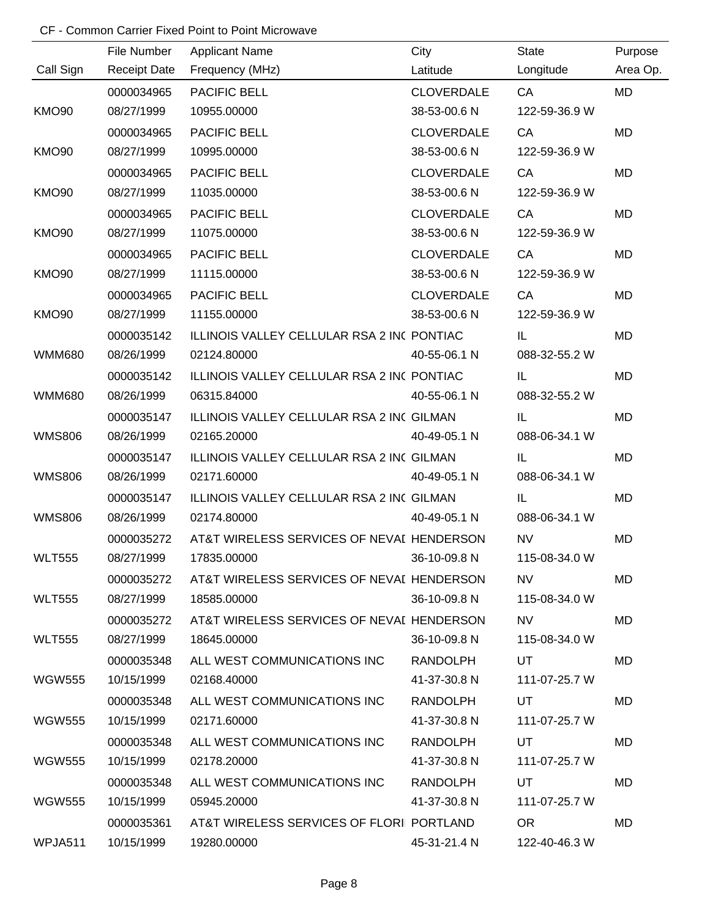CF - Common Carrier Fixed Point to Point Microwave

| Call Sign | File Number<br>Receipt Date | Applicant Name<br>Frequency (MHz) | City<br>Latitude | State<br>Longitude | Purpose<br>Area Op. |
|---|---|---|---|---|---|
| KMO90 | 0000034965<br>08/27/1999 | PACIFIC BELL<br>10955.00000 | CLOVERDALE<br>38-53-00.6 N | CA<br>122-59-36.9 W | MD |
| KMO90 | 0000034965<br>08/27/1999 | PACIFIC BELL<br>10995.00000 | CLOVERDALE<br>38-53-00.6 N | CA<br>122-59-36.9 W | MD |
| KMO90 | 0000034965<br>08/27/1999 | PACIFIC BELL<br>11035.00000 | CLOVERDALE<br>38-53-00.6 N | CA<br>122-59-36.9 W | MD |
| KMO90 | 0000034965<br>08/27/1999 | PACIFIC BELL<br>11075.00000 | CLOVERDALE<br>38-53-00.6 N | CA<br>122-59-36.9 W | MD |
| KMO90 | 0000034965<br>08/27/1999 | PACIFIC BELL<br>11115.00000 | CLOVERDALE<br>38-53-00.6 N | CA<br>122-59-36.9 W | MD |
| KMO90 | 0000034965<br>08/27/1999 | PACIFIC BELL<br>11155.00000 | CLOVERDALE<br>38-53-00.6 N | CA<br>122-59-36.9 W | MD |
| WMM680 | 0000035142<br>08/26/1999 | ILLINOIS VALLEY CELLULAR RSA 2 INC<br>02124.80000 | PONTIAC<br>40-55-06.1 N | IL<br>088-32-55.2 W | MD |
| WMM680 | 0000035142<br>08/26/1999 | ILLINOIS VALLEY CELLULAR RSA 2 INC<br>06315.84000 | PONTIAC<br>40-55-06.1 N | IL<br>088-32-55.2 W | MD |
| WMS806 | 0000035147<br>08/26/1999 | ILLINOIS VALLEY CELLULAR RSA 2 INC<br>02165.20000 | GILMAN<br>40-49-05.1 N | IL<br>088-06-34.1 W | MD |
| WMS806 | 0000035147<br>08/26/1999 | ILLINOIS VALLEY CELLULAR RSA 2 INC<br>02171.60000 | GILMAN<br>40-49-05.1 N | IL<br>088-06-34.1 W | MD |
| WMS806 | 0000035147<br>08/26/1999 | ILLINOIS VALLEY CELLULAR RSA 2 INC<br>02174.80000 | GILMAN<br>40-49-05.1 N | IL<br>088-06-34.1 W | MD |
| WLT555 | 0000035272<br>08/27/1999 | AT&T WIRELESS SERVICES OF NEVAD<br>17835.00000 | HENDERSON<br>36-10-09.8 N | NV<br>115-08-34.0 W | MD |
| WLT555 | 0000035272<br>08/27/1999 | AT&T WIRELESS SERVICES OF NEVAD<br>18585.00000 | HENDERSON<br>36-10-09.8 N | NV<br>115-08-34.0 W | MD |
| WLT555 | 0000035272<br>08/27/1999 | AT&T WIRELESS SERVICES OF NEVAD<br>18645.00000 | HENDERSON<br>36-10-09.8 N | NV<br>115-08-34.0 W | MD |
| WGW555 | 0000035348<br>10/15/1999 | ALL WEST COMMUNICATIONS INC<br>02168.40000 | RANDOLPH<br>41-37-30.8 N | UT<br>111-07-25.7 W | MD |
| WGW555 | 0000035348<br>10/15/1999 | ALL WEST COMMUNICATIONS INC<br>02171.60000 | RANDOLPH<br>41-37-30.8 N | UT<br>111-07-25.7 W | MD |
| WGW555 | 0000035348<br>10/15/1999 | ALL WEST COMMUNICATIONS INC<br>02178.20000 | RANDOLPH<br>41-37-30.8 N | UT<br>111-07-25.7 W | MD |
| WGW555 | 0000035348<br>10/15/1999 | ALL WEST COMMUNICATIONS INC<br>05945.20000 | RANDOLPH<br>41-37-30.8 N | UT<br>111-07-25.7 W | MD |
| WPJA511 | 0000035361<br>10/15/1999 | AT&T WIRELESS SERVICES OF FLORI<br>19280.00000 | PORTLAND<br>45-31-21.4 N | OR<br>122-40-46.3 W | MD |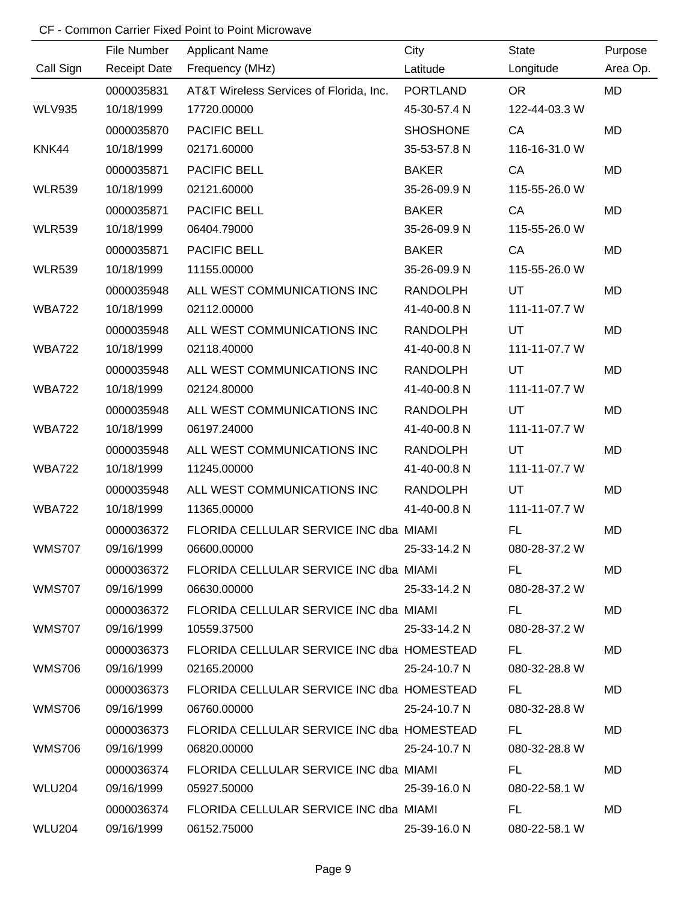CF - Common Carrier Fixed Point to Point Microwave

| Call Sign | File Number<br>Receipt Date | Applicant Name<br>Frequency (MHz) | City<br>Latitude | State<br>Longitude | Purpose<br>Area Op. |
|---|---|---|---|---|---|
| WLV935 | 0000035831<br>10/18/1999 | AT&T Wireless Services of Florida, Inc.<br>17720.00000 | PORTLAND<br>45-30-57.4 N | OR<br>122-44-03.3 W | MD |
| KNK44 | 0000035870<br>10/18/1999 | PACIFIC BELL<br>02171.60000 | SHOSHONE<br>35-53-57.8 N | CA<br>116-16-31.0 W | MD |
| WLR539 | 0000035871<br>10/18/1999 | PACIFIC BELL<br>02121.60000 | BAKER<br>35-26-09.9 N | CA<br>115-55-26.0 W | MD |
| WLR539 | 0000035871<br>10/18/1999 | PACIFIC BELL<br>06404.79000 | BAKER<br>35-26-09.9 N | CA<br>115-55-26.0 W | MD |
| WLR539 | 0000035871<br>10/18/1999 | PACIFIC BELL<br>11155.00000 | BAKER<br>35-26-09.9 N | CA<br>115-55-26.0 W | MD |
| WBA722 | 0000035948<br>10/18/1999 | ALL WEST COMMUNICATIONS INC<br>02112.00000 | RANDOLPH<br>41-40-00.8 N | UT<br>111-11-07.7 W | MD |
| WBA722 | 0000035948<br>10/18/1999 | ALL WEST COMMUNICATIONS INC<br>02118.40000 | RANDOLPH<br>41-40-00.8 N | UT<br>111-11-07.7 W | MD |
| WBA722 | 0000035948<br>10/18/1999 | ALL WEST COMMUNICATIONS INC<br>02124.80000 | RANDOLPH<br>41-40-00.8 N | UT<br>111-11-07.7 W | MD |
| WBA722 | 0000035948<br>10/18/1999 | ALL WEST COMMUNICATIONS INC<br>06197.24000 | RANDOLPH<br>41-40-00.8 N | UT<br>111-11-07.7 W | MD |
| WBA722 | 0000035948<br>10/18/1999 | ALL WEST COMMUNICATIONS INC<br>11245.00000 | RANDOLPH<br>41-40-00.8 N | UT<br>111-11-07.7 W | MD |
| WBA722 | 0000035948<br>10/18/1999 | ALL WEST COMMUNICATIONS INC<br>11365.00000 | RANDOLPH<br>41-40-00.8 N | UT<br>111-11-07.7 W | MD |
| WMS707 | 0000036372<br>09/16/1999 | FLORIDA CELLULAR SERVICE INC dba<br>06600.00000 | MIAMI<br>25-33-14.2 N | FL<br>080-28-37.2 W | MD |
| WMS707 | 0000036372<br>09/16/1999 | FLORIDA CELLULAR SERVICE INC dba<br>06630.00000 | MIAMI<br>25-33-14.2 N | FL<br>080-28-37.2 W | MD |
| WMS707 | 0000036372<br>09/16/1999 | FLORIDA CELLULAR SERVICE INC dba<br>10559.37500 | MIAMI<br>25-33-14.2 N | FL<br>080-28-37.2 W | MD |
| WMS706 | 0000036373<br>09/16/1999 | FLORIDA CELLULAR SERVICE INC dba<br>02165.20000 | HOMESTEAD<br>25-24-10.7 N | FL<br>080-32-28.8 W | MD |
| WMS706 | 0000036373<br>09/16/1999 | FLORIDA CELLULAR SERVICE INC dba<br>06760.00000 | HOMESTEAD<br>25-24-10.7 N | FL<br>080-32-28.8 W | MD |
| WMS706 | 0000036373<br>09/16/1999 | FLORIDA CELLULAR SERVICE INC dba<br>06820.00000 | HOMESTEAD<br>25-24-10.7 N | FL<br>080-32-28.8 W | MD |
| WLU204 | 0000036374<br>09/16/1999 | FLORIDA CELLULAR SERVICE INC dba<br>05927.50000 | MIAMI<br>25-39-16.0 N | FL<br>080-22-58.1 W | MD |
| WLU204 | 0000036374<br>09/16/1999 | FLORIDA CELLULAR SERVICE INC dba<br>06152.75000 | MIAMI<br>25-39-16.0 N | FL<br>080-22-58.1 W | MD |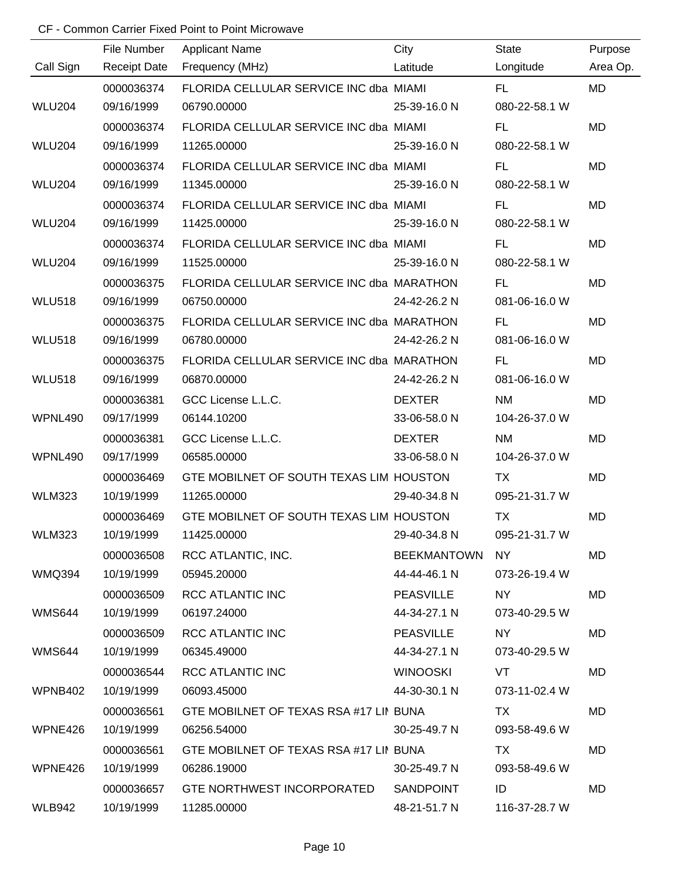CF - Common Carrier Fixed Point to Point Microwave

| Call Sign | File Number<br>Receipt Date | Applicant Name<br>Frequency (MHz) | City<br>Latitude | State<br>Longitude | Purpose<br>Area Op. |
|---|---|---|---|---|---|
| | 0000036374 | FLORIDA CELLULAR SERVICE INC dba | MIAMI | FL | MD |
| WLU204 | 09/16/1999 | 06790.00000 | 25-39-16.0 N | 080-22-58.1 W | |
| | 0000036374 | FLORIDA CELLULAR SERVICE INC dba | MIAMI | FL | MD |
| WLU204 | 09/16/1999 | 11265.00000 | 25-39-16.0 N | 080-22-58.1 W | |
| | 0000036374 | FLORIDA CELLULAR SERVICE INC dba | MIAMI | FL | MD |
| WLU204 | 09/16/1999 | 11345.00000 | 25-39-16.0 N | 080-22-58.1 W | |
| | 0000036374 | FLORIDA CELLULAR SERVICE INC dba | MIAMI | FL | MD |
| WLU204 | 09/16/1999 | 11425.00000 | 25-39-16.0 N | 080-22-58.1 W | |
| | 0000036374 | FLORIDA CELLULAR SERVICE INC dba | MIAMI | FL | MD |
| WLU204 | 09/16/1999 | 11525.00000 | 25-39-16.0 N | 080-22-58.1 W | |
| | 0000036375 | FLORIDA CELLULAR SERVICE INC dba | MARATHON | FL | MD |
| WLU518 | 09/16/1999 | 06750.00000 | 24-42-26.2 N | 081-06-16.0 W | |
| | 0000036375 | FLORIDA CELLULAR SERVICE INC dba | MARATHON | FL | MD |
| WLU518 | 09/16/1999 | 06780.00000 | 24-42-26.2 N | 081-06-16.0 W | |
| | 0000036375 | FLORIDA CELLULAR SERVICE INC dba | MARATHON | FL | MD |
| WLU518 | 09/16/1999 | 06870.00000 | 24-42-26.2 N | 081-06-16.0 W | |
| | 0000036381 | GCC License L.L.C. | DEXTER | NM | MD |
| WPNL490 | 09/17/1999 | 06144.10200 | 33-06-58.0 N | 104-26-37.0 W | |
| | 0000036381 | GCC License L.L.C. | DEXTER | NM | MD |
| WPNL490 | 09/17/1999 | 06585.00000 | 33-06-58.0 N | 104-26-37.0 W | |
| | 0000036469 | GTE MOBILNET OF SOUTH TEXAS LIM | HOUSTON | TX | MD |
| WLM323 | 10/19/1999 | 11265.00000 | 29-40-34.8 N | 095-21-31.7 W | |
| | 0000036469 | GTE MOBILNET OF SOUTH TEXAS LIM | HOUSTON | TX | MD |
| WLM323 | 10/19/1999 | 11425.00000 | 29-40-34.8 N | 095-21-31.7 W | |
| | 0000036508 | RCC ATLANTIC, INC. | BEEKMANTOWN | NY | MD |
| WMQ394 | 10/19/1999 | 05945.20000 | 44-44-46.1 N | 073-26-19.4 W | |
| | 0000036509 | RCC ATLANTIC INC | PEASVILLE | NY | MD |
| WMS644 | 10/19/1999 | 06197.24000 | 44-34-27.1 N | 073-40-29.5 W | |
| | 0000036509 | RCC ATLANTIC INC | PEASVILLE | NY | MD |
| WMS644 | 10/19/1999 | 06345.49000 | 44-34-27.1 N | 073-40-29.5 W | |
| | 0000036544 | RCC ATLANTIC INC | WINOOSKI | VT | MD |
| WPNB402 | 10/19/1999 | 06093.45000 | 44-30-30.1 N | 073-11-02.4 W | |
| | 0000036561 | GTE MOBILNET OF TEXAS RSA #17 LIN | BUNA | TX | MD |
| WPNE426 | 10/19/1999 | 06256.54000 | 30-25-49.7 N | 093-58-49.6 W | |
| | 0000036561 | GTE MOBILNET OF TEXAS RSA #17 LIN | BUNA | TX | MD |
| WPNE426 | 10/19/1999 | 06286.19000 | 30-25-49.7 N | 093-58-49.6 W | |
| | 0000036657 | GTE NORTHWEST INCORPORATED | SANDPOINT | ID | MD |
| WLB942 | 10/19/1999 | 11285.00000 | 48-21-51.7 N | 116-37-28.7 W | |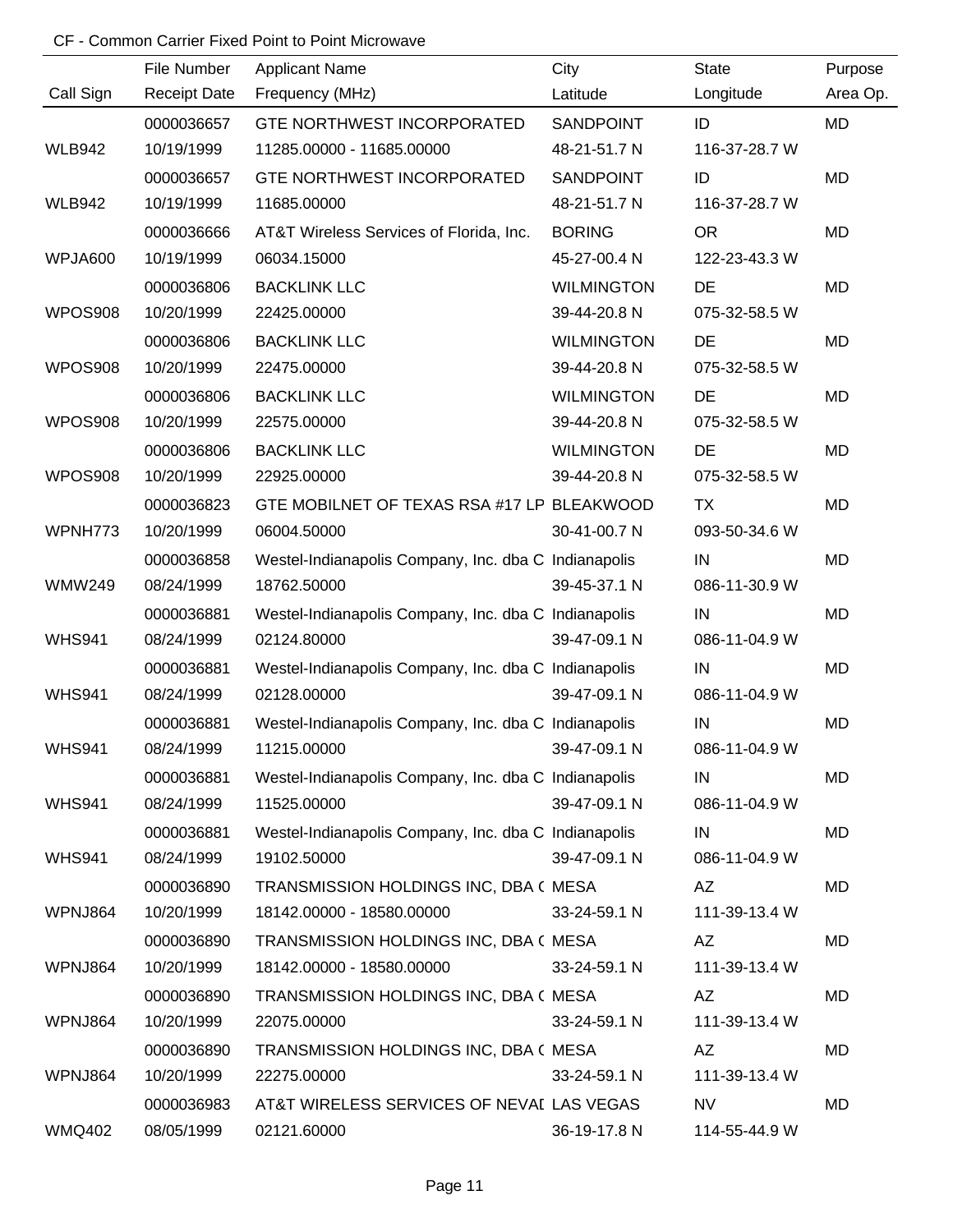CF - Common Carrier Fixed Point to Point Microwave

| Call Sign | File Number / Receipt Date | Applicant Name / Frequency (MHz) | City / Latitude | State / Longitude | Purpose / Area Op. |
|---|---|---|---|---|---|
| | 0000036657 | GTE NORTHWEST INCORPORATED | SANDPOINT | ID | MD |
| WLB942 | 10/19/1999 | 11285.00000 - 11685.00000 | 48-21-51.7 N | 116-37-28.7 W | |
| | 0000036657 | GTE NORTHWEST INCORPORATED | SANDPOINT | ID | MD |
| WLB942 | 10/19/1999 | 11685.00000 | 48-21-51.7 N | 116-37-28.7 W | |
| | 0000036666 | AT&T Wireless Services of Florida, Inc. | BORING | OR | MD |
| WPJA600 | 10/19/1999 | 06034.15000 | 45-27-00.4 N | 122-23-43.3 W | |
| | 0000036806 | BACKLINK LLC | WILMINGTON | DE | MD |
| WPOS908 | 10/20/1999 | 22425.00000 | 39-44-20.8 N | 075-32-58.5 W | |
| | 0000036806 | BACKLINK LLC | WILMINGTON | DE | MD |
| WPOS908 | 10/20/1999 | 22475.00000 | 39-44-20.8 N | 075-32-58.5 W | |
| | 0000036806 | BACKLINK LLC | WILMINGTON | DE | MD |
| WPOS908 | 10/20/1999 | 22575.00000 | 39-44-20.8 N | 075-32-58.5 W | |
| | 0000036806 | BACKLINK LLC | WILMINGTON | DE | MD |
| WPOS908 | 10/20/1999 | 22925.00000 | 39-44-20.8 N | 075-32-58.5 W | |
| | 0000036823 | GTE MOBILNET OF TEXAS RSA #17 LP | BLEAKWOOD | TX | MD |
| WPNH773 | 10/20/1999 | 06004.50000 | 30-41-00.7 N | 093-50-34.6 W | |
| | 0000036858 | Westel-Indianapolis Company, Inc. dba C | Indianapolis | IN | MD |
| WMW249 | 08/24/1999 | 18762.50000 | 39-45-37.1 N | 086-11-30.9 W | |
| | 0000036881 | Westel-Indianapolis Company, Inc. dba C | Indianapolis | IN | MD |
| WHS941 | 08/24/1999 | 02124.80000 | 39-47-09.1 N | 086-11-04.9 W | |
| | 0000036881 | Westel-Indianapolis Company, Inc. dba C | Indianapolis | IN | MD |
| WHS941 | 08/24/1999 | 02128.00000 | 39-47-09.1 N | 086-11-04.9 W | |
| | 0000036881 | Westel-Indianapolis Company, Inc. dba C | Indianapolis | IN | MD |
| WHS941 | 08/24/1999 | 11215.00000 | 39-47-09.1 N | 086-11-04.9 W | |
| | 0000036881 | Westel-Indianapolis Company, Inc. dba C | Indianapolis | IN | MD |
| WHS941 | 08/24/1999 | 11525.00000 | 39-47-09.1 N | 086-11-04.9 W | |
| | 0000036881 | Westel-Indianapolis Company, Inc. dba C | Indianapolis | IN | MD |
| WHS941 | 08/24/1999 | 19102.50000 | 39-47-09.1 N | 086-11-04.9 W | |
| | 0000036890 | TRANSMISSION HOLDINGS INC, DBA ( | MESA | AZ | MD |
| WPNJ864 | 10/20/1999 | 18142.00000 - 18580.00000 | 33-24-59.1 N | 111-39-13.4 W | |
| | 0000036890 | TRANSMISSION HOLDINGS INC, DBA ( | MESA | AZ | MD |
| WPNJ864 | 10/20/1999 | 18142.00000 - 18580.00000 | 33-24-59.1 N | 111-39-13.4 W | |
| | 0000036890 | TRANSMISSION HOLDINGS INC, DBA ( | MESA | AZ | MD |
| WPNJ864 | 10/20/1999 | 22075.00000 | 33-24-59.1 N | 111-39-13.4 W | |
| | 0000036890 | TRANSMISSION HOLDINGS INC, DBA ( | MESA | AZ | MD |
| WPNJ864 | 10/20/1999 | 22275.00000 | 33-24-59.1 N | 111-39-13.4 W | |
| | 0000036983 | AT&T WIRELESS SERVICES OF NEVAI | LAS VEGAS | NV | MD |
| WMQ402 | 08/05/1999 | 02121.60000 | 36-19-17.8 N | 114-55-44.9 W | |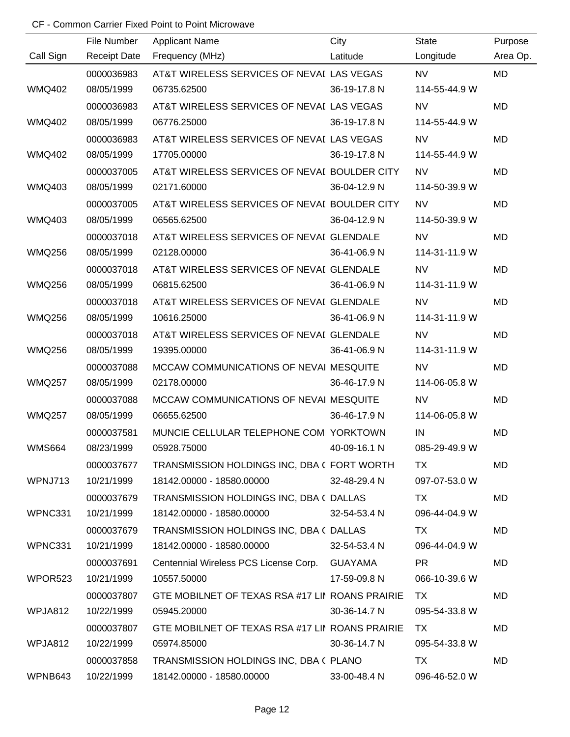CF - Common Carrier Fixed Point to Point Microwave

| Call Sign | File Number / Receipt Date | Applicant Name / Frequency (MHz) | City / Latitude | State / Longitude | Purpose / Area Op. |
|---|---|---|---|---|---|
| | 0000036983 | AT&T WIRELESS SERVICES OF NEVAI | LAS VEGAS | NV | MD |
| WMQ402 | 08/05/1999 | 06735.62500 | 36-19-17.8 N | 114-55-44.9 W | |
| | 0000036983 | AT&T WIRELESS SERVICES OF NEVAI | LAS VEGAS | NV | MD |
| WMQ402 | 08/05/1999 | 06776.25000 | 36-19-17.8 N | 114-55-44.9 W | |
| | 0000036983 | AT&T WIRELESS SERVICES OF NEVAI | LAS VEGAS | NV | MD |
| WMQ402 | 08/05/1999 | 17705.00000 | 36-19-17.8 N | 114-55-44.9 W | |
| | 0000037005 | AT&T WIRELESS SERVICES OF NEVAI | BOULDER CITY | NV | MD |
| WMQ403 | 08/05/1999 | 02171.60000 | 36-04-12.9 N | 114-50-39.9 W | |
| | 0000037005 | AT&T WIRELESS SERVICES OF NEVAI | BOULDER CITY | NV | MD |
| WMQ403 | 08/05/1999 | 06565.62500 | 36-04-12.9 N | 114-50-39.9 W | |
| | 0000037018 | AT&T WIRELESS SERVICES OF NEVAI | GLENDALE | NV | MD |
| WMQ256 | 08/05/1999 | 02128.00000 | 36-41-06.9 N | 114-31-11.9 W | |
| | 0000037018 | AT&T WIRELESS SERVICES OF NEVAI | GLENDALE | NV | MD |
| WMQ256 | 08/05/1999 | 06815.62500 | 36-41-06.9 N | 114-31-11.9 W | |
| | 0000037018 | AT&T WIRELESS SERVICES OF NEVAI | GLENDALE | NV | MD |
| WMQ256 | 08/05/1999 | 10616.25000 | 36-41-06.9 N | 114-31-11.9 W | |
| | 0000037018 | AT&T WIRELESS SERVICES OF NEVAI | GLENDALE | NV | MD |
| WMQ256 | 08/05/1999 | 19395.00000 | 36-41-06.9 N | 114-31-11.9 W | |
| | 0000037088 | MCCAW COMMUNICATIONS OF NEVAI | MESQUITE | NV | MD |
| WMQ257 | 08/05/1999 | 02178.00000 | 36-46-17.9 N | 114-06-05.8 W | |
| | 0000037088 | MCCAW COMMUNICATIONS OF NEVAI | MESQUITE | NV | MD |
| WMQ257 | 08/05/1999 | 06655.62500 | 36-46-17.9 N | 114-06-05.8 W | |
| | 0000037581 | MUNCIE CELLULAR TELEPHONE COM | YORKTOWN | IN | MD |
| WMS664 | 08/23/1999 | 05928.75000 | 40-09-16.1 N | 085-29-49.9 W | |
| | 0000037677 | TRANSMISSION HOLDINGS INC, DBA ( | FORT WORTH | TX | MD |
| WPNJ713 | 10/21/1999 | 18142.00000 - 18580.00000 | 32-48-29.4 N | 097-07-53.0 W | |
| | 0000037679 | TRANSMISSION HOLDINGS INC, DBA ( | DALLAS | TX | MD |
| WPNC331 | 10/21/1999 | 18142.00000 - 18580.00000 | 32-54-53.4 N | 096-44-04.9 W | |
| | 0000037679 | TRANSMISSION HOLDINGS INC, DBA ( | DALLAS | TX | MD |
| WPNC331 | 10/21/1999 | 18142.00000 - 18580.00000 | 32-54-53.4 N | 096-44-04.9 W | |
| | 0000037691 | Centennial Wireless PCS License Corp. | GUAYAMA | PR | MD |
| WPOR523 | 10/21/1999 | 10557.50000 | 17-59-09.8 N | 066-10-39.6 W | |
| | 0000037807 | GTE MOBILNET OF TEXAS RSA #17 LII | ROANS PRAIRIE | TX | MD |
| WPJA812 | 10/22/1999 | 05945.20000 | 30-36-14.7 N | 095-54-33.8 W | |
| | 0000037807 | GTE MOBILNET OF TEXAS RSA #17 LII | ROANS PRAIRIE | TX | MD |
| WPJA812 | 10/22/1999 | 05974.85000 | 30-36-14.7 N | 095-54-33.8 W | |
| | 0000037858 | TRANSMISSION HOLDINGS INC, DBA ( | PLANO | TX | MD |
| WPNB643 | 10/22/1999 | 18142.00000 - 18580.00000 | 33-00-48.4 N | 096-46-52.0 W | |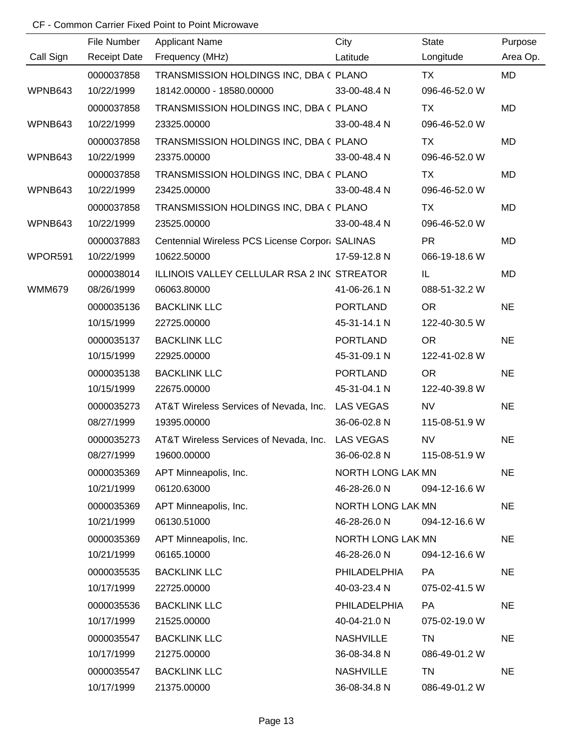CF - Common Carrier Fixed Point to Point Microwave

| Call Sign | File Number<br>Receipt Date | Applicant Name<br>Frequency (MHz) | City<br>Latitude | State<br>Longitude | Purpose<br>Area Op. |
|---|---|---|---|---|---|
| WPNB643 | 0000037858<br>10/22/1999 | TRANSMISSION HOLDINGS INC, DBA (<br>18142.00000 - 18580.00000 | PLANO<br>33-00-48.4 N | TX<br>096-46-52.0 W | MD |
| WPNB643 | 0000037858<br>10/22/1999 | TRANSMISSION HOLDINGS INC, DBA (<br>23325.00000 | PLANO<br>33-00-48.4 N | TX<br>096-46-52.0 W | MD |
| WPNB643 | 0000037858<br>10/22/1999 | TRANSMISSION HOLDINGS INC, DBA (<br>23375.00000 | PLANO<br>33-00-48.4 N | TX<br>096-46-52.0 W | MD |
| WPNB643 | 0000037858<br>10/22/1999 | TRANSMISSION HOLDINGS INC, DBA (<br>23425.00000 | PLANO<br>33-00-48.4 N | TX<br>096-46-52.0 W | MD |
| WPNB643 | 0000037858<br>10/22/1999 | TRANSMISSION HOLDINGS INC, DBA (<br>23525.00000 | PLANO<br>33-00-48.4 N | TX<br>096-46-52.0 W | MD |
| WPOR591 | 0000037883<br>10/22/1999 | Centennial Wireless PCS License Corpor<br>10622.50000 | SALINAS<br>17-59-12.8 N | PR<br>066-19-18.6 W | MD |
| WMM679 | 0000038014<br>08/26/1999 | ILLINOIS VALLEY CELLULAR RSA 2 IN(<br>06063.80000 | STREATOR<br>41-06-26.1 N | IL<br>088-51-32.2 W | MD |
| | 0000035136<br>10/15/1999 | BACKLINK LLC<br>22725.00000 | PORTLAND<br>45-31-14.1 N | OR<br>122-40-30.5 W | NE |
| | 0000035137<br>10/15/1999 | BACKLINK LLC<br>22925.00000 | PORTLAND<br>45-31-09.1 N | OR<br>122-41-02.8 W | NE |
| | 0000035138<br>10/15/1999 | BACKLINK LLC<br>22675.00000 | PORTLAND<br>45-31-04.1 N | OR<br>122-40-39.8 W | NE |
| | 0000035273<br>08/27/1999 | AT&T Wireless Services of Nevada, Inc.<br>19395.00000 | LAS VEGAS<br>36-06-02.8 N | NV<br>115-08-51.9 W | NE |
| | 0000035273<br>08/27/1999 | AT&T Wireless Services of Nevada, Inc.<br>19600.00000 | LAS VEGAS<br>36-06-02.8 N | NV<br>115-08-51.9 W | NE |
| | 0000035369<br>10/21/1999 | APT Minneapolis, Inc.<br>06120.63000 | NORTH LONG LAK<br>46-28-26.0 N | MN<br>094-12-16.6 W | NE |
| | 0000035369<br>10/21/1999 | APT Minneapolis, Inc.<br>06130.51000 | NORTH LONG LAK<br>46-28-26.0 N | MN<br>094-12-16.6 W | NE |
| | 0000035369<br>10/21/1999 | APT Minneapolis, Inc.<br>06165.10000 | NORTH LONG LAK<br>46-28-26.0 N | MN<br>094-12-16.6 W | NE |
| | 0000035535<br>10/17/1999 | BACKLINK LLC<br>22725.00000 | PHILADELPHIA<br>40-03-23.4 N | PA<br>075-02-41.5 W | NE |
| | 0000035536<br>10/17/1999 | BACKLINK LLC<br>21525.00000 | PHILADELPHIA<br>40-04-21.0 N | PA<br>075-02-19.0 W | NE |
| | 0000035547<br>10/17/1999 | BACKLINK LLC<br>21275.00000 | NASHVILLE<br>36-08-34.8 N | TN<br>086-49-01.2 W | NE |
| | 0000035547<br>10/17/1999 | BACKLINK LLC<br>21375.00000 | NASHVILLE<br>36-08-34.8 N | TN<br>086-49-01.2 W | NE |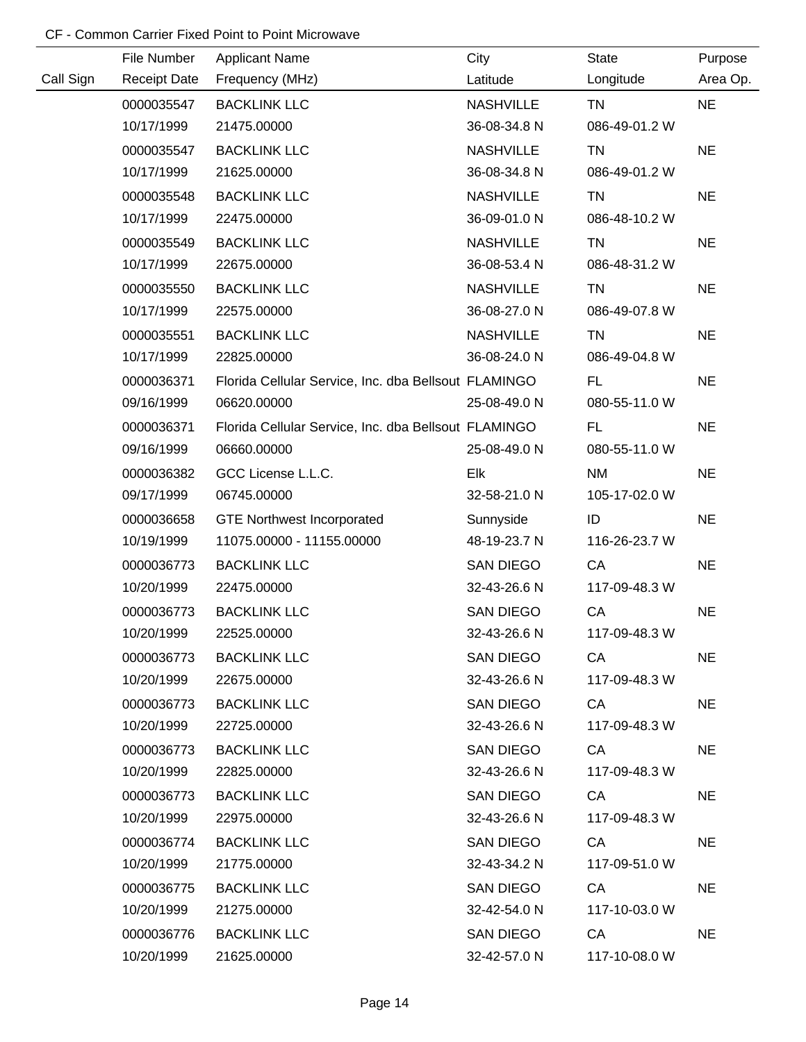CF - Common Carrier Fixed Point to Point Microwave

| Call Sign | File Number<br>Receipt Date | Applicant Name<br>Frequency (MHz) | City<br>Latitude | State<br>Longitude | Purpose<br>Area Op. |
|---|---|---|---|---|---|
| | 0000035547<br>10/17/1999 | BACKLINK LLC<br>21475.00000 | NASHVILLE<br>36-08-34.8 N | TN<br>086-49-01.2 W | NE |
| | 0000035547<br>10/17/1999 | BACKLINK LLC<br>21625.00000 | NASHVILLE<br>36-08-34.8 N | TN<br>086-49-01.2 W | NE |
| | 0000035548<br>10/17/1999 | BACKLINK LLC<br>22475.00000 | NASHVILLE<br>36-09-01.0 N | TN<br>086-48-10.2 W | NE |
| | 0000035549<br>10/17/1999 | BACKLINK LLC<br>22675.00000 | NASHVILLE<br>36-08-53.4 N | TN<br>086-48-31.2 W | NE |
| | 0000035550<br>10/17/1999 | BACKLINK LLC<br>22575.00000 | NASHVILLE<br>36-08-27.0 N | TN<br>086-49-07.8 W | NE |
| | 0000035551<br>10/17/1999 | BACKLINK LLC<br>22825.00000 | NASHVILLE<br>36-08-24.0 N | TN<br>086-49-04.8 W | NE |
| | 0000036371<br>09/16/1999 | Florida Cellular Service, Inc. dba Bellsout<br>06620.00000 | FLAMINGO<br>25-08-49.0 N | FL<br>080-55-11.0 W | NE |
| | 0000036371<br>09/16/1999 | Florida Cellular Service, Inc. dba Bellsout<br>06660.00000 | FLAMINGO<br>25-08-49.0 N | FL<br>080-55-11.0 W | NE |
| | 0000036382<br>09/17/1999 | GCC License L.L.C.<br>06745.00000 | Elk<br>32-58-21.0 N | NM<br>105-17-02.0 W | NE |
| | 0000036658<br>10/19/1999 | GTE Northwest Incorporated<br>11075.00000 - 11155.00000 | Sunnyside<br>48-19-23.7 N | ID<br>116-26-23.7 W | NE |
| | 0000036773<br>10/20/1999 | BACKLINK LLC<br>22475.00000 | SAN DIEGO<br>32-43-26.6 N | CA<br>117-09-48.3 W | NE |
| | 0000036773<br>10/20/1999 | BACKLINK LLC<br>22525.00000 | SAN DIEGO<br>32-43-26.6 N | CA<br>117-09-48.3 W | NE |
| | 0000036773<br>10/20/1999 | BACKLINK LLC<br>22675.00000 | SAN DIEGO<br>32-43-26.6 N | CA<br>117-09-48.3 W | NE |
| | 0000036773<br>10/20/1999 | BACKLINK LLC<br>22725.00000 | SAN DIEGO<br>32-43-26.6 N | CA<br>117-09-48.3 W | NE |
| | 0000036773<br>10/20/1999 | BACKLINK LLC<br>22825.00000 | SAN DIEGO<br>32-43-26.6 N | CA<br>117-09-48.3 W | NE |
| | 0000036773<br>10/20/1999 | BACKLINK LLC<br>22975.00000 | SAN DIEGO<br>32-43-26.6 N | CA<br>117-09-48.3 W | NE |
| | 0000036774<br>10/20/1999 | BACKLINK LLC<br>21775.00000 | SAN DIEGO<br>32-43-34.2 N | CA<br>117-09-51.0 W | NE |
| | 0000036775<br>10/20/1999 | BACKLINK LLC<br>21275.00000 | SAN DIEGO<br>32-42-54.0 N | CA<br>117-10-03.0 W | NE |
| | 0000036776<br>10/20/1999 | BACKLINK LLC<br>21625.00000 | SAN DIEGO<br>32-42-57.0 N | CA<br>117-10-08.0 W | NE |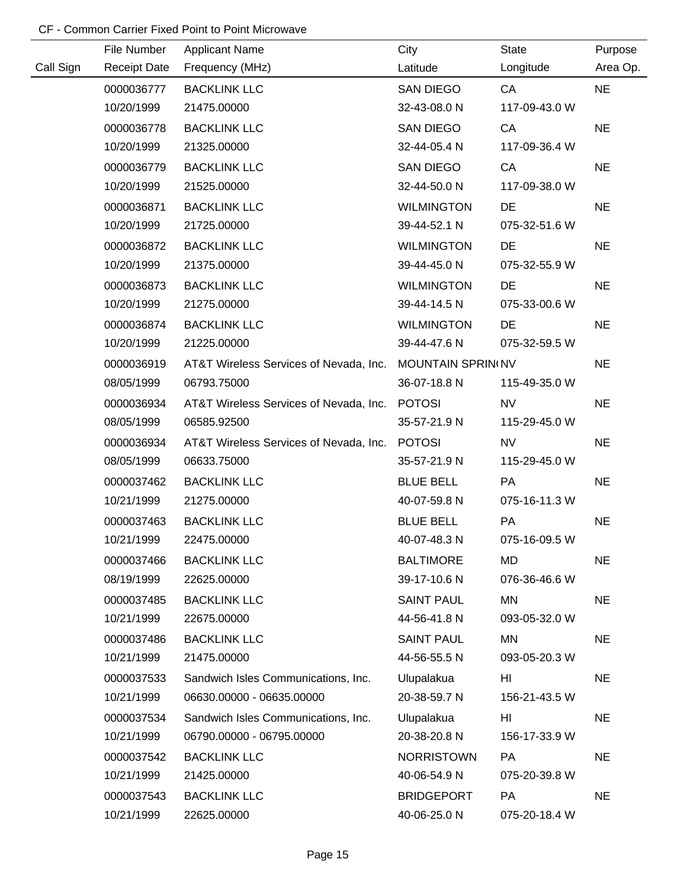CF - Common Carrier Fixed Point to Point Microwave

| Call Sign | File Number<br>Receipt Date | Applicant Name<br>Frequency (MHz) | City<br>Latitude | State<br>Longitude | Purpose<br>Area Op. |
|---|---|---|---|---|---|
| | 0000036777<br>10/20/1999 | BACKLINK LLC<br>21475.00000 | SAN DIEGO<br>32-43-08.0 N | CA<br>117-09-43.0 W | NE |
| | 0000036778<br>10/20/1999 | BACKLINK LLC<br>21325.00000 | SAN DIEGO<br>32-44-05.4 N | CA<br>117-09-36.4 W | NE |
| | 0000036779<br>10/20/1999 | BACKLINK LLC<br>21525.00000 | SAN DIEGO<br>32-44-50.0 N | CA<br>117-09-38.0 W | NE |
| | 0000036871<br>10/20/1999 | BACKLINK LLC<br>21725.00000 | WILMINGTON<br>39-44-52.1 N | DE<br>075-32-51.6 W | NE |
| | 0000036872<br>10/20/1999 | BACKLINK LLC<br>21375.00000 | WILMINGTON<br>39-44-45.0 N | DE<br>075-32-55.9 W | NE |
| | 0000036873<br>10/20/1999 | BACKLINK LLC<br>21275.00000 | WILMINGTON<br>39-44-14.5 N | DE<br>075-33-00.6 W | NE |
| | 0000036874<br>10/20/1999 | BACKLINK LLC<br>21225.00000 | WILMINGTON<br>39-44-47.6 N | DE<br>075-32-59.5 W | NE |
| | 0000036919<br>08/05/1999 | AT&T Wireless Services of Nevada, Inc.<br>06793.75000 | MOUNTAIN SPRIN(<br>36-07-18.8 N | NV<br>115-49-35.0 W | NE |
| | 0000036934<br>08/05/1999 | AT&T Wireless Services of Nevada, Inc.<br>06585.92500 | POTOSI<br>35-57-21.9 N | NV<br>115-29-45.0 W | NE |
| | 0000036934<br>08/05/1999 | AT&T Wireless Services of Nevada, Inc.<br>06633.75000 | POTOSI<br>35-57-21.9 N | NV<br>115-29-45.0 W | NE |
| | 0000037462<br>10/21/1999 | BACKLINK LLC<br>21275.00000 | BLUE BELL<br>40-07-59.8 N | PA<br>075-16-11.3 W | NE |
| | 0000037463<br>10/21/1999 | BACKLINK LLC<br>22475.00000 | BLUE BELL<br>40-07-48.3 N | PA<br>075-16-09.5 W | NE |
| | 0000037466<br>08/19/1999 | BACKLINK LLC<br>22625.00000 | BALTIMORE<br>39-17-10.6 N | MD<br>076-36-46.6 W | NE |
| | 0000037485<br>10/21/1999 | BACKLINK LLC<br>22675.00000 | SAINT PAUL<br>44-56-41.8 N | MN<br>093-05-32.0 W | NE |
| | 0000037486<br>10/21/1999 | BACKLINK LLC<br>21475.00000 | SAINT PAUL<br>44-56-55.5 N | MN<br>093-05-20.3 W | NE |
| | 0000037533<br>10/21/1999 | Sandwich Isles Communications, Inc.<br>06630.00000 - 06635.00000 | Ulupalakua<br>20-38-59.7 N | HI<br>156-21-43.5 W | NE |
| | 0000037534<br>10/21/1999 | Sandwich Isles Communications, Inc.<br>06790.00000 - 06795.00000 | Ulupalakua<br>20-38-20.8 N | HI<br>156-17-33.9 W | NE |
| | 0000037542<br>10/21/1999 | BACKLINK LLC<br>21425.00000 | NORRISTOWN<br>40-06-54.9 N | PA<br>075-20-39.8 W | NE |
| | 0000037543<br>10/21/1999 | BACKLINK LLC<br>22625.00000 | BRIDGEPORT<br>40-06-25.0 N | PA<br>075-20-18.4 W | NE |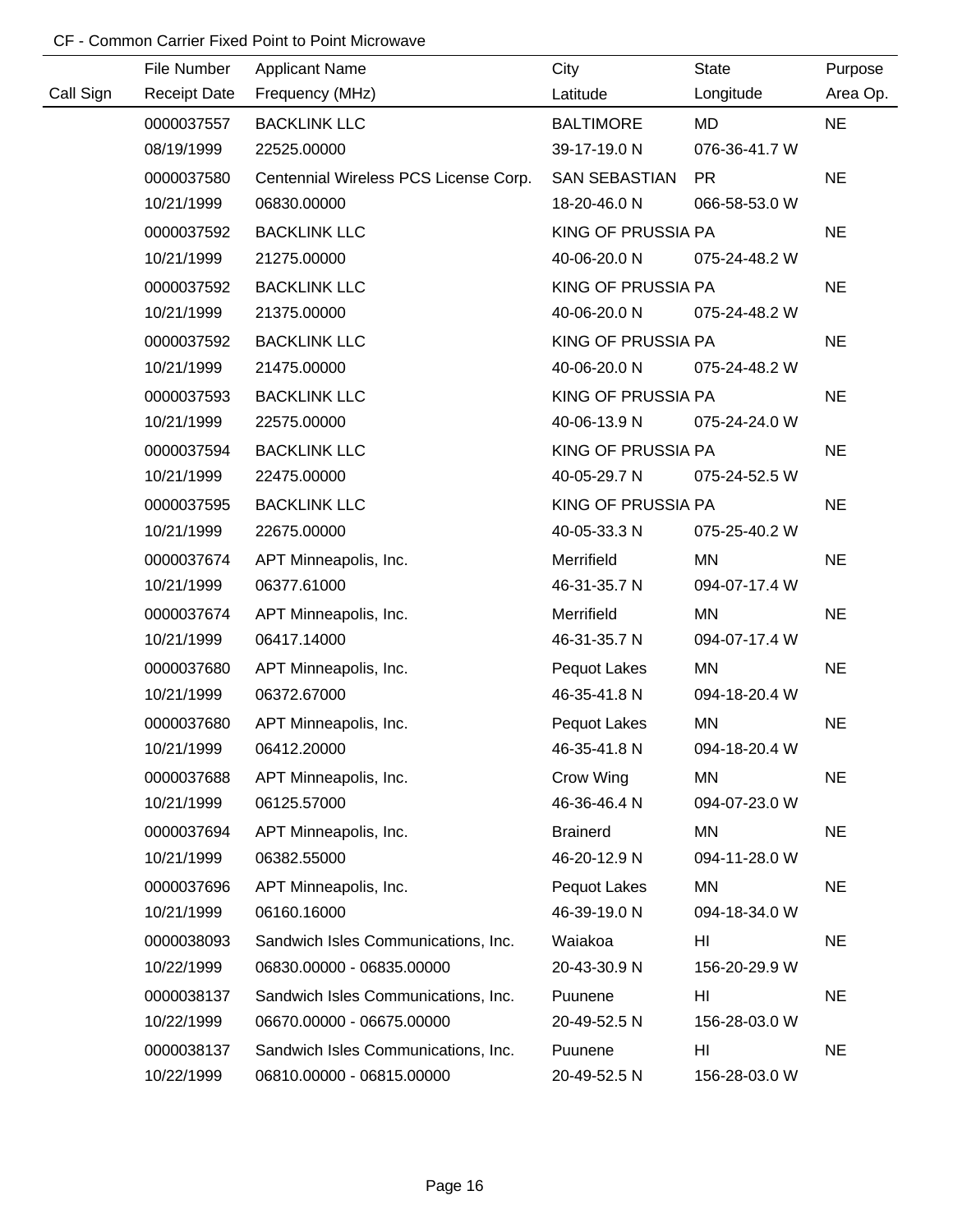CF - Common Carrier Fixed Point to Point Microwave

| Call Sign | File Number<br>Receipt Date | Applicant Name<br>Frequency (MHz) | City<br>Latitude | State<br>Longitude | Purpose<br>Area Op. |
|---|---|---|---|---|---|
| | 0000037557<br>08/19/1999 | BACKLINK LLC<br>22525.00000 | BALTIMORE<br>39-17-19.0 N | MD<br>076-36-41.7 W | NE |
| | 0000037580<br>10/21/1999 | Centennial Wireless PCS License Corp.<br>06830.00000 | SAN SEBASTIAN<br>18-20-46.0 N | PR<br>066-58-53.0 W | NE |
| | 0000037592<br>10/21/1999 | BACKLINK LLC<br>21275.00000 | KING OF PRUSSIA<br>40-06-20.0 N | PA<br>075-24-48.2 W | NE |
| | 0000037592<br>10/21/1999 | BACKLINK LLC<br>21375.00000 | KING OF PRUSSIA<br>40-06-20.0 N | PA<br>075-24-48.2 W | NE |
| | 0000037592<br>10/21/1999 | BACKLINK LLC<br>21475.00000 | KING OF PRUSSIA<br>40-06-20.0 N | PA<br>075-24-48.2 W | NE |
| | 0000037593<br>10/21/1999 | BACKLINK LLC<br>22575.00000 | KING OF PRUSSIA<br>40-06-13.9 N | PA<br>075-24-24.0 W | NE |
| | 0000037594<br>10/21/1999 | BACKLINK LLC<br>22475.00000 | KING OF PRUSSIA<br>40-05-29.7 N | PA<br>075-24-52.5 W | NE |
| | 0000037595<br>10/21/1999 | BACKLINK LLC<br>22675.00000 | KING OF PRUSSIA<br>40-05-33.3 N | PA<br>075-25-40.2 W | NE |
| | 0000037674<br>10/21/1999 | APT Minneapolis, Inc.<br>06377.61000 | Merrifield<br>46-31-35.7 N | MN<br>094-07-17.4 W | NE |
| | 0000037674<br>10/21/1999 | APT Minneapolis, Inc.<br>06417.14000 | Merrifield<br>46-31-35.7 N | MN<br>094-07-17.4 W | NE |
| | 0000037680<br>10/21/1999 | APT Minneapolis, Inc.<br>06372.67000 | Pequot Lakes<br>46-35-41.8 N | MN<br>094-18-20.4 W | NE |
| | 0000037680<br>10/21/1999 | APT Minneapolis, Inc.<br>06412.20000 | Pequot Lakes<br>46-35-41.8 N | MN<br>094-18-20.4 W | NE |
| | 0000037688<br>10/21/1999 | APT Minneapolis, Inc.<br>06125.57000 | Crow Wing<br>46-36-46.4 N | MN<br>094-07-23.0 W | NE |
| | 0000037694<br>10/21/1999 | APT Minneapolis, Inc.<br>06382.55000 | Brainerd<br>46-20-12.9 N | MN<br>094-11-28.0 W | NE |
| | 0000037696<br>10/21/1999 | APT Minneapolis, Inc.<br>06160.16000 | Pequot Lakes<br>46-39-19.0 N | MN<br>094-18-34.0 W | NE |
| | 0000038093<br>10/22/1999 | Sandwich Isles Communications, Inc.<br>06830.00000 - 06835.00000 | Waiakoa<br>20-43-30.9 N | HI<br>156-20-29.9 W | NE |
| | 0000038137<br>10/22/1999 | Sandwich Isles Communications, Inc.<br>06670.00000 - 06675.00000 | Puunene<br>20-49-52.5 N | HI<br>156-28-03.0 W | NE |
| | 0000038137<br>10/22/1999 | Sandwich Isles Communications, Inc.<br>06810.00000 - 06815.00000 | Puunene<br>20-49-52.5 N | HI<br>156-28-03.0 W | NE |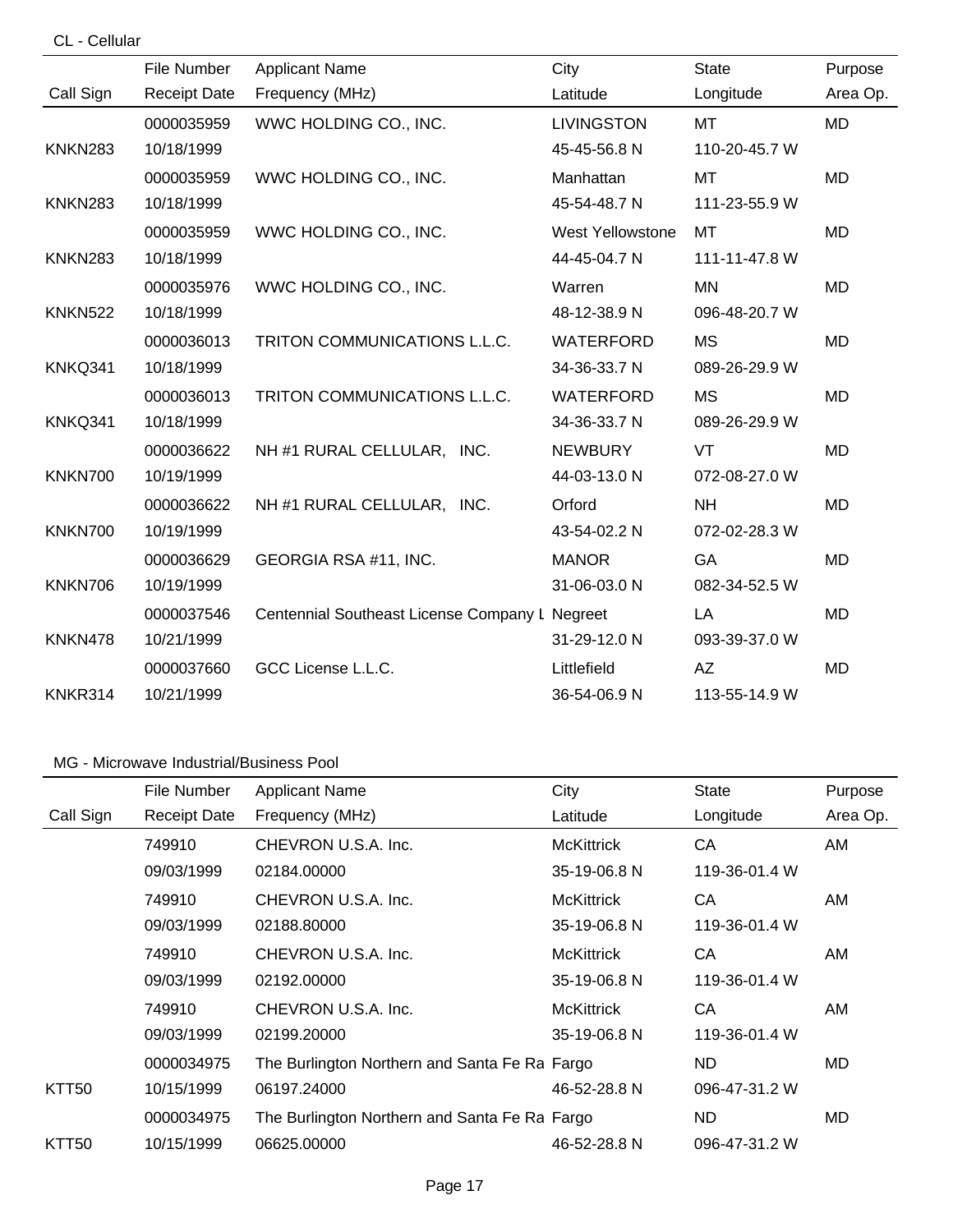CL - Cellular

| Call Sign | File Number<br>Receipt Date | Applicant Name<br>Frequency (MHz) | City<br>Latitude | State<br>Longitude | Purpose<br>Area Op. |
|---|---|---|---|---|---|
| KNKN283 | 0000035959<br>10/18/1999 | WWC HOLDING CO., INC. | LIVINGSTON<br>45-45-56.8 N | MT<br>110-20-45.7 W | MD |
| KNKN283 | 0000035959<br>10/18/1999 | WWC HOLDING CO., INC. | Manhattan<br>45-54-48.7 N | MT<br>111-23-55.9 W | MD |
| KNKN283 | 0000035959<br>10/18/1999 | WWC HOLDING CO., INC. | West Yellowstone<br>44-45-04.7 N | MT<br>111-11-47.8 W | MD |
| KNKN522 | 0000035976<br>10/18/1999 | WWC HOLDING CO., INC. | Warren<br>48-12-38.9 N | MN<br>096-48-20.7 W | MD |
| KNKQ341 | 0000036013<br>10/18/1999 | TRITON COMMUNICATIONS L.L.C. | WATERFORD<br>34-36-33.7 N | MS<br>089-26-29.9 W | MD |
| KNKQ341 | 0000036013<br>10/18/1999 | TRITON COMMUNICATIONS L.L.C. | WATERFORD<br>34-36-33.7 N | MS<br>089-26-29.9 W | MD |
| KNKN700 | 0000036622<br>10/19/1999 | NH #1 RURAL CELLULAR, INC. | NEWBURY<br>44-03-13.0 N | VT<br>072-08-27.0 W | MD |
| KNKN700 | 0000036622<br>10/19/1999 | NH #1 RURAL CELLULAR, INC. | Orford<br>43-54-02.2 N | NH<br>072-02-28.3 W | MD |
| KNKN706 | 0000036629<br>10/19/1999 | GEORGIA RSA #11, INC. | MANOR<br>31-06-03.0 N | GA<br>082-34-52.5 W | MD |
| KNKN478 | 0000037546<br>10/21/1999 | Centennial Southeast License Company L | Negreet<br>31-29-12.0 N | LA<br>093-39-37.0 W | MD |
| KNKR314 | 0000037660<br>10/21/1999 | GCC License L.L.C. | Littlefield<br>36-54-06.9 N | AZ<br>113-55-14.9 W | MD |

MG - Microwave Industrial/Business Pool

| Call Sign | File Number<br>Receipt Date | Applicant Name<br>Frequency (MHz) | City<br>Latitude | State<br>Longitude | Purpose<br>Area Op. |
|---|---|---|---|---|---|
| | 749910<br>09/03/1999 | CHEVRON U.S.A. Inc.<br>02184.00000 | McKittrick<br>35-19-06.8 N | CA<br>119-36-01.4 W | AM |
| | 749910<br>09/03/1999 | CHEVRON U.S.A. Inc.<br>02188.80000 | McKittrick<br>35-19-06.8 N | CA<br>119-36-01.4 W | AM |
| | 749910<br>09/03/1999 | CHEVRON U.S.A. Inc.<br>02192.00000 | McKittrick<br>35-19-06.8 N | CA<br>119-36-01.4 W | AM |
| | 749910<br>09/03/1999 | CHEVRON U.S.A. Inc.<br>02199.20000 | McKittrick<br>35-19-06.8 N | CA<br>119-36-01.4 W | AM |
| KTT50 | 0000034975<br>10/15/1999 | The Burlington Northern and Santa Fe Ra<br>06197.24000 | Fargo<br>46-52-28.8 N | ND<br>096-47-31.2 W | MD |
| KTT50 | 0000034975<br>10/15/1999 | The Burlington Northern and Santa Fe Ra<br>06625.00000 | Fargo<br>46-52-28.8 N | ND<br>096-47-31.2 W | MD |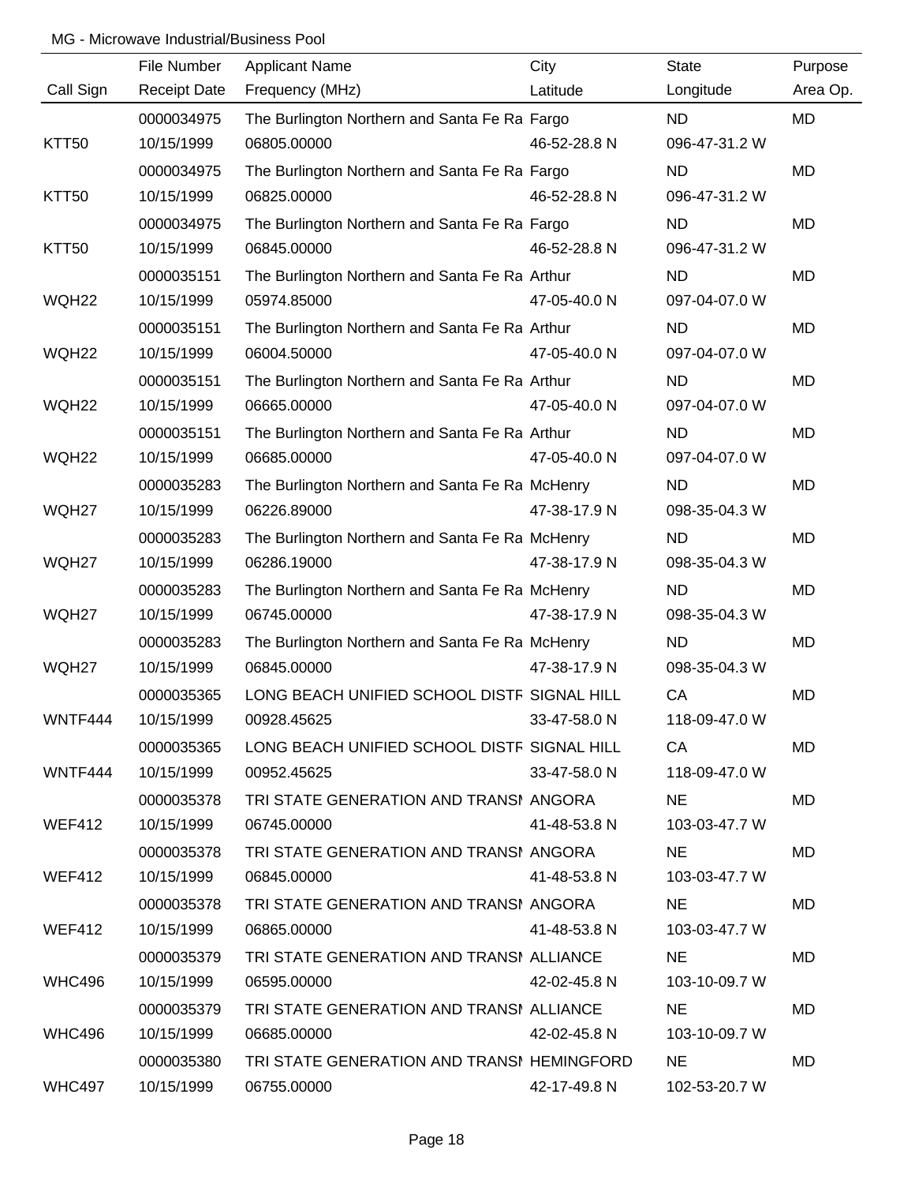MG - Microwave Industrial/Business Pool

| Call Sign | File Number<br>Receipt Date | Applicant Name<br>Frequency (MHz) | City<br>Latitude | State<br>Longitude | Purpose<br>Area Op. |
|---|---|---|---|---|---|
| KTT50 | 0000034975<br>10/15/1999 | The Burlington Northern and Santa Fe Ra<br>06805.00000 | Fargo<br>46-52-28.8 N | ND<br>096-47-31.2 W | MD |
| KTT50 | 0000034975<br>10/15/1999 | The Burlington Northern and Santa Fe Ra<br>06825.00000 | Fargo<br>46-52-28.8 N | ND<br>096-47-31.2 W | MD |
| KTT50 | 0000034975<br>10/15/1999 | The Burlington Northern and Santa Fe Ra<br>06845.00000 | Fargo<br>46-52-28.8 N | ND<br>096-47-31.2 W | MD |
| WQH22 | 0000035151<br>10/15/1999 | The Burlington Northern and Santa Fe Ra<br>05974.85000 | Arthur<br>47-05-40.0 N | ND<br>097-04-07.0 W | MD |
| WQH22 | 0000035151<br>10/15/1999 | The Burlington Northern and Santa Fe Ra<br>06004.50000 | Arthur<br>47-05-40.0 N | ND<br>097-04-07.0 W | MD |
| WQH22 | 0000035151<br>10/15/1999 | The Burlington Northern and Santa Fe Ra<br>06665.00000 | Arthur<br>47-05-40.0 N | ND<br>097-04-07.0 W | MD |
| WQH22 | 0000035151<br>10/15/1999 | The Burlington Northern and Santa Fe Ra<br>06685.00000 | Arthur<br>47-05-40.0 N | ND<br>097-04-07.0 W | MD |
| WQH27 | 0000035283<br>10/15/1999 | The Burlington Northern and Santa Fe Ra<br>06226.89000 | McHenry<br>47-38-17.9 N | ND<br>098-35-04.3 W | MD |
| WQH27 | 0000035283<br>10/15/1999 | The Burlington Northern and Santa Fe Ra<br>06286.19000 | McHenry<br>47-38-17.9 N | ND<br>098-35-04.3 W | MD |
| WQH27 | 0000035283<br>10/15/1999 | The Burlington Northern and Santa Fe Ra<br>06745.00000 | McHenry<br>47-38-17.9 N | ND<br>098-35-04.3 W | MD |
| WQH27 | 0000035283<br>10/15/1999 | The Burlington Northern and Santa Fe Ra<br>06845.00000 | McHenry<br>47-38-17.9 N | ND<br>098-35-04.3 W | MD |
| WNTF444 | 0000035365<br>10/15/1999 | LONG BEACH UNIFIED SCHOOL DISTF<br>00928.45625 | SIGNAL HILL<br>33-47-58.0 N | CA<br>118-09-47.0 W | MD |
| WNTF444 | 0000035365<br>10/15/1999 | LONG BEACH UNIFIED SCHOOL DISTF<br>00952.45625 | SIGNAL HILL<br>33-47-58.0 N | CA<br>118-09-47.0 W | MD |
| WEF412 | 0000035378<br>10/15/1999 | TRI STATE GENERATION AND TRANSI<br>06745.00000 | ANGORA<br>41-48-53.8 N | NE<br>103-03-47.7 W | MD |
| WEF412 | 0000035378<br>10/15/1999 | TRI STATE GENERATION AND TRANSI<br>06845.00000 | ANGORA<br>41-48-53.8 N | NE<br>103-03-47.7 W | MD |
| WEF412 | 0000035378<br>10/15/1999 | TRI STATE GENERATION AND TRANSI<br>06865.00000 | ANGORA<br>41-48-53.8 N | NE<br>103-03-47.7 W | MD |
| WHC496 | 0000035379<br>10/15/1999 | TRI STATE GENERATION AND TRANSI<br>06595.00000 | ALLIANCE<br>42-02-45.8 N | NE<br>103-10-09.7 W | MD |
| WHC496 | 0000035379<br>10/15/1999 | TRI STATE GENERATION AND TRANSI<br>06685.00000 | ALLIANCE<br>42-02-45.8 N | NE<br>103-10-09.7 W | MD |
| WHC497 | 0000035380<br>10/15/1999 | TRI STATE GENERATION AND TRANSI<br>06755.00000 | HEMINGFORD<br>42-17-49.8 N | NE<br>102-53-20.7 W | MD |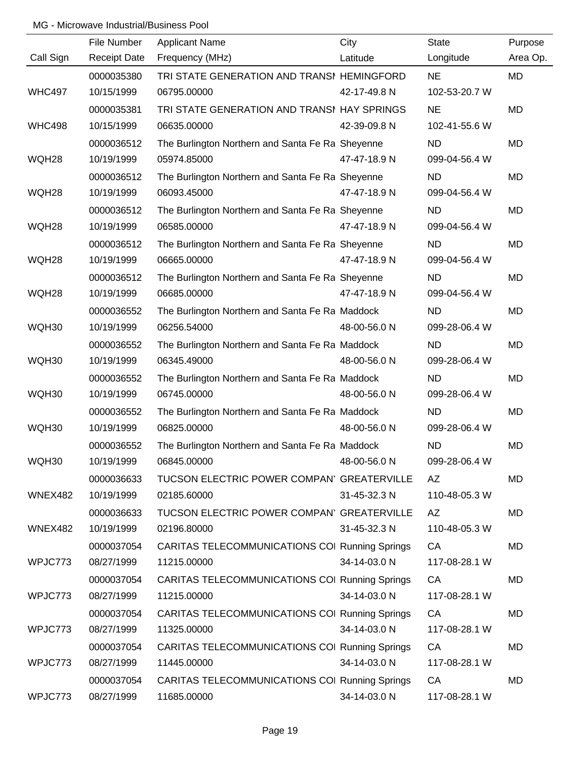MG - Microwave Industrial/Business Pool

| Call Sign | File Number<br>Receipt Date | Applicant Name<br>Frequency (MHz) | City<br>Latitude | State<br>Longitude | Purpose<br>Area Op. |
|---|---|---|---|---|---|
| | 0000035380 | TRI STATE GENERATION AND TRANSI | HEMINGFORD | NE | MD |
| WHC497 | 10/15/1999 | 06795.00000 | 42-17-49.8 N | 102-53-20.7 W | |
| | 0000035381 | TRI STATE GENERATION AND TRANSI | HAY SPRINGS | NE | MD |
| WHC498 | 10/15/1999 | 06635.00000 | 42-39-09.8 N | 102-41-55.6 W | |
| | 0000036512 | The Burlington Northern and Santa Fe Ra | Sheyenne | ND | MD |
| WQH28 | 10/19/1999 | 05974.85000 | 47-47-18.9 N | 099-04-56.4 W | |
| | 0000036512 | The Burlington Northern and Santa Fe Ra | Sheyenne | ND | MD |
| WQH28 | 10/19/1999 | 06093.45000 | 47-47-18.9 N | 099-04-56.4 W | |
| | 0000036512 | The Burlington Northern and Santa Fe Ra | Sheyenne | ND | MD |
| WQH28 | 10/19/1999 | 06585.00000 | 47-47-18.9 N | 099-04-56.4 W | |
| | 0000036512 | The Burlington Northern and Santa Fe Ra | Sheyenne | ND | MD |
| WQH28 | 10/19/1999 | 06665.00000 | 47-47-18.9 N | 099-04-56.4 W | |
| | 0000036512 | The Burlington Northern and Santa Fe Ra | Sheyenne | ND | MD |
| WQH28 | 10/19/1999 | 06685.00000 | 47-47-18.9 N | 099-04-56.4 W | |
| | 0000036552 | The Burlington Northern and Santa Fe Ra | Maddock | ND | MD |
| WQH30 | 10/19/1999 | 06256.54000 | 48-00-56.0 N | 099-28-06.4 W | |
| | 0000036552 | The Burlington Northern and Santa Fe Ra | Maddock | ND | MD |
| WQH30 | 10/19/1999 | 06345.49000 | 48-00-56.0 N | 099-28-06.4 W | |
| | 0000036552 | The Burlington Northern and Santa Fe Ra | Maddock | ND | MD |
| WQH30 | 10/19/1999 | 06745.00000 | 48-00-56.0 N | 099-28-06.4 W | |
| | 0000036552 | The Burlington Northern and Santa Fe Ra | Maddock | ND | MD |
| WQH30 | 10/19/1999 | 06825.00000 | 48-00-56.0 N | 099-28-06.4 W | |
| | 0000036552 | The Burlington Northern and Santa Fe Ra | Maddock | ND | MD |
| WQH30 | 10/19/1999 | 06845.00000 | 48-00-56.0 N | 099-28-06.4 W | |
| | 0000036633 | TUCSON ELECTRIC POWER COMPAN' | GREATERVILLE | AZ | MD |
| WNEX482 | 10/19/1999 | 02185.60000 | 31-45-32.3 N | 110-48-05.3 W | |
| | 0000036633 | TUCSON ELECTRIC POWER COMPAN' | GREATERVILLE | AZ | MD |
| WNEX482 | 10/19/1999 | 02196.80000 | 31-45-32.3 N | 110-48-05.3 W | |
| | 0000037054 | CARITAS TELECOMMUNICATIONS COI | Running Springs | CA | MD |
| WPJC773 | 08/27/1999 | 11215.00000 | 34-14-03.0 N | 117-08-28.1 W | |
| | 0000037054 | CARITAS TELECOMMUNICATIONS COI | Running Springs | CA | MD |
| WPJC773 | 08/27/1999 | 11215.00000 | 34-14-03.0 N | 117-08-28.1 W | |
| | 0000037054 | CARITAS TELECOMMUNICATIONS COI | Running Springs | CA | MD |
| WPJC773 | 08/27/1999 | 11325.00000 | 34-14-03.0 N | 117-08-28.1 W | |
| | 0000037054 | CARITAS TELECOMMUNICATIONS COI | Running Springs | CA | MD |
| WPJC773 | 08/27/1999 | 11445.00000 | 34-14-03.0 N | 117-08-28.1 W | |
| | 0000037054 | CARITAS TELECOMMUNICATIONS COI | Running Springs | CA | MD |
| WPJC773 | 08/27/1999 | 11685.00000 | 34-14-03.0 N | 117-08-28.1 W | |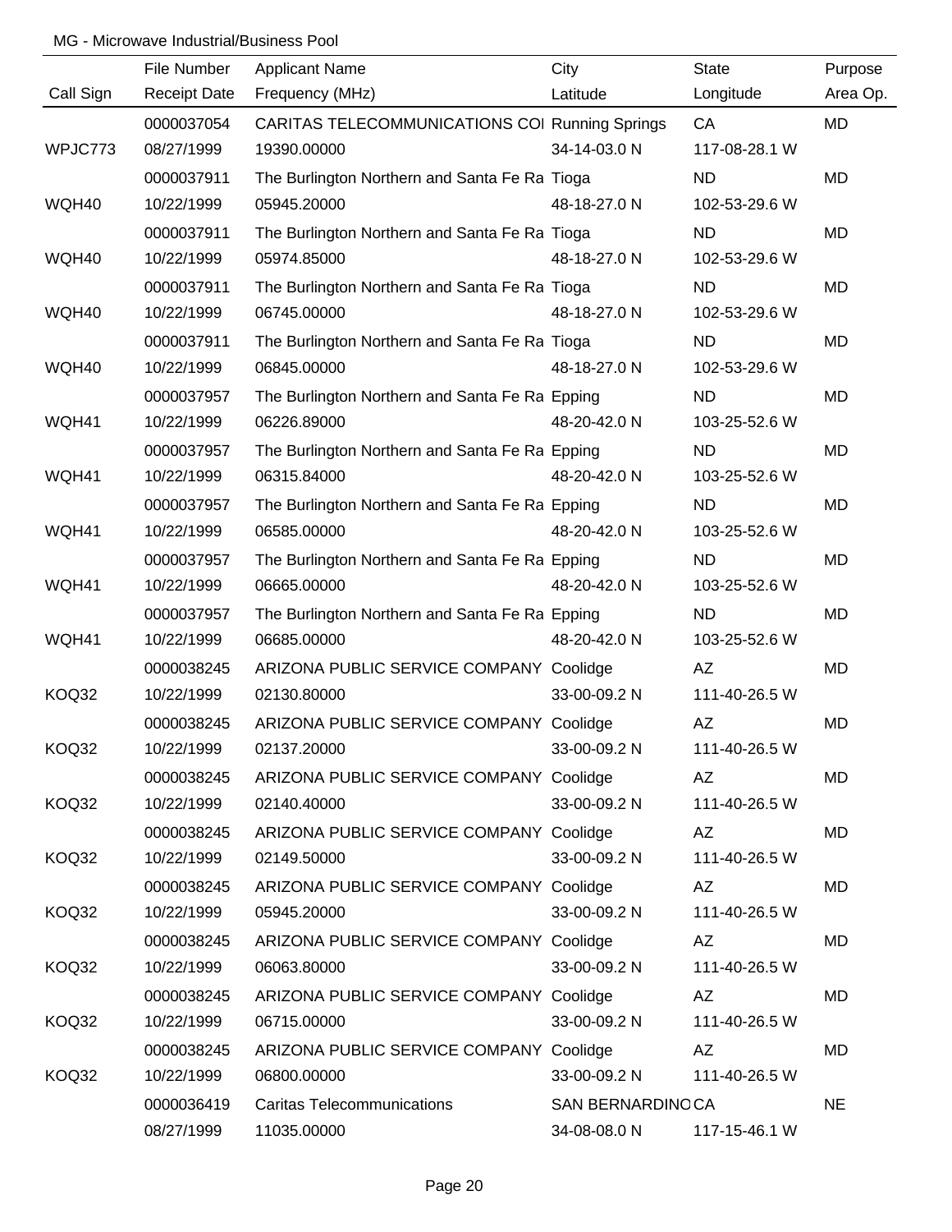MG - Microwave Industrial/Business Pool

| Call Sign | File Number<br>Receipt Date | Applicant Name<br>Frequency (MHz) | City<br>Latitude | State<br>Longitude | Purpose<br>Area Op. |
|---|---|---|---|---|---|
| WPJC773 | 0000037054<br>08/27/1999 | CARITAS TELECOMMUNICATIONS COI<br>19390.00000 | Running Springs<br>34-14-03.0 N | CA<br>117-08-28.1 W | MD |
| WQH40 | 0000037911<br>10/22/1999 | The Burlington Northern and Santa Fe Ra<br>05945.20000 | Tioga<br>48-18-27.0 N | ND<br>102-53-29.6 W | MD |
| WQH40 | 0000037911<br>10/22/1999 | The Burlington Northern and Santa Fe Ra<br>05974.85000 | Tioga<br>48-18-27.0 N | ND<br>102-53-29.6 W | MD |
| WQH40 | 0000037911<br>10/22/1999 | The Burlington Northern and Santa Fe Ra<br>06745.00000 | Tioga<br>48-18-27.0 N | ND<br>102-53-29.6 W | MD |
| WQH40 | 0000037911<br>10/22/1999 | The Burlington Northern and Santa Fe Ra<br>06845.00000 | Tioga<br>48-18-27.0 N | ND<br>102-53-29.6 W | MD |
| WQH41 | 0000037957<br>10/22/1999 | The Burlington Northern and Santa Fe Ra<br>06226.89000 | Epping<br>48-20-42.0 N | ND<br>103-25-52.6 W | MD |
| WQH41 | 0000037957<br>10/22/1999 | The Burlington Northern and Santa Fe Ra<br>06315.84000 | Epping<br>48-20-42.0 N | ND<br>103-25-52.6 W | MD |
| WQH41 | 0000037957<br>10/22/1999 | The Burlington Northern and Santa Fe Ra<br>06585.00000 | Epping<br>48-20-42.0 N | ND<br>103-25-52.6 W | MD |
| WQH41 | 0000037957<br>10/22/1999 | The Burlington Northern and Santa Fe Ra<br>06665.00000 | Epping<br>48-20-42.0 N | ND<br>103-25-52.6 W | MD |
| WQH41 | 0000037957<br>10/22/1999 | The Burlington Northern and Santa Fe Ra<br>06685.00000 | Epping<br>48-20-42.0 N | ND<br>103-25-52.6 W | MD |
| KOQ32 | 0000038245<br>10/22/1999 | ARIZONA PUBLIC SERVICE COMPANY<br>02130.80000 | Coolidge<br>33-00-09.2 N | AZ<br>111-40-26.5 W | MD |
| KOQ32 | 0000038245<br>10/22/1999 | ARIZONA PUBLIC SERVICE COMPANY<br>02137.20000 | Coolidge<br>33-00-09.2 N | AZ<br>111-40-26.5 W | MD |
| KOQ32 | 0000038245<br>10/22/1999 | ARIZONA PUBLIC SERVICE COMPANY<br>02140.40000 | Coolidge<br>33-00-09.2 N | AZ<br>111-40-26.5 W | MD |
| KOQ32 | 0000038245<br>10/22/1999 | ARIZONA PUBLIC SERVICE COMPANY<br>02149.50000 | Coolidge<br>33-00-09.2 N | AZ<br>111-40-26.5 W | MD |
| KOQ32 | 0000038245<br>10/22/1999 | ARIZONA PUBLIC SERVICE COMPANY<br>05945.20000 | Coolidge<br>33-00-09.2 N | AZ<br>111-40-26.5 W | MD |
| KOQ32 | 0000038245<br>10/22/1999 | ARIZONA PUBLIC SERVICE COMPANY<br>06063.80000 | Coolidge<br>33-00-09.2 N | AZ<br>111-40-26.5 W | MD |
| KOQ32 | 0000038245<br>10/22/1999 | ARIZONA PUBLIC SERVICE COMPANY<br>06715.00000 | Coolidge<br>33-00-09.2 N | AZ<br>111-40-26.5 W | MD |
| KOQ32 | 0000038245<br>10/22/1999 | ARIZONA PUBLIC SERVICE COMPANY<br>06800.00000 | Coolidge<br>33-00-09.2 N | AZ<br>111-40-26.5 W | MD |
| | 0000036419<br>08/27/1999 | Caritas Telecommunications<br>11035.00000 | SAN BERNARDINO<br>34-08-08.0 N | CA<br>117-15-46.1 W | NE |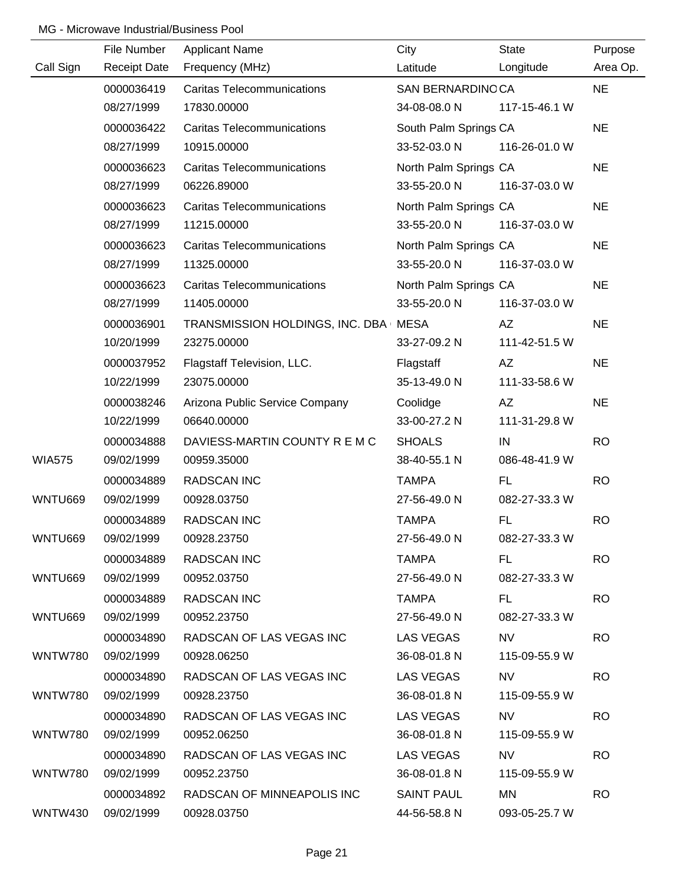MG - Microwave Industrial/Business Pool

| Call Sign | File Number<br>Receipt Date | Applicant Name<br>Frequency (MHz) | City<br>Latitude | State<br>Longitude | Purpose<br>Area Op. |
|---|---|---|---|---|---|
| | 0000036419<br>08/27/1999 | Caritas Telecommunications<br>17830.00000 | SAN BERNARDINO<br>34-08-08.0 N | CA<br>117-15-46.1 W | NE |
| | 0000036422<br>08/27/1999 | Caritas Telecommunications<br>10915.00000 | South Palm Springs<br>33-52-03.0 N | CA<br>116-26-01.0 W | NE |
| | 0000036623<br>08/27/1999 | Caritas Telecommunications<br>06226.89000 | North Palm Springs<br>33-55-20.0 N | CA<br>116-37-03.0 W | NE |
| | 0000036623<br>08/27/1999 | Caritas Telecommunications<br>11215.00000 | North Palm Springs<br>33-55-20.0 N | CA<br>116-37-03.0 W | NE |
| | 0000036623<br>08/27/1999 | Caritas Telecommunications<br>11325.00000 | North Palm Springs<br>33-55-20.0 N | CA<br>116-37-03.0 W | NE |
| | 0000036623<br>08/27/1999 | Caritas Telecommunications<br>11405.00000 | North Palm Springs<br>33-55-20.0 N | CA<br>116-37-03.0 W | NE |
| | 0000036901<br>10/20/1999 | TRANSMISSION HOLDINGS, INC. DBA<br>23275.00000 | MESA<br>33-27-09.2 N | AZ<br>111-42-51.5 W | NE |
| | 0000037952<br>10/22/1999 | Flagstaff Television, LLC.<br>23075.00000 | Flagstaff<br>35-13-49.0 N | AZ<br>111-33-58.6 W | NE |
| | 0000038246<br>10/22/1999 | Arizona Public Service Company<br>06640.00000 | Coolidge<br>33-00-27.2 N | AZ<br>111-31-29.8 W | NE |
| WIA575 | 0000034888<br>09/02/1999 | DAVIESS-MARTIN COUNTY R E M C<br>00959.35000 | SHOALS<br>38-40-55.1 N | IN<br>086-48-41.9 W | RO |
| WNTU669 | 0000034889<br>09/02/1999 | RADSCAN INC<br>00928.03750 | TAMPA<br>27-56-49.0 N | FL<br>082-27-33.3 W | RO |
| WNTU669 | 0000034889<br>09/02/1999 | RADSCAN INC<br>00928.23750 | TAMPA<br>27-56-49.0 N | FL<br>082-27-33.3 W | RO |
| WNTU669 | 0000034889<br>09/02/1999 | RADSCAN INC<br>00952.03750 | TAMPA<br>27-56-49.0 N | FL<br>082-27-33.3 W | RO |
| WNTU669 | 0000034889<br>09/02/1999 | RADSCAN INC<br>00952.23750 | TAMPA<br>27-56-49.0 N | FL<br>082-27-33.3 W | RO |
| WNTW780 | 0000034890<br>09/02/1999 | RADSCAN OF LAS VEGAS INC<br>00928.06250 | LAS VEGAS<br>36-08-01.8 N | NV<br>115-09-55.9 W | RO |
| WNTW780 | 0000034890<br>09/02/1999 | RADSCAN OF LAS VEGAS INC<br>00928.23750 | LAS VEGAS<br>36-08-01.8 N | NV<br>115-09-55.9 W | RO |
| WNTW780 | 0000034890<br>09/02/1999 | RADSCAN OF LAS VEGAS INC<br>00952.06250 | LAS VEGAS<br>36-08-01.8 N | NV<br>115-09-55.9 W | RO |
| WNTW780 | 0000034890<br>09/02/1999 | RADSCAN OF LAS VEGAS INC<br>00952.23750 | LAS VEGAS<br>36-08-01.8 N | NV<br>115-09-55.9 W | RO |
| WNTW430 | 0000034892<br>09/02/1999 | RADSCAN OF MINNEAPOLIS INC<br>00928.03750 | SAINT PAUL<br>44-56-58.8 N | MN<br>093-05-25.7 W | RO |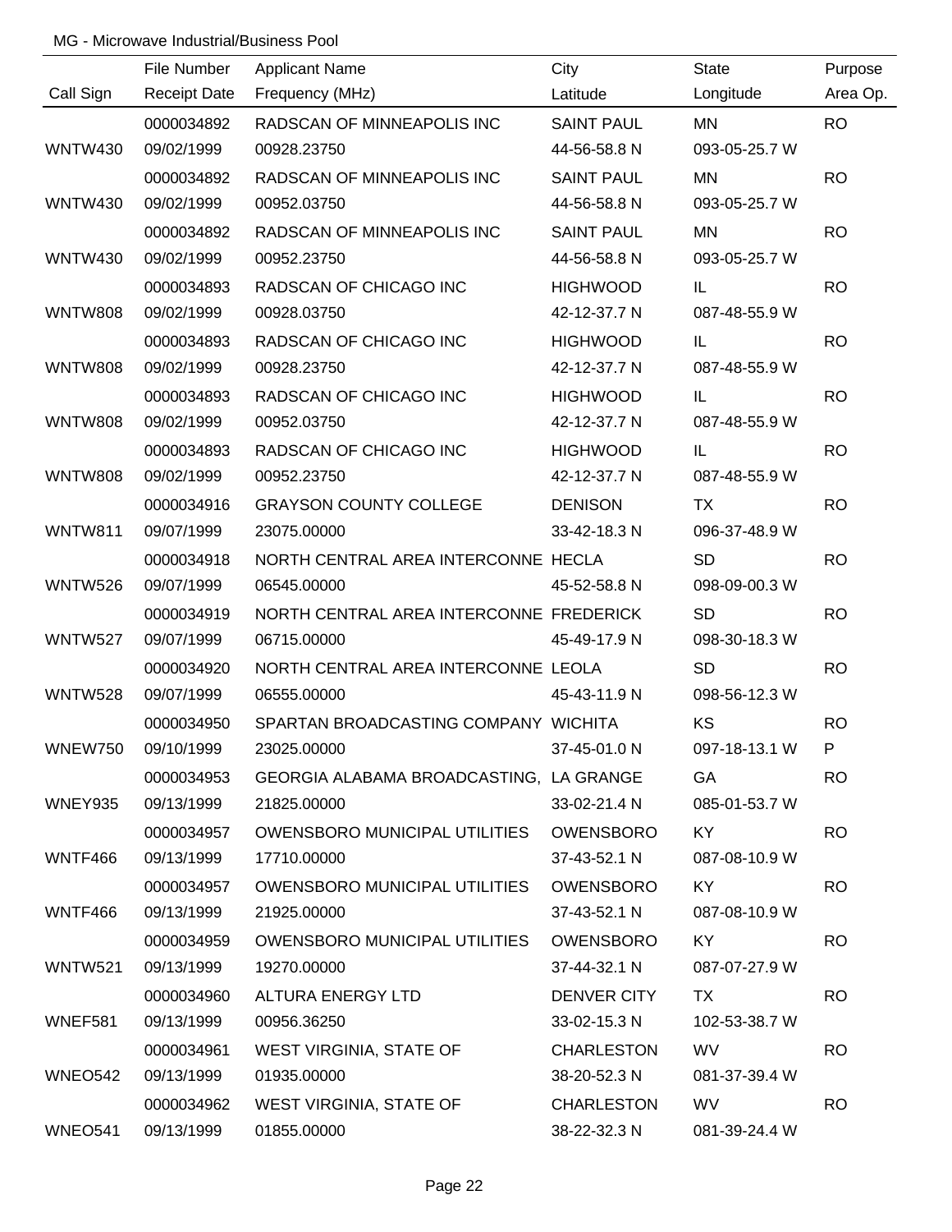MG - Microwave Industrial/Business Pool

| Call Sign | File Number / Receipt Date | Applicant Name / Frequency (MHz) | City / Latitude | State / Longitude | Purpose / Area Op. |
|---|---|---|---|---|---|
| | 0000034892 | RADSCAN OF MINNEAPOLIS INC | SAINT PAUL | MN | RO |
| WNTW430 | 09/02/1999 | 00928.23750 | 44-56-58.8 N | 093-05-25.7 W | |
| | 0000034892 | RADSCAN OF MINNEAPOLIS INC | SAINT PAUL | MN | RO |
| WNTW430 | 09/02/1999 | 00952.03750 | 44-56-58.8 N | 093-05-25.7 W | |
| | 0000034892 | RADSCAN OF MINNEAPOLIS INC | SAINT PAUL | MN | RO |
| WNTW430 | 09/02/1999 | 00952.23750 | 44-56-58.8 N | 093-05-25.7 W | |
| | 0000034893 | RADSCAN OF CHICAGO INC | HIGHWOOD | IL | RO |
| WNTW808 | 09/02/1999 | 00928.03750 | 42-12-37.7 N | 087-48-55.9 W | |
| | 0000034893 | RADSCAN OF CHICAGO INC | HIGHWOOD | IL | RO |
| WNTW808 | 09/02/1999 | 00928.23750 | 42-12-37.7 N | 087-48-55.9 W | |
| | 0000034893 | RADSCAN OF CHICAGO INC | HIGHWOOD | IL | RO |
| WNTW808 | 09/02/1999 | 00952.03750 | 42-12-37.7 N | 087-48-55.9 W | |
| | 0000034893 | RADSCAN OF CHICAGO INC | HIGHWOOD | IL | RO |
| WNTW808 | 09/02/1999 | 00952.23750 | 42-12-37.7 N | 087-48-55.9 W | |
| | 0000034916 | GRAYSON COUNTY COLLEGE | DENISON | TX | RO |
| WNTW811 | 09/07/1999 | 23075.00000 | 33-42-18.3 N | 096-37-48.9 W | |
| | 0000034918 | NORTH CENTRAL AREA INTERCONNE | HECLA | SD | RO |
| WNTW526 | 09/07/1999 | 06545.00000 | 45-52-58.8 N | 098-09-00.3 W | |
| | 0000034919 | NORTH CENTRAL AREA INTERCONNE | FREDERICK | SD | RO |
| WNTW527 | 09/07/1999 | 06715.00000 | 45-49-17.9 N | 098-30-18.3 W | |
| | 0000034920 | NORTH CENTRAL AREA INTERCONNE | LEOLA | SD | RO |
| WNTW528 | 09/07/1999 | 06555.00000 | 45-43-11.9 N | 098-56-12.3 W | |
| | 0000034950 | SPARTAN BROADCASTING COMPANY | WICHITA | KS | RO |
| WNEW750 | 09/10/1999 | 23025.00000 | 37-45-01.0 N | 097-18-13.1 W | P |
| | 0000034953 | GEORGIA ALABAMA BROADCASTING, | LA GRANGE | GA | RO |
| WNEY935 | 09/13/1999 | 21825.00000 | 33-02-21.4 N | 085-01-53.7 W | |
| | 0000034957 | OWENSBORO MUNICIPAL UTILITIES | OWENSBORO | KY | RO |
| WNTF466 | 09/13/1999 | 17710.00000 | 37-43-52.1 N | 087-08-10.9 W | |
| | 0000034957 | OWENSBORO MUNICIPAL UTILITIES | OWENSBORO | KY | RO |
| WNTF466 | 09/13/1999 | 21925.00000 | 37-43-52.1 N | 087-08-10.9 W | |
| | 0000034959 | OWENSBORO MUNICIPAL UTILITIES | OWENSBORO | KY | RO |
| WNTW521 | 09/13/1999 | 19270.00000 | 37-44-32.1 N | 087-07-27.9 W | |
| | 0000034960 | ALTURA ENERGY LTD | DENVER CITY | TX | RO |
| WNEF581 | 09/13/1999 | 00956.36250 | 33-02-15.3 N | 102-53-38.7 W | |
| | 0000034961 | WEST VIRGINIA, STATE OF | CHARLESTON | WV | RO |
| WNEO542 | 09/13/1999 | 01935.00000 | 38-20-52.3 N | 081-37-39.4 W | |
| | 0000034962 | WEST VIRGINIA, STATE OF | CHARLESTON | WV | RO |
| WNEO541 | 09/13/1999 | 01855.00000 | 38-22-32.3 N | 081-39-24.4 W | |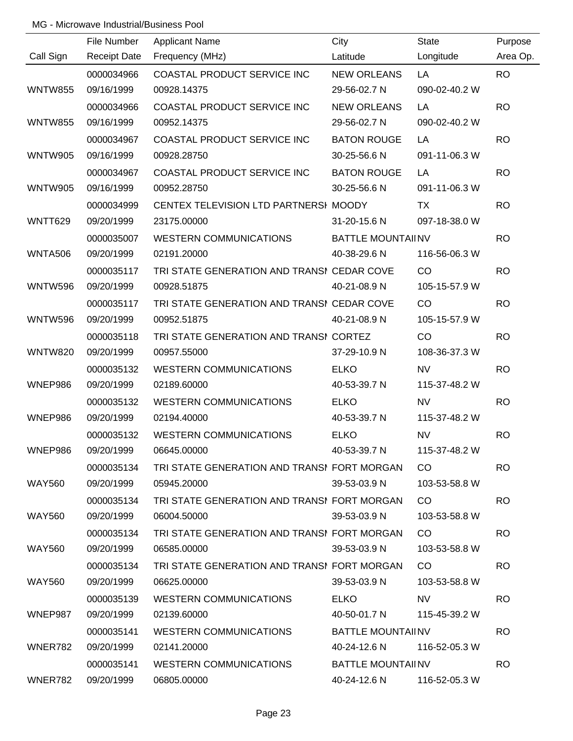MG - Microwave Industrial/Business Pool

| Call Sign | File Number<br>Receipt Date | Applicant Name<br>Frequency (MHz) | City<br>Latitude | State<br>Longitude | Purpose<br>Area Op. |
|---|---|---|---|---|---|
| WNTW855 | 0000034966<br>09/16/1999 | COASTAL PRODUCT SERVICE INC<br>00928.14375 | NEW ORLEANS<br>29-56-02.7 N | LA<br>090-02-40.2 W | RO |
| WNTW855 | 0000034966<br>09/16/1999 | COASTAL PRODUCT SERVICE INC<br>00952.14375 | NEW ORLEANS<br>29-56-02.7 N | LA<br>090-02-40.2 W | RO |
| WNTW905 | 0000034967<br>09/16/1999 | COASTAL PRODUCT SERVICE INC<br>00928.28750 | BATON ROUGE<br>30-25-56.6 N | LA<br>091-11-06.3 W | RO |
| WNTW905 | 0000034967<br>09/16/1999 | COASTAL PRODUCT SERVICE INC<br>00952.28750 | BATON ROUGE<br>30-25-56.6 N | LA<br>091-11-06.3 W | RO |
| WNTT629 | 0000034999<br>09/20/1999 | CENTEX TELEVISION LTD PARTNERSH<br>23175.00000 | MOODY<br>31-20-15.6 N | TX<br>097-18-38.0 W | RO |
| WNTA506 | 0000035007<br>09/20/1999 | WESTERN COMMUNICATIONS<br>02191.20000 | BATTLE MOUNTAI<br>40-38-29.6 N | NV<br>116-56-06.3 W | RO |
| WNTW596 | 0000035117<br>09/20/1999 | TRI STATE GENERATION AND TRANSI<br>00928.51875 | CEDAR COVE<br>40-21-08.9 N | CO<br>105-15-57.9 W | RO |
| WNTW596 | 0000035117<br>09/20/1999 | TRI STATE GENERATION AND TRANSI<br>00952.51875 | CEDAR COVE<br>40-21-08.9 N | CO<br>105-15-57.9 W | RO |
| WNTW820 | 0000035118<br>09/20/1999 | TRI STATE GENERATION AND TRANSI<br>00957.55000 | CORTEZ<br>37-29-10.9 N | CO<br>108-36-37.3 W | RO |
| WNEP986 | 0000035132<br>09/20/1999 | WESTERN COMMUNICATIONS<br>02189.60000 | ELKO<br>40-53-39.7 N | NV<br>115-37-48.2 W | RO |
| WNEP986 | 0000035132<br>09/20/1999 | WESTERN COMMUNICATIONS<br>02194.40000 | ELKO<br>40-53-39.7 N | NV<br>115-37-48.2 W | RO |
| WNEP986 | 0000035132<br>09/20/1999 | WESTERN COMMUNICATIONS<br>06645.00000 | ELKO<br>40-53-39.7 N | NV<br>115-37-48.2 W | RO |
| WAY560 | 0000035134<br>09/20/1999 | TRI STATE GENERATION AND TRANSI<br>05945.20000 | FORT MORGAN<br>39-53-03.9 N | CO<br>103-53-58.8 W | RO |
| WAY560 | 0000035134<br>09/20/1999 | TRI STATE GENERATION AND TRANSI<br>06004.50000 | FORT MORGAN<br>39-53-03.9 N | CO<br>103-53-58.8 W | RO |
| WAY560 | 0000035134<br>09/20/1999 | TRI STATE GENERATION AND TRANSI<br>06585.00000 | FORT MORGAN<br>39-53-03.9 N | CO<br>103-53-58.8 W | RO |
| WAY560 | 0000035134<br>09/20/1999 | TRI STATE GENERATION AND TRANSI<br>06625.00000 | FORT MORGAN<br>39-53-03.9 N | CO<br>103-53-58.8 W | RO |
| WNEP987 | 0000035139<br>09/20/1999 | WESTERN COMMUNICATIONS<br>02139.60000 | ELKO<br>40-50-01.7 N | NV<br>115-45-39.2 W | RO |
| WNER782 | 0000035141<br>09/20/1999 | WESTERN COMMUNICATIONS<br>02141.20000 | BATTLE MOUNTAI<br>40-24-12.6 N | NV<br>116-52-05.3 W | RO |
| WNER782 | 0000035141<br>09/20/1999 | WESTERN COMMUNICATIONS<br>06805.00000 | BATTLE MOUNTAI<br>40-24-12.6 N | NV<br>116-52-05.3 W | RO |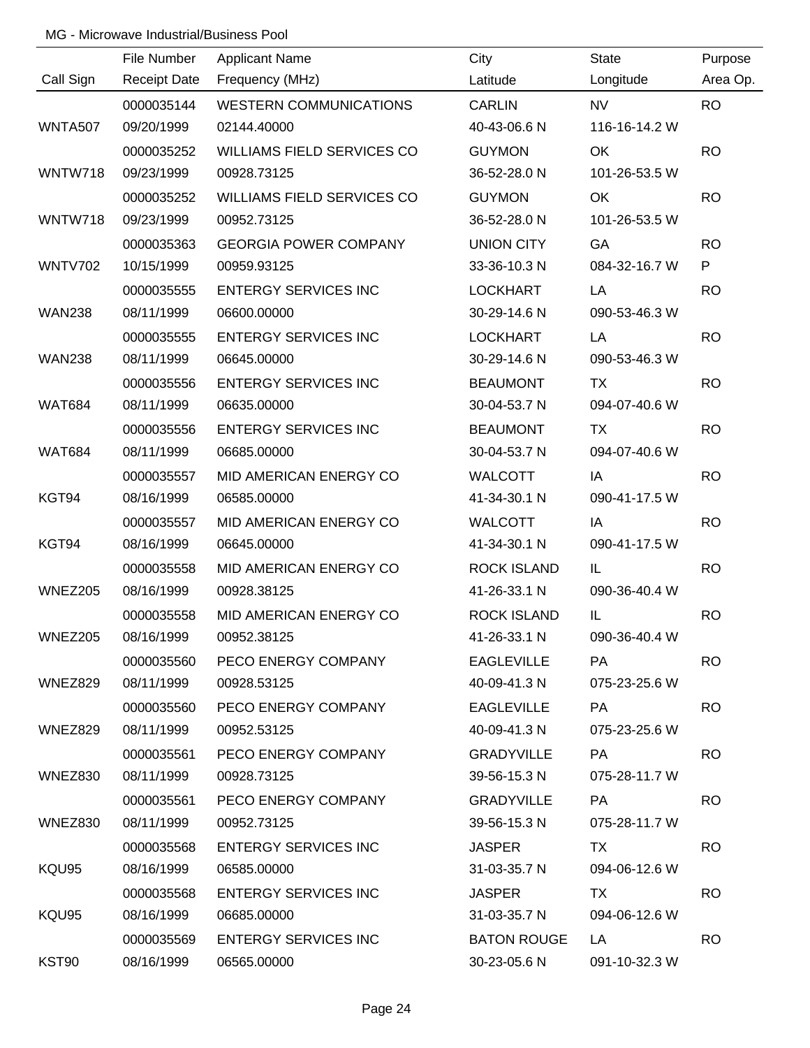MG - Microwave Industrial/Business Pool

| Call Sign | File Number<br>Receipt Date | Applicant Name<br>Frequency (MHz) | City<br>Latitude | State<br>Longitude | Purpose<br>Area Op. |
|---|---|---|---|---|---|
| WNTA507 | 0000035144<br>09/20/1999 | WESTERN COMMUNICATIONS<br>02144.40000 | CARLIN<br>40-43-06.6 N | NV<br>116-16-14.2 W | RO |
| WNTW718 | 0000035252<br>09/23/1999 | WILLIAMS FIELD SERVICES CO<br>00928.73125 | GUYMON<br>36-52-28.0 N | OK<br>101-26-53.5 W | RO |
| WNTW718 | 0000035252<br>09/23/1999 | WILLIAMS FIELD SERVICES CO<br>00952.73125 | GUYMON<br>36-52-28.0 N | OK<br>101-26-53.5 W | RO |
| WNTV702 | 0000035363<br>10/15/1999 | GEORGIA POWER COMPANY<br>00959.93125 | UNION CITY<br>33-36-10.3 N | GA<br>084-32-16.7 W | RO<br>P |
| WAN238 | 0000035555<br>08/11/1999 | ENTERGY SERVICES INC<br>06600.00000 | LOCKHART<br>30-29-14.6 N | LA<br>090-53-46.3 W | RO |
| WAN238 | 0000035555<br>08/11/1999 | ENTERGY SERVICES INC<br>06645.00000 | LOCKHART<br>30-29-14.6 N | LA<br>090-53-46.3 W | RO |
| WAT684 | 0000035556<br>08/11/1999 | ENTERGY SERVICES INC<br>06635.00000 | BEAUMONT<br>30-04-53.7 N | TX<br>094-07-40.6 W | RO |
| WAT684 | 0000035556<br>08/11/1999 | ENTERGY SERVICES INC<br>06685.00000 | BEAUMONT<br>30-04-53.7 N | TX<br>094-07-40.6 W | RO |
| KGT94 | 0000035557<br>08/16/1999 | MID AMERICAN ENERGY CO<br>06585.00000 | WALCOTT<br>41-34-30.1 N | IA<br>090-41-17.5 W | RO |
| KGT94 | 0000035557<br>08/16/1999 | MID AMERICAN ENERGY CO<br>06645.00000 | WALCOTT<br>41-34-30.1 N | IA<br>090-41-17.5 W | RO |
| WNEZ205 | 0000035558<br>08/16/1999 | MID AMERICAN ENERGY CO<br>00928.38125 | ROCK ISLAND<br>41-26-33.1 N | IL<br>090-36-40.4 W | RO |
| WNEZ205 | 0000035558<br>08/16/1999 | MID AMERICAN ENERGY CO<br>00952.38125 | ROCK ISLAND<br>41-26-33.1 N | IL<br>090-36-40.4 W | RO |
| WNEZ829 | 0000035560<br>08/11/1999 | PECO ENERGY COMPANY<br>00928.53125 | EAGLEVILLE<br>40-09-41.3 N | PA<br>075-23-25.6 W | RO |
| WNEZ829 | 0000035560<br>08/11/1999 | PECO ENERGY COMPANY<br>00952.53125 | EAGLEVILLE<br>40-09-41.3 N | PA<br>075-23-25.6 W | RO |
| WNEZ830 | 0000035561<br>08/11/1999 | PECO ENERGY COMPANY<br>00928.73125 | GRADYVILLE<br>39-56-15.3 N | PA<br>075-28-11.7 W | RO |
| WNEZ830 | 0000035561<br>08/11/1999 | PECO ENERGY COMPANY<br>00952.73125 | GRADYVILLE<br>39-56-15.3 N | PA<br>075-28-11.7 W | RO |
| KQU95 | 0000035568<br>08/16/1999 | ENTERGY SERVICES INC<br>06585.00000 | JASPER<br>31-03-35.7 N | TX<br>094-06-12.6 W | RO |
| KQU95 | 0000035568<br>08/16/1999 | ENTERGY SERVICES INC<br>06685.00000 | JASPER<br>31-03-35.7 N | TX<br>094-06-12.6 W | RO |
| KST90 | 0000035569<br>08/16/1999 | ENTERGY SERVICES INC<br>06565.00000 | BATON ROUGE<br>30-23-05.6 N | LA<br>091-10-32.3 W | RO |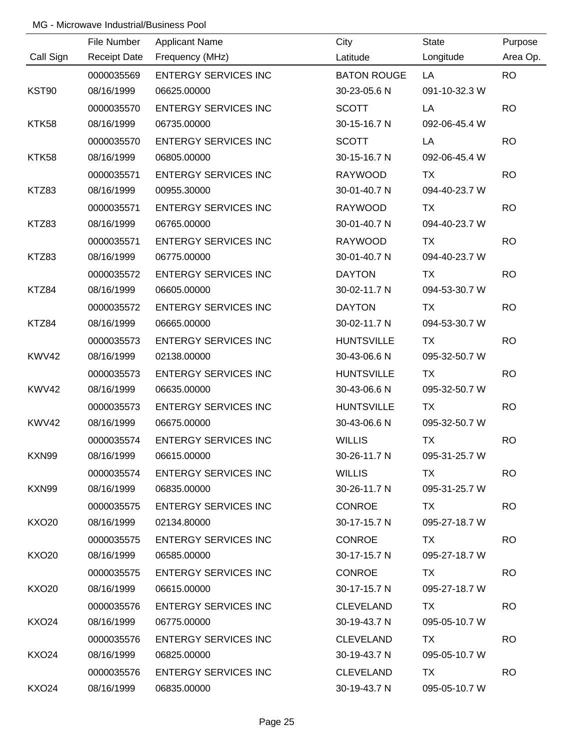MG - Microwave Industrial/Business Pool

| Call Sign | File Number / Receipt Date | Applicant Name / Frequency (MHz) | City / Latitude | State / Longitude | Purpose / Area Op. |
|---|---|---|---|---|---|
| | 0000035569 | ENTERGY SERVICES INC | BATON ROUGE | LA | RO |
| KST90 | 08/16/1999 | 06625.00000 | 30-23-05.6 N | 091-10-32.3 W | |
| | 0000035570 | ENTERGY SERVICES INC | SCOTT | LA | RO |
| KTK58 | 08/16/1999 | 06735.00000 | 30-15-16.7 N | 092-06-45.4 W | |
| | 0000035570 | ENTERGY SERVICES INC | SCOTT | LA | RO |
| KTK58 | 08/16/1999 | 06805.00000 | 30-15-16.7 N | 092-06-45.4 W | |
| | 0000035571 | ENTERGY SERVICES INC | RAYWOOD | TX | RO |
| KTZ83 | 08/16/1999 | 00955.30000 | 30-01-40.7 N | 094-40-23.7 W | |
| | 0000035571 | ENTERGY SERVICES INC | RAYWOOD | TX | RO |
| KTZ83 | 08/16/1999 | 06765.00000 | 30-01-40.7 N | 094-40-23.7 W | |
| | 0000035571 | ENTERGY SERVICES INC | RAYWOOD | TX | RO |
| KTZ83 | 08/16/1999 | 06775.00000 | 30-01-40.7 N | 094-40-23.7 W | |
| | 0000035572 | ENTERGY SERVICES INC | DAYTON | TX | RO |
| KTZ84 | 08/16/1999 | 06605.00000 | 30-02-11.7 N | 094-53-30.7 W | |
| | 0000035572 | ENTERGY SERVICES INC | DAYTON | TX | RO |
| KTZ84 | 08/16/1999 | 06665.00000 | 30-02-11.7 N | 094-53-30.7 W | |
| | 0000035573 | ENTERGY SERVICES INC | HUNTSVILLE | TX | RO |
| KWV42 | 08/16/1999 | 02138.00000 | 30-43-06.6 N | 095-32-50.7 W | |
| | 0000035573 | ENTERGY SERVICES INC | HUNTSVILLE | TX | RO |
| KWV42 | 08/16/1999 | 06635.00000 | 30-43-06.6 N | 095-32-50.7 W | |
| | 0000035573 | ENTERGY SERVICES INC | HUNTSVILLE | TX | RO |
| KWV42 | 08/16/1999 | 06675.00000 | 30-43-06.6 N | 095-32-50.7 W | |
| | 0000035574 | ENTERGY SERVICES INC | WILLIS | TX | RO |
| KXN99 | 08/16/1999 | 06615.00000 | 30-26-11.7 N | 095-31-25.7 W | |
| | 0000035574 | ENTERGY SERVICES INC | WILLIS | TX | RO |
| KXN99 | 08/16/1999 | 06835.00000 | 30-26-11.7 N | 095-31-25.7 W | |
| | 0000035575 | ENTERGY SERVICES INC | CONROE | TX | RO |
| KXO20 | 08/16/1999 | 02134.80000 | 30-17-15.7 N | 095-27-18.7 W | |
| | 0000035575 | ENTERGY SERVICES INC | CONROE | TX | RO |
| KXO20 | 08/16/1999 | 06585.00000 | 30-17-15.7 N | 095-27-18.7 W | |
| | 0000035575 | ENTERGY SERVICES INC | CONROE | TX | RO |
| KXO20 | 08/16/1999 | 06615.00000 | 30-17-15.7 N | 095-27-18.7 W | |
| | 0000035576 | ENTERGY SERVICES INC | CLEVELAND | TX | RO |
| KXO24 | 08/16/1999 | 06775.00000 | 30-19-43.7 N | 095-05-10.7 W | |
| | 0000035576 | ENTERGY SERVICES INC | CLEVELAND | TX | RO |
| KXO24 | 08/16/1999 | 06825.00000 | 30-19-43.7 N | 095-05-10.7 W | |
| | 0000035576 | ENTERGY SERVICES INC | CLEVELAND | TX | RO |
| KXO24 | 08/16/1999 | 06835.00000 | 30-19-43.7 N | 095-05-10.7 W | |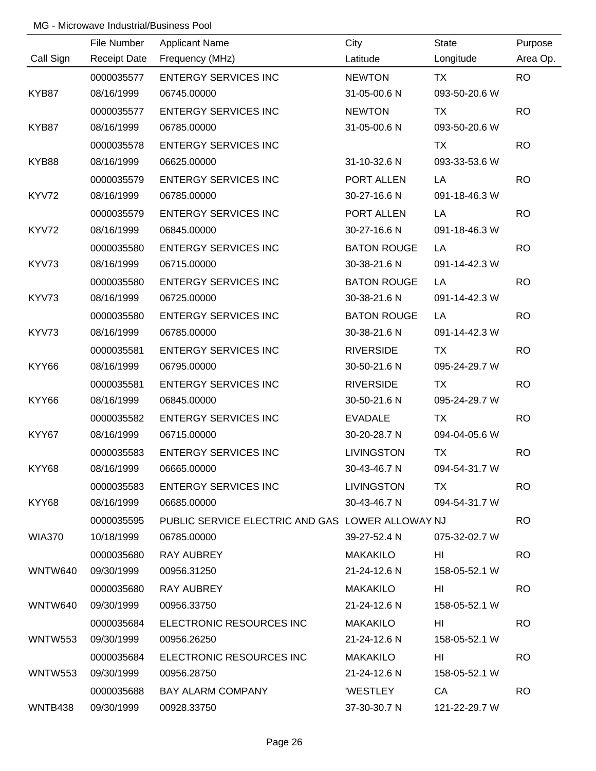MG - Microwave Industrial/Business Pool

| Call Sign | File Number<br>Receipt Date | Applicant Name<br>Frequency (MHz) | City<br>Latitude | State<br>Longitude | Purpose<br>Area Op. |
|---|---|---|---|---|---|
| | 0000035577 | ENTERGY SERVICES INC | NEWTON | TX | RO |
| KYB87 | 08/16/1999 | 06745.00000 | 31-05-00.6 N | 093-50-20.6 W | |
| | 0000035577 | ENTERGY SERVICES INC | NEWTON | TX | RO |
| KYB87 | 08/16/1999 | 06785.00000 | 31-05-00.6 N | 093-50-20.6 W | |
| | 0000035578 | ENTERGY SERVICES INC | | TX | RO |
| KYB88 | 08/16/1999 | 06625.00000 | 31-10-32.6 N | 093-33-53.6 W | |
| | 0000035579 | ENTERGY SERVICES INC | PORT ALLEN | LA | RO |
| KYV72 | 08/16/1999 | 06785.00000 | 30-27-16.6 N | 091-18-46.3 W | |
| | 0000035579 | ENTERGY SERVICES INC | PORT ALLEN | LA | RO |
| KYV72 | 08/16/1999 | 06845.00000 | 30-27-16.6 N | 091-18-46.3 W | |
| | 0000035580 | ENTERGY SERVICES INC | BATON ROUGE | LA | RO |
| KYV73 | 08/16/1999 | 06715.00000 | 30-38-21.6 N | 091-14-42.3 W | |
| | 0000035580 | ENTERGY SERVICES INC | BATON ROUGE | LA | RO |
| KYV73 | 08/16/1999 | 06725.00000 | 30-38-21.6 N | 091-14-42.3 W | |
| | 0000035580 | ENTERGY SERVICES INC | BATON ROUGE | LA | RO |
| KYV73 | 08/16/1999 | 06785.00000 | 30-38-21.6 N | 091-14-42.3 W | |
| | 0000035581 | ENTERGY SERVICES INC | RIVERSIDE | TX | RO |
| KYY66 | 08/16/1999 | 06795.00000 | 30-50-21.6 N | 095-24-29.7 W | |
| | 0000035581 | ENTERGY SERVICES INC | RIVERSIDE | TX | RO |
| KYY66 | 08/16/1999 | 06845.00000 | 30-50-21.6 N | 095-24-29.7 W | |
| | 0000035582 | ENTERGY SERVICES INC | EVADALE | TX | RO |
| KYY67 | 08/16/1999 | 06715.00000 | 30-20-28.7 N | 094-04-05.6 W | |
| | 0000035583 | ENTERGY SERVICES INC | LIVINGSTON | TX | RO |
| KYY68 | 08/16/1999 | 06665.00000 | 30-43-46.7 N | 094-54-31.7 W | |
| | 0000035583 | ENTERGY SERVICES INC | LIVINGSTON | TX | RO |
| KYY68 | 08/16/1999 | 06685.00000 | 30-43-46.7 N | 094-54-31.7 W | |
| | 0000035595 | PUBLIC SERVICE ELECTRIC AND GAS | LOWER ALLOWAY | NJ | RO |
| WIA370 | 10/18/1999 | 06785.00000 | 39-27-52.4 N | 075-32-02.7 W | |
| | 0000035680 | RAY AUBREY | MAKAKILO | HI | RO |
| WNTW640 | 09/30/1999 | 00956.31250 | 21-24-12.6 N | 158-05-52.1 W | |
| | 0000035680 | RAY AUBREY | MAKAKILO | HI | RO |
| WNTW640 | 09/30/1999 | 00956.33750 | 21-24-12.6 N | 158-05-52.1 W | |
| | 0000035684 | ELECTRONIC RESOURCES INC | MAKAKILO | HI | RO |
| WNTW553 | 09/30/1999 | 00956.26250 | 21-24-12.6 N | 158-05-52.1 W | |
| | 0000035684 | ELECTRONIC RESOURCES INC | MAKAKILO | HI | RO |
| WNTW553 | 09/30/1999 | 00956.28750 | 21-24-12.6 N | 158-05-52.1 W | |
| | 0000035688 | BAY ALARM COMPANY | 'WESTLEY | CA | RO |
| WNTB438 | 09/30/1999 | 00928.33750 | 37-30-30.7 N | 121-22-29.7 W | |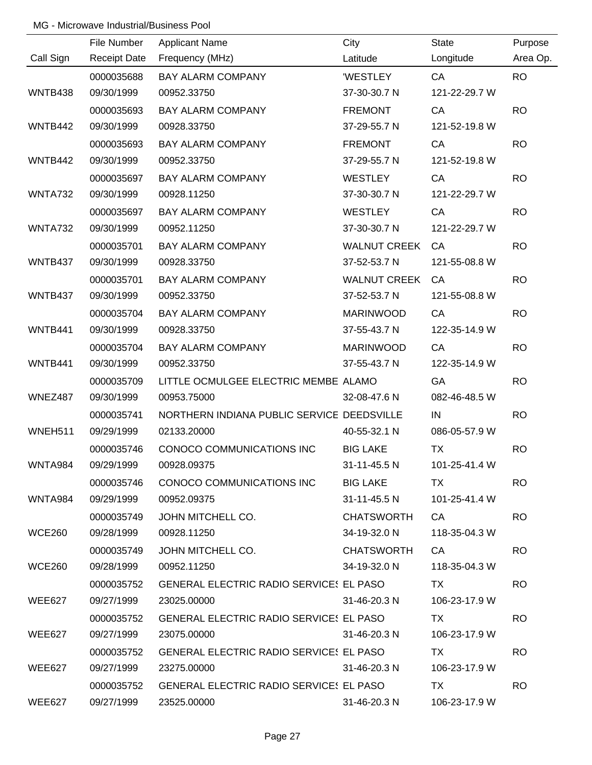MG - Microwave Industrial/Business Pool

| Call Sign | File Number / Receipt Date | Applicant Name / Frequency (MHz) | City / Latitude | State / Longitude | Purpose / Area Op. |
|---|---|---|---|---|---|
| | 0000035688 | BAY ALARM COMPANY | 'WESTLEY | CA | RO |
| WNTB438 | 09/30/1999 | 00952.33750 | 37-30-30.7 N | 121-22-29.7 W | |
| | 0000035693 | BAY ALARM COMPANY | FREMONT | CA | RO |
| WNTB442 | 09/30/1999 | 00928.33750 | 37-29-55.7 N | 121-52-19.8 W | |
| | 0000035693 | BAY ALARM COMPANY | FREMONT | CA | RO |
| WNTB442 | 09/30/1999 | 00952.33750 | 37-29-55.7 N | 121-52-19.8 W | |
| | 0000035697 | BAY ALARM COMPANY | WESTLEY | CA | RO |
| WNTA732 | 09/30/1999 | 00928.11250 | 37-30-30.7 N | 121-22-29.7 W | |
| | 0000035697 | BAY ALARM COMPANY | WESTLEY | CA | RO |
| WNTA732 | 09/30/1999 | 00952.11250 | 37-30-30.7 N | 121-22-29.7 W | |
| | 0000035701 | BAY ALARM COMPANY | WALNUT CREEK | CA | RO |
| WNTB437 | 09/30/1999 | 00928.33750 | 37-52-53.7 N | 121-55-08.8 W | |
| | 0000035701 | BAY ALARM COMPANY | WALNUT CREEK | CA | RO |
| WNTB437 | 09/30/1999 | 00952.33750 | 37-52-53.7 N | 121-55-08.8 W | |
| | 0000035704 | BAY ALARM COMPANY | MARINWOOD | CA | RO |
| WNTB441 | 09/30/1999 | 00928.33750 | 37-55-43.7 N | 122-35-14.9 W | |
| | 0000035704 | BAY ALARM COMPANY | MARINWOOD | CA | RO |
| WNTB441 | 09/30/1999 | 00952.33750 | 37-55-43.7 N | 122-35-14.9 W | |
| | 0000035709 | LITTLE OCMULGEE ELECTRIC MEMBE | ALAMO | GA | RO |
| WNEZ487 | 09/30/1999 | 00953.75000 | 32-08-47.6 N | 082-46-48.5 W | |
| | 0000035741 | NORTHERN INDIANA PUBLIC SERVICE | DEEDSVILLE | IN | RO |
| WNEH511 | 09/29/1999 | 02133.20000 | 40-55-32.1 N | 086-05-57.9 W | |
| | 0000035746 | CONOCO COMMUNICATIONS INC | BIG LAKE | TX | RO |
| WNTA984 | 09/29/1999 | 00928.09375 | 31-11-45.5 N | 101-25-41.4 W | |
| | 0000035746 | CONOCO COMMUNICATIONS INC | BIG LAKE | TX | RO |
| WNTA984 | 09/29/1999 | 00952.09375 | 31-11-45.5 N | 101-25-41.4 W | |
| | 0000035749 | JOHN MITCHELL CO. | CHATSWORTH | CA | RO |
| WCE260 | 09/28/1999 | 00928.11250 | 34-19-32.0 N | 118-35-04.3 W | |
| | 0000035749 | JOHN MITCHELL CO. | CHATSWORTH | CA | RO |
| WCE260 | 09/28/1999 | 00952.11250 | 34-19-32.0 N | 118-35-04.3 W | |
| | 0000035752 | GENERAL ELECTRIC RADIO SERVICES | EL PASO | TX | RO |
| WEE627 | 09/27/1999 | 23025.00000 | 31-46-20.3 N | 106-23-17.9 W | |
| | 0000035752 | GENERAL ELECTRIC RADIO SERVICES | EL PASO | TX | RO |
| WEE627 | 09/27/1999 | 23075.00000 | 31-46-20.3 N | 106-23-17.9 W | |
| | 0000035752 | GENERAL ELECTRIC RADIO SERVICES | EL PASO | TX | RO |
| WEE627 | 09/27/1999 | 23275.00000 | 31-46-20.3 N | 106-23-17.9 W | |
| | 0000035752 | GENERAL ELECTRIC RADIO SERVICES | EL PASO | TX | RO |
| WEE627 | 09/27/1999 | 23525.00000 | 31-46-20.3 N | 106-23-17.9 W | |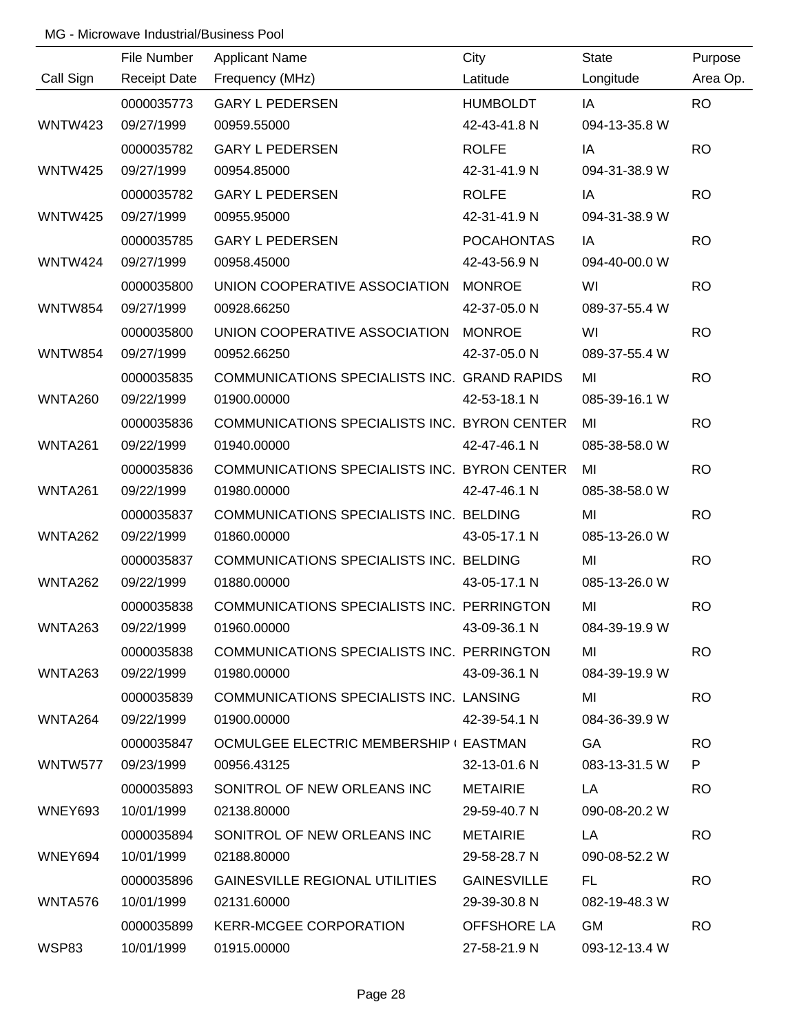MG - Microwave Industrial/Business Pool

| Call Sign | File Number<br>Receipt Date | Applicant Name<br>Frequency (MHz) | City<br>Latitude | State<br>Longitude | Purpose<br>Area Op. |
|---|---|---|---|---|---|
| WNTW423 | 0000035773<br>09/27/1999 | GARY L PEDERSEN<br>00959.55000 | HUMBOLDT<br>42-43-41.8 N | IA<br>094-13-35.8 W | RO |
| WNTW425 | 0000035782<br>09/27/1999 | GARY L PEDERSEN<br>00954.85000 | ROLFE<br>42-31-41.9 N | IA<br>094-31-38.9 W | RO |
| WNTW425 | 0000035782<br>09/27/1999 | GARY L PEDERSEN<br>00955.95000 | ROLFE<br>42-31-41.9 N | IA<br>094-31-38.9 W | RO |
| WNTW424 | 0000035785<br>09/27/1999 | GARY L PEDERSEN<br>00958.45000 | POCAHONTAS<br>42-43-56.9 N | IA<br>094-40-00.0 W | RO |
| WNTW854 | 0000035800<br>09/27/1999 | UNION COOPERATIVE ASSOCIATION<br>00928.66250 | MONROE<br>42-37-05.0 N | WI<br>089-37-55.4 W | RO |
| WNTW854 | 0000035800<br>09/27/1999 | UNION COOPERATIVE ASSOCIATION<br>00952.66250 | MONROE<br>42-37-05.0 N | WI<br>089-37-55.4 W | RO |
| WNTA260 | 0000035835<br>09/22/1999 | COMMUNICATIONS SPECIALISTS INC.<br>01900.00000 | GRAND RAPIDS<br>42-53-18.1 N | MI<br>085-39-16.1 W | RO |
| WNTA261 | 0000035836<br>09/22/1999 | COMMUNICATIONS SPECIALISTS INC.<br>01940.00000 | BYRON CENTER<br>42-47-46.1 N | MI<br>085-38-58.0 W | RO |
| WNTA261 | 0000035836<br>09/22/1999 | COMMUNICATIONS SPECIALISTS INC.<br>01980.00000 | BYRON CENTER<br>42-47-46.1 N | MI<br>085-38-58.0 W | RO |
| WNTA262 | 0000035837<br>09/22/1999 | COMMUNICATIONS SPECIALISTS INC.<br>01860.00000 | BELDING<br>43-05-17.1 N | MI<br>085-13-26.0 W | RO |
| WNTA262 | 0000035837<br>09/22/1999 | COMMUNICATIONS SPECIALISTS INC.<br>01880.00000 | BELDING<br>43-05-17.1 N | MI<br>085-13-26.0 W | RO |
| WNTA263 | 0000035838<br>09/22/1999 | COMMUNICATIONS SPECIALISTS INC.<br>01960.00000 | PERRINGTON<br>43-09-36.1 N | MI<br>084-39-19.9 W | RO |
| WNTA263 | 0000035838<br>09/22/1999 | COMMUNICATIONS SPECIALISTS INC.<br>01980.00000 | PERRINGTON<br>43-09-36.1 N | MI<br>084-39-19.9 W | RO |
| WNTA264 | 0000035839<br>09/22/1999 | COMMUNICATIONS SPECIALISTS INC.<br>01900.00000 | LANSING<br>42-39-54.1 N | MI<br>084-36-39.9 W | RO |
| WNTW577 | 0000035847<br>09/23/1999 | OCMULGEE ELECTRIC MEMBERSHIP (<br>00956.43125 | EASTMAN<br>32-13-01.6 N | GA<br>083-13-31.5 W | RO<br>P |
| WNEY693 | 0000035893<br>10/01/1999 | SONITROL OF NEW ORLEANS INC<br>02138.80000 | METAIRIE<br>29-59-40.7 N | LA<br>090-08-20.2 W | RO |
| WNEY694 | 0000035894<br>10/01/1999 | SONITROL OF NEW ORLEANS INC<br>02188.80000 | METAIRIE<br>29-58-28.7 N | LA<br>090-08-52.2 W | RO |
| WNTA576 | 0000035896<br>10/01/1999 | GAINESVILLE REGIONAL UTILITIES<br>02131.60000 | GAINESVILLE<br>29-39-30.8 N | FL<br>082-19-48.3 W | RO |
| WSP83 | 0000035899<br>10/01/1999 | KERR-MCGEE CORPORATION<br>01915.00000 | OFFSHORE LA<br>27-58-21.9 N | GM<br>093-12-13.4 W | RO |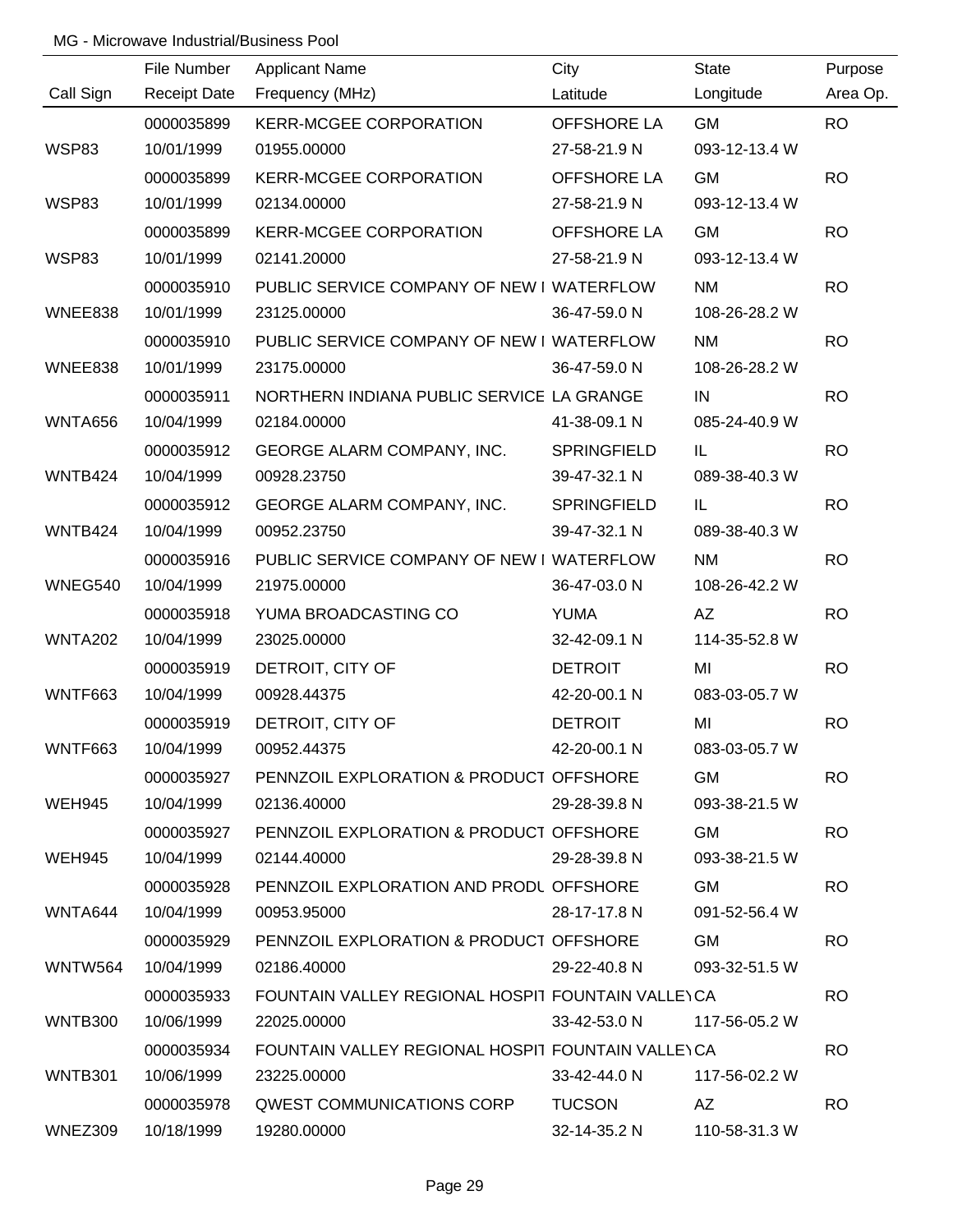MG - Microwave Industrial/Business Pool

| Call Sign | File Number<br>Receipt Date | Applicant Name<br>Frequency (MHz) | City<br>Latitude | State<br>Longitude | Purpose<br>Area Op. |
|---|---|---|---|---|---|
| | 0000035899 | KERR-MCGEE CORPORATION | OFFSHORE LA | GM | RO |
| WSP83 | 10/01/1999 | 01955.00000 | 27-58-21.9 N | 093-12-13.4 W | |
| | 0000035899 | KERR-MCGEE CORPORATION | OFFSHORE LA | GM | RO |
| WSP83 | 10/01/1999 | 02134.00000 | 27-58-21.9 N | 093-12-13.4 W | |
| | 0000035899 | KERR-MCGEE CORPORATION | OFFSHORE LA | GM | RO |
| WSP83 | 10/01/1999 | 02141.20000 | 27-58-21.9 N | 093-12-13.4 W | |
| | 0000035910 | PUBLIC SERVICE COMPANY OF NEW I | WATERFLOW | NM | RO |
| WNEE838 | 10/01/1999 | 23125.00000 | 36-47-59.0 N | 108-26-28.2 W | |
| | 0000035910 | PUBLIC SERVICE COMPANY OF NEW I | WATERFLOW | NM | RO |
| WNEE838 | 10/01/1999 | 23175.00000 | 36-47-59.0 N | 108-26-28.2 W | |
| | 0000035911 | NORTHERN INDIANA PUBLIC SERVICE | LA GRANGE | IN | RO |
| WNTA656 | 10/04/1999 | 02184.00000 | 41-38-09.1 N | 085-24-40.9 W | |
| | 0000035912 | GEORGE ALARM COMPANY, INC. | SPRINGFIELD | IL | RO |
| WNTB424 | 10/04/1999 | 00928.23750 | 39-47-32.1 N | 089-38-40.3 W | |
| | 0000035912 | GEORGE ALARM COMPANY, INC. | SPRINGFIELD | IL | RO |
| WNTB424 | 10/04/1999 | 00952.23750 | 39-47-32.1 N | 089-38-40.3 W | |
| | 0000035916 | PUBLIC SERVICE COMPANY OF NEW I | WATERFLOW | NM | RO |
| WNEG540 | 10/04/1999 | 21975.00000 | 36-47-03.0 N | 108-26-42.2 W | |
| | 0000035918 | YUMA BROADCASTING CO | YUMA | AZ | RO |
| WNTA202 | 10/04/1999 | 23025.00000 | 32-42-09.1 N | 114-35-52.8 W | |
| | 0000035919 | DETROIT, CITY OF | DETROIT | MI | RO |
| WNTF663 | 10/04/1999 | 00928.44375 | 42-20-00.1 N | 083-03-05.7 W | |
| | 0000035919 | DETROIT, CITY OF | DETROIT | MI | RO |
| WNTF663 | 10/04/1999 | 00952.44375 | 42-20-00.1 N | 083-03-05.7 W | |
| | 0000035927 | PENNZOIL EXPLORATION & PRODUCT | OFFSHORE | GM | RO |
| WEH945 | 10/04/1999 | 02136.40000 | 29-28-39.8 N | 093-38-21.5 W | |
| | 0000035927 | PENNZOIL EXPLORATION & PRODUCT | OFFSHORE | GM | RO |
| WEH945 | 10/04/1999 | 02144.40000 | 29-28-39.8 N | 093-38-21.5 W | |
| | 0000035928 | PENNZOIL EXPLORATION AND PRODU | OFFSHORE | GM | RO |
| WNTA644 | 10/04/1999 | 00953.95000 | 28-17-17.8 N | 091-52-56.4 W | |
| | 0000035929 | PENNZOIL EXPLORATION & PRODUCT | OFFSHORE | GM | RO |
| WNTW564 | 10/04/1999 | 02186.40000 | 29-22-40.8 N | 093-32-51.5 W | |
| | 0000035933 | FOUNTAIN VALLEY REGIONAL HOSPIT | FOUNTAIN VALLEY | CA | RO |
| WNTB300 | 10/06/1999 | 22025.00000 | 33-42-53.0 N | 117-56-05.2 W | |
| | 0000035934 | FOUNTAIN VALLEY REGIONAL HOSPIT | FOUNTAIN VALLEY | CA | RO |
| WNTB301 | 10/06/1999 | 23225.00000 | 33-42-44.0 N | 117-56-02.2 W | |
| | 0000035978 | QWEST COMMUNICATIONS CORP | TUCSON | AZ | RO |
| WNEZ309 | 10/18/1999 | 19280.00000 | 32-14-35.2 N | 110-58-31.3 W | |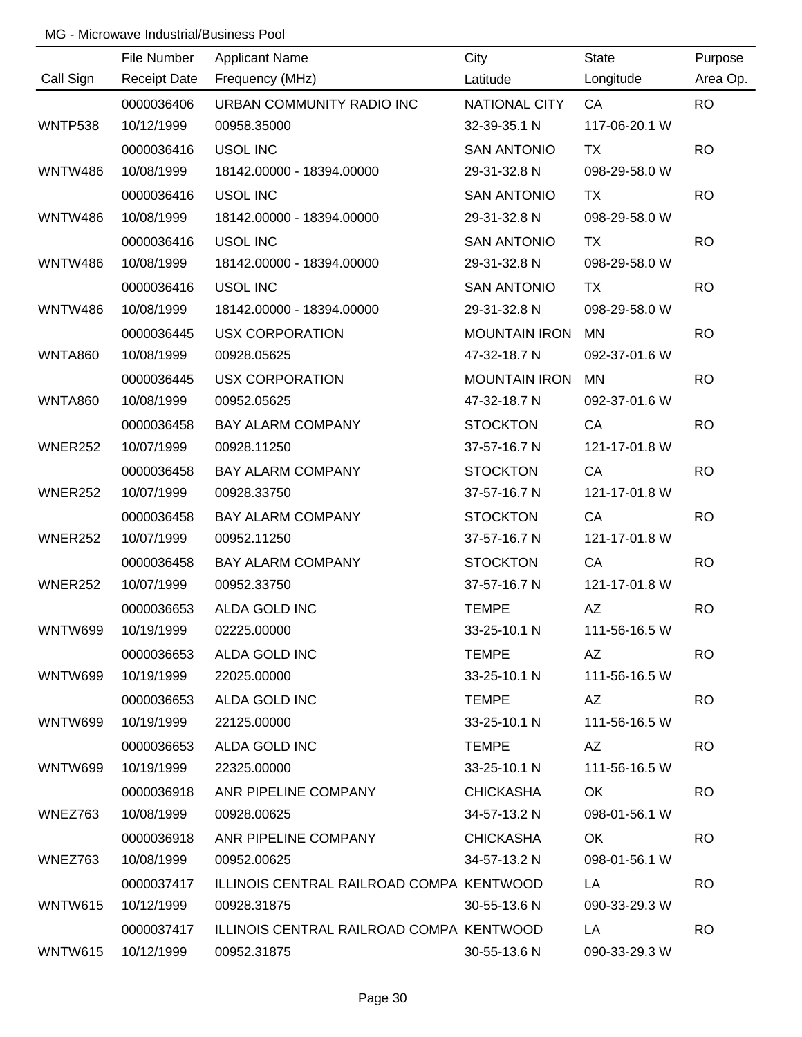MG - Microwave Industrial/Business Pool

| Call Sign | File Number<br>Receipt Date | Applicant Name<br>Frequency (MHz) | City<br>Latitude | State<br>Longitude | Purpose<br>Area Op. |
|---|---|---|---|---|---|
| WNTP538 | 0000036406<br>10/12/1999 | URBAN COMMUNITY RADIO INC<br>00958.35000 | NATIONAL CITY<br>32-39-35.1 N | CA<br>117-06-20.1 W | RO |
| WNTW486 | 0000036416<br>10/08/1999 | USOL INC<br>18142.00000 - 18394.00000 | SAN ANTONIO<br>29-31-32.8 N | TX<br>098-29-58.0 W | RO |
| WNTW486 | 0000036416<br>10/08/1999 | USOL INC<br>18142.00000 - 18394.00000 | SAN ANTONIO<br>29-31-32.8 N | TX<br>098-29-58.0 W | RO |
| WNTW486 | 0000036416<br>10/08/1999 | USOL INC<br>18142.00000 - 18394.00000 | SAN ANTONIO<br>29-31-32.8 N | TX<br>098-29-58.0 W | RO |
| WNTW486 | 0000036416<br>10/08/1999 | USOL INC<br>18142.00000 - 18394.00000 | SAN ANTONIO<br>29-31-32.8 N | TX<br>098-29-58.0 W | RO |
| WNTA860 | 0000036445<br>10/08/1999 | USX CORPORATION<br>00928.05625 | MOUNTAIN IRON<br>47-32-18.7 N | MN<br>092-37-01.6 W | RO |
| WNTA860 | 0000036445<br>10/08/1999 | USX CORPORATION<br>00952.05625 | MOUNTAIN IRON<br>47-32-18.7 N | MN<br>092-37-01.6 W | RO |
| WNER252 | 0000036458<br>10/07/1999 | BAY ALARM COMPANY<br>00928.11250 | STOCKTON<br>37-57-16.7 N | CA<br>121-17-01.8 W | RO |
| WNER252 | 0000036458<br>10/07/1999 | BAY ALARM COMPANY<br>00928.33750 | STOCKTON<br>37-57-16.7 N | CA<br>121-17-01.8 W | RO |
| WNER252 | 0000036458<br>10/07/1999 | BAY ALARM COMPANY<br>00952.11250 | STOCKTON<br>37-57-16.7 N | CA<br>121-17-01.8 W | RO |
| WNER252 | 0000036458<br>10/07/1999 | BAY ALARM COMPANY<br>00952.33750 | STOCKTON<br>37-57-16.7 N | CA<br>121-17-01.8 W | RO |
| WNTW699 | 0000036653<br>10/19/1999 | ALDA GOLD INC<br>02225.00000 | TEMPE<br>33-25-10.1 N | AZ<br>111-56-16.5 W | RO |
| WNTW699 | 0000036653<br>10/19/1999 | ALDA GOLD INC<br>22025.00000 | TEMPE<br>33-25-10.1 N | AZ<br>111-56-16.5 W | RO |
| WNTW699 | 0000036653<br>10/19/1999 | ALDA GOLD INC<br>22125.00000 | TEMPE<br>33-25-10.1 N | AZ<br>111-56-16.5 W | RO |
| WNTW699 | 0000036653<br>10/19/1999 | ALDA GOLD INC<br>22325.00000 | TEMPE<br>33-25-10.1 N | AZ<br>111-56-16.5 W | RO |
| WNEZ763 | 0000036918<br>10/08/1999 | ANR PIPELINE COMPANY<br>00928.00625 | CHICKASHA<br>34-57-13.2 N | OK<br>098-01-56.1 W | RO |
| WNEZ763 | 0000036918<br>10/08/1999 | ANR PIPELINE COMPANY<br>00952.00625 | CHICKASHA<br>34-57-13.2 N | OK<br>098-01-56.1 W | RO |
| WNTW615 | 0000037417<br>10/12/1999 | ILLINOIS CENTRAL RAILROAD COMPA<br>00928.31875 | KENTWOOD<br>30-55-13.6 N | LA<br>090-33-29.3 W | RO |
| WNTW615 | 0000037417<br>10/12/1999 | ILLINOIS CENTRAL RAILROAD COMPA<br>00952.31875 | KENTWOOD<br>30-55-13.6 N | LA<br>090-33-29.3 W | RO |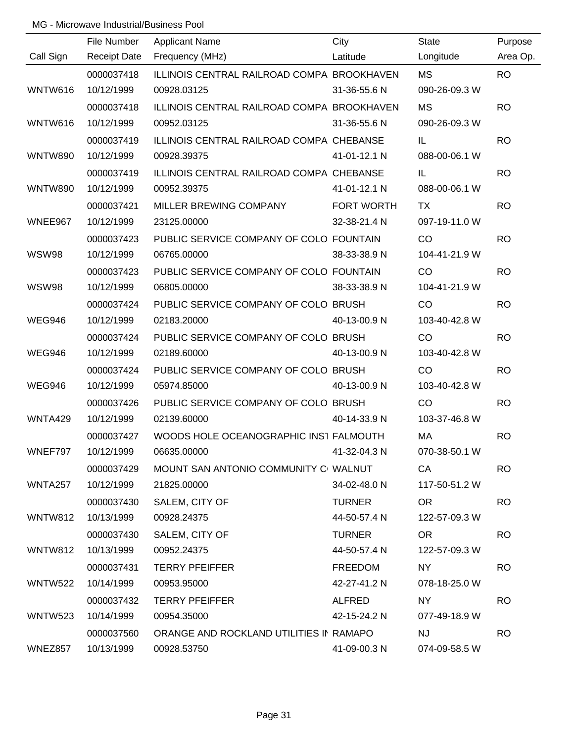MG - Microwave Industrial/Business Pool

| Call Sign | File Number<br>Receipt Date | Applicant Name<br>Frequency (MHz) | City<br>Latitude | State<br>Longitude | Purpose<br>Area Op. |
|---|---|---|---|---|---|
| | 0000037418 | ILLINOIS CENTRAL RAILROAD COMPA | BROOKHAVEN | MS | RO |
| WNTW616 | 10/12/1999 | 00928.03125 | 31-36-55.6 N | 090-26-09.3 W | |
| | 0000037418 | ILLINOIS CENTRAL RAILROAD COMPA | BROOKHAVEN | MS | RO |
| WNTW616 | 10/12/1999 | 00952.03125 | 31-36-55.6 N | 090-26-09.3 W | |
| | 0000037419 | ILLINOIS CENTRAL RAILROAD COMPA | CHEBANSE | IL | RO |
| WNTW890 | 10/12/1999 | 00928.39375 | 41-01-12.1 N | 088-00-06.1 W | |
| | 0000037419 | ILLINOIS CENTRAL RAILROAD COMPA | CHEBANSE | IL | RO |
| WNTW890 | 10/12/1999 | 00952.39375 | 41-01-12.1 N | 088-00-06.1 W | |
| | 0000037421 | MILLER BREWING COMPANY | FORT WORTH | TX | RO |
| WNEE967 | 10/12/1999 | 23125.00000 | 32-38-21.4 N | 097-19-11.0 W | |
| | 0000037423 | PUBLIC SERVICE COMPANY OF COLO | FOUNTAIN | CO | RO |
| WSW98 | 10/12/1999 | 06765.00000 | 38-33-38.9 N | 104-41-21.9 W | |
| | 0000037423 | PUBLIC SERVICE COMPANY OF COLO | FOUNTAIN | CO | RO |
| WSW98 | 10/12/1999 | 06805.00000 | 38-33-38.9 N | 104-41-21.9 W | |
| | 0000037424 | PUBLIC SERVICE COMPANY OF COLO | BRUSH | CO | RO |
| WEG946 | 10/12/1999 | 02183.20000 | 40-13-00.9 N | 103-40-42.8 W | |
| | 0000037424 | PUBLIC SERVICE COMPANY OF COLO | BRUSH | CO | RO |
| WEG946 | 10/12/1999 | 02189.60000 | 40-13-00.9 N | 103-40-42.8 W | |
| | 0000037424 | PUBLIC SERVICE COMPANY OF COLO | BRUSH | CO | RO |
| WEG946 | 10/12/1999 | 05974.85000 | 40-13-00.9 N | 103-40-42.8 W | |
| | 0000037426 | PUBLIC SERVICE COMPANY OF COLO | BRUSH | CO | RO |
| WNTA429 | 10/12/1999 | 02139.60000 | 40-14-33.9 N | 103-37-46.8 W | |
| | 0000037427 | WOODS HOLE OCEANOGRAPHIC INST | FALMOUTH | MA | RO |
| WNEF797 | 10/12/1999 | 06635.00000 | 41-32-04.3 N | 070-38-50.1 W | |
| | 0000037429 | MOUNT SAN ANTONIO COMMUNITY C | WALNUT | CA | RO |
| WNTA257 | 10/12/1999 | 21825.00000 | 34-02-48.0 N | 117-50-51.2 W | |
| | 0000037430 | SALEM, CITY OF | TURNER | OR | RO |
| WNTW812 | 10/13/1999 | 00928.24375 | 44-50-57.4 N | 122-57-09.3 W | |
| | 0000037430 | SALEM, CITY OF | TURNER | OR | RO |
| WNTW812 | 10/13/1999 | 00952.24375 | 44-50-57.4 N | 122-57-09.3 W | |
| | 0000037431 | TERRY PFEIFFER | FREEDOM | NY | RO |
| WNTW522 | 10/14/1999 | 00953.95000 | 42-27-41.2 N | 078-18-25.0 W | |
| | 0000037432 | TERRY PFEIFFER | ALFRED | NY | RO |
| WNTW523 | 10/14/1999 | 00954.35000 | 42-15-24.2 N | 077-49-18.9 W | |
| | 0000037560 | ORANGE AND ROCKLAND UTILITIES IN | RAMAPO | NJ | RO |
| WNEZ857 | 10/13/1999 | 00928.53750 | 41-09-00.3 N | 074-09-58.5 W | |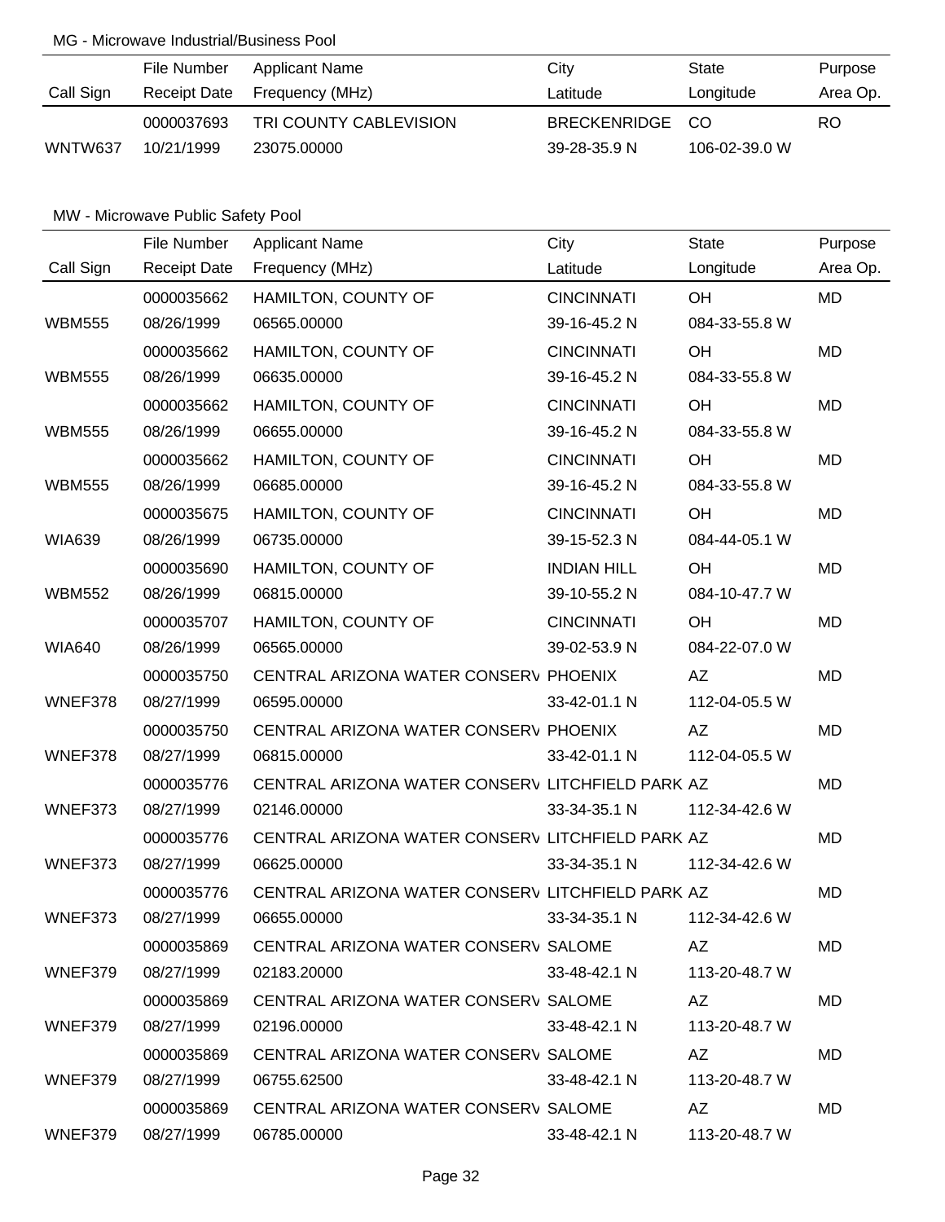MG - Microwave Industrial/Business Pool

| Call Sign | File Number / Receipt Date | Applicant Name / Frequency (MHz) | City / Latitude | State / Longitude | Purpose / Area Op. |
|---|---|---|---|---|---|
| | 0000037693 | TRI COUNTY CABLEVISION | BRECKENRIDGE | CO | RO |
| WNTW637 | 10/21/1999 | 23075.00000 | 39-28-35.9 N | 106-02-39.0 W | |

MW - Microwave Public Safety Pool

| Call Sign | File Number / Receipt Date | Applicant Name / Frequency (MHz) | City / Latitude | State / Longitude | Purpose / Area Op. |
|---|---|---|---|---|---|
| | 0000035662 | HAMILTON, COUNTY OF | CINCINNATI | OH | MD |
| WBM555 | 08/26/1999 | 06565.00000 | 39-16-45.2 N | 084-33-55.8 W | |
| | 0000035662 | HAMILTON, COUNTY OF | CINCINNATI | OH | MD |
| WBM555 | 08/26/1999 | 06635.00000 | 39-16-45.2 N | 084-33-55.8 W | |
| | 0000035662 | HAMILTON, COUNTY OF | CINCINNATI | OH | MD |
| WBM555 | 08/26/1999 | 06655.00000 | 39-16-45.2 N | 084-33-55.8 W | |
| | 0000035662 | HAMILTON, COUNTY OF | CINCINNATI | OH | MD |
| WBM555 | 08/26/1999 | 06685.00000 | 39-16-45.2 N | 084-33-55.8 W | |
| | 0000035675 | HAMILTON, COUNTY OF | CINCINNATI | OH | MD |
| WIA639 | 08/26/1999 | 06735.00000 | 39-15-52.3 N | 084-44-05.1 W | |
| | 0000035690 | HAMILTON, COUNTY OF | INDIAN HILL | OH | MD |
| WBM552 | 08/26/1999 | 06815.00000 | 39-10-55.2 N | 084-10-47.7 W | |
| | 0000035707 | HAMILTON, COUNTY OF | CINCINNATI | OH | MD |
| WIA640 | 08/26/1999 | 06565.00000 | 39-02-53.9 N | 084-22-07.0 W | |
| | 0000035750 | CENTRAL ARIZONA WATER CONSERV | PHOENIX | AZ | MD |
| WNEF378 | 08/27/1999 | 06595.00000 | 33-42-01.1 N | 112-04-05.5 W | |
| | 0000035750 | CENTRAL ARIZONA WATER CONSERV | PHOENIX | AZ | MD |
| WNEF378 | 08/27/1999 | 06815.00000 | 33-42-01.1 N | 112-04-05.5 W | |
| | 0000035776 | CENTRAL ARIZONA WATER CONSERV | LITCHFIELD PARK | AZ | MD |
| WNEF373 | 08/27/1999 | 02146.00000 | 33-34-35.1 N | 112-34-42.6 W | |
| | 0000035776 | CENTRAL ARIZONA WATER CONSERV | LITCHFIELD PARK | AZ | MD |
| WNEF373 | 08/27/1999 | 06625.00000 | 33-34-35.1 N | 112-34-42.6 W | |
| | 0000035776 | CENTRAL ARIZONA WATER CONSERV | LITCHFIELD PARK | AZ | MD |
| WNEF373 | 08/27/1999 | 06655.00000 | 33-34-35.1 N | 112-34-42.6 W | |
| | 0000035869 | CENTRAL ARIZONA WATER CONSERV | SALOME | AZ | MD |
| WNEF379 | 08/27/1999 | 02183.20000 | 33-48-42.1 N | 113-20-48.7 W | |
| | 0000035869 | CENTRAL ARIZONA WATER CONSERV | SALOME | AZ | MD |
| WNEF379 | 08/27/1999 | 02196.00000 | 33-48-42.1 N | 113-20-48.7 W | |
| | 0000035869 | CENTRAL ARIZONA WATER CONSERV | SALOME | AZ | MD |
| WNEF379 | 08/27/1999 | 06755.62500 | 33-48-42.1 N | 113-20-48.7 W | |
| | 0000035869 | CENTRAL ARIZONA WATER CONSERV | SALOME | AZ | MD |
| WNEF379 | 08/27/1999 | 06785.00000 | 33-48-42.1 N | 113-20-48.7 W | |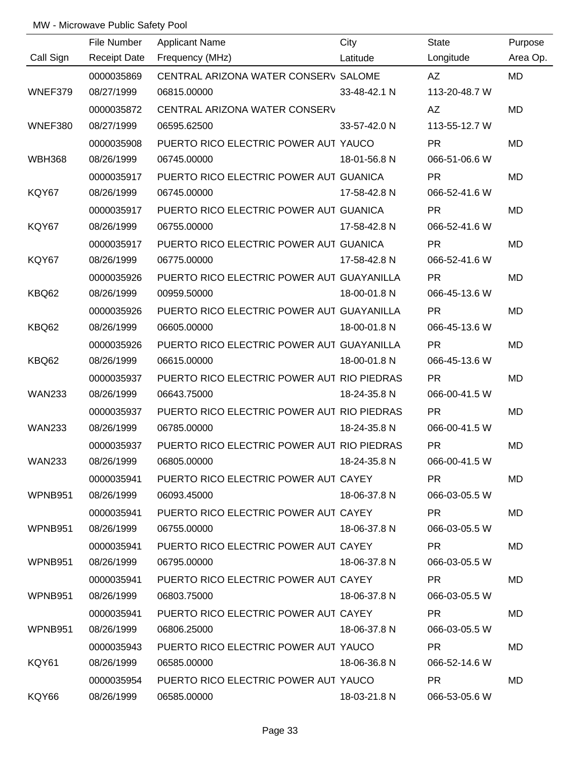MW - Microwave Public Safety Pool

| Call Sign | File Number<br>Receipt Date | Applicant Name<br>Frequency (MHz) | City<br>Latitude | State<br>Longitude | Purpose<br>Area Op. |
|---|---|---|---|---|---|
| WNEF379 | 0000035869<br>08/27/1999 | CENTRAL ARIZONA WATER CONSERV<br>06815.00000 | SALOME<br>33-48-42.1 N | AZ<br>113-20-48.7 W | MD |
| WNEF380 | 0000035872<br>08/27/1999 | CENTRAL ARIZONA WATER CONSERV<br>06595.62500 | <br>33-57-42.0 N | AZ<br>113-55-12.7 W | MD |
| WBH368 | 0000035908<br>08/26/1999 | PUERTO RICO ELECTRIC POWER AUT<br>06745.00000 | YAUCO<br>18-01-56.8 N | PR<br>066-51-06.6 W | MD |
| KQY67 | 0000035917<br>08/26/1999 | PUERTO RICO ELECTRIC POWER AUT<br>06745.00000 | GUANICA<br>17-58-42.8 N | PR<br>066-52-41.6 W | MD |
| KQY67 | 0000035917<br>08/26/1999 | PUERTO RICO ELECTRIC POWER AUT<br>06755.00000 | GUANICA<br>17-58-42.8 N | PR<br>066-52-41.6 W | MD |
| KQY67 | 0000035917<br>08/26/1999 | PUERTO RICO ELECTRIC POWER AUT<br>06775.00000 | GUANICA<br>17-58-42.8 N | PR<br>066-52-41.6 W | MD |
| KBQ62 | 0000035926<br>08/26/1999 | PUERTO RICO ELECTRIC POWER AUT<br>00959.50000 | GUAYANILLA<br>18-00-01.8 N | PR<br>066-45-13.6 W | MD |
| KBQ62 | 0000035926<br>08/26/1999 | PUERTO RICO ELECTRIC POWER AUT<br>06605.00000 | GUAYANILLA<br>18-00-01.8 N | PR<br>066-45-13.6 W | MD |
| KBQ62 | 0000035926<br>08/26/1999 | PUERTO RICO ELECTRIC POWER AUT<br>06615.00000 | GUAYANILLA<br>18-00-01.8 N | PR<br>066-45-13.6 W | MD |
| WAN233 | 0000035937<br>08/26/1999 | PUERTO RICO ELECTRIC POWER AUT<br>06643.75000 | RIO PIEDRAS<br>18-24-35.8 N | PR<br>066-00-41.5 W | MD |
| WAN233 | 0000035937<br>08/26/1999 | PUERTO RICO ELECTRIC POWER AUT<br>06785.00000 | RIO PIEDRAS<br>18-24-35.8 N | PR<br>066-00-41.5 W | MD |
| WAN233 | 0000035937<br>08/26/1999 | PUERTO RICO ELECTRIC POWER AUT<br>06805.00000 | RIO PIEDRAS<br>18-24-35.8 N | PR<br>066-00-41.5 W | MD |
| WPNB951 | 0000035941<br>08/26/1999 | PUERTO RICO ELECTRIC POWER AUT<br>06093.45000 | CAYEY<br>18-06-37.8 N | PR<br>066-03-05.5 W | MD |
| WPNB951 | 0000035941<br>08/26/1999 | PUERTO RICO ELECTRIC POWER AUT<br>06755.00000 | CAYEY<br>18-06-37.8 N | PR<br>066-03-05.5 W | MD |
| WPNB951 | 0000035941<br>08/26/1999 | PUERTO RICO ELECTRIC POWER AUT<br>06795.00000 | CAYEY<br>18-06-37.8 N | PR<br>066-03-05.5 W | MD |
| WPNB951 | 0000035941<br>08/26/1999 | PUERTO RICO ELECTRIC POWER AUT<br>06803.75000 | CAYEY<br>18-06-37.8 N | PR<br>066-03-05.5 W | MD |
| WPNB951 | 0000035941<br>08/26/1999 | PUERTO RICO ELECTRIC POWER AUT<br>06806.25000 | CAYEY<br>18-06-37.8 N | PR<br>066-03-05.5 W | MD |
| KQY61 | 0000035943<br>08/26/1999 | PUERTO RICO ELECTRIC POWER AUT<br>06585.00000 | YAUCO<br>18-06-36.8 N | PR<br>066-52-14.6 W | MD |
| KQY66 | 0000035954<br>08/26/1999 | PUERTO RICO ELECTRIC POWER AUT<br>06585.00000 | YAUCO<br>18-03-21.8 N | PR<br>066-53-05.6 W | MD |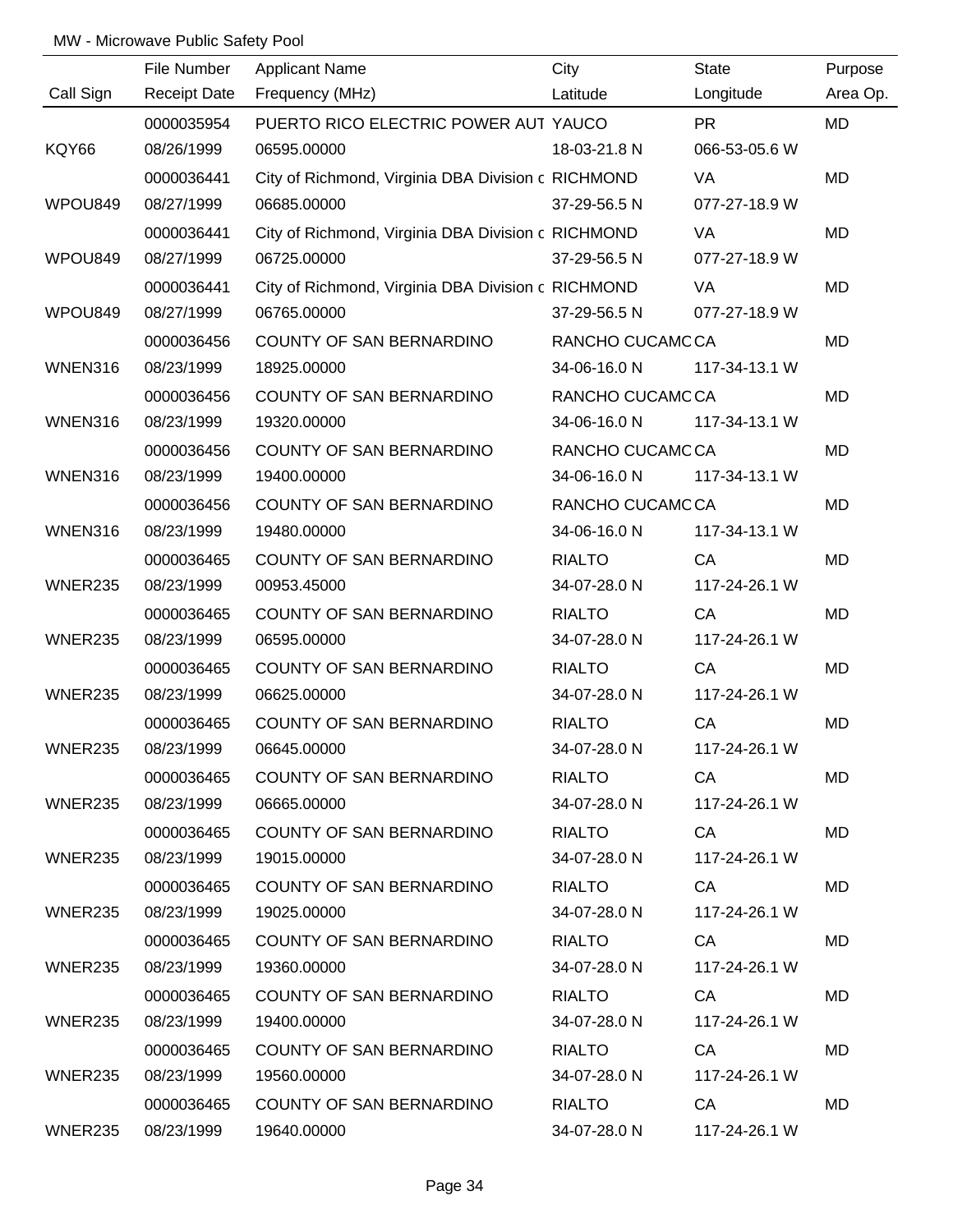MW - Microwave Public Safety Pool

| Call Sign | File Number<br>Receipt Date | Applicant Name<br>Frequency (MHz) | City<br>Latitude | State<br>Longitude | Purpose<br>Area Op. |
|---|---|---|---|---|---|
| KQY66 | 0000035954<br>08/26/1999 | PUERTO RICO ELECTRIC POWER AUT<br>06595.00000 | YAUCO<br>18-03-21.8 N | PR<br>066-53-05.6 W | MD |
| WPOU849 | 0000036441<br>08/27/1999 | City of Richmond, Virginia DBA Division c<br>06685.00000 | RICHMOND<br>37-29-56.5 N | VA<br>077-27-18.9 W | MD |
| WPOU849 | 0000036441<br>08/27/1999 | City of Richmond, Virginia DBA Division c<br>06725.00000 | RICHMOND<br>37-29-56.5 N | VA<br>077-27-18.9 W | MD |
| WPOU849 | 0000036441<br>08/27/1999 | City of Richmond, Virginia DBA Division c<br>06765.00000 | RICHMOND<br>37-29-56.5 N | VA<br>077-27-18.9 W | MD |
| WNEN316 | 0000036456<br>08/23/1999 | COUNTY OF SAN BERNARDINO<br>18925.00000 | RANCHO CUCAMC<br>34-06-16.0 N | CA<br>117-34-13.1 W | MD |
| WNEN316 | 0000036456<br>08/23/1999 | COUNTY OF SAN BERNARDINO<br>19320.00000 | RANCHO CUCAMC<br>34-06-16.0 N | CA<br>117-34-13.1 W | MD |
| WNEN316 | 0000036456<br>08/23/1999 | COUNTY OF SAN BERNARDINO<br>19400.00000 | RANCHO CUCAMC<br>34-06-16.0 N | CA<br>117-34-13.1 W | MD |
| WNEN316 | 0000036456<br>08/23/1999 | COUNTY OF SAN BERNARDINO<br>19480.00000 | RANCHO CUCAMC<br>34-06-16.0 N | CA<br>117-34-13.1 W | MD |
| WNER235 | 0000036465<br>08/23/1999 | COUNTY OF SAN BERNARDINO<br>00953.45000 | RIALTO<br>34-07-28.0 N | CA<br>117-24-26.1 W | MD |
| WNER235 | 0000036465<br>08/23/1999 | COUNTY OF SAN BERNARDINO<br>06595.00000 | RIALTO<br>34-07-28.0 N | CA<br>117-24-26.1 W | MD |
| WNER235 | 0000036465<br>08/23/1999 | COUNTY OF SAN BERNARDINO<br>06625.00000 | RIALTO<br>34-07-28.0 N | CA<br>117-24-26.1 W | MD |
| WNER235 | 0000036465<br>08/23/1999 | COUNTY OF SAN BERNARDINO<br>06645.00000 | RIALTO<br>34-07-28.0 N | CA<br>117-24-26.1 W | MD |
| WNER235 | 0000036465<br>08/23/1999 | COUNTY OF SAN BERNARDINO<br>06665.00000 | RIALTO<br>34-07-28.0 N | CA<br>117-24-26.1 W | MD |
| WNER235 | 0000036465<br>08/23/1999 | COUNTY OF SAN BERNARDINO<br>19015.00000 | RIALTO<br>34-07-28.0 N | CA<br>117-24-26.1 W | MD |
| WNER235 | 0000036465<br>08/23/1999 | COUNTY OF SAN BERNARDINO<br>19025.00000 | RIALTO<br>34-07-28.0 N | CA<br>117-24-26.1 W | MD |
| WNER235 | 0000036465<br>08/23/1999 | COUNTY OF SAN BERNARDINO<br>19360.00000 | RIALTO<br>34-07-28.0 N | CA<br>117-24-26.1 W | MD |
| WNER235 | 0000036465<br>08/23/1999 | COUNTY OF SAN BERNARDINO<br>19400.00000 | RIALTO<br>34-07-28.0 N | CA<br>117-24-26.1 W | MD |
| WNER235 | 0000036465<br>08/23/1999 | COUNTY OF SAN BERNARDINO<br>19560.00000 | RIALTO<br>34-07-28.0 N | CA<br>117-24-26.1 W | MD |
| WNER235 | 0000036465<br>08/23/1999 | COUNTY OF SAN BERNARDINO<br>19640.00000 | RIALTO<br>34-07-28.0 N | CA<br>117-24-26.1 W | MD |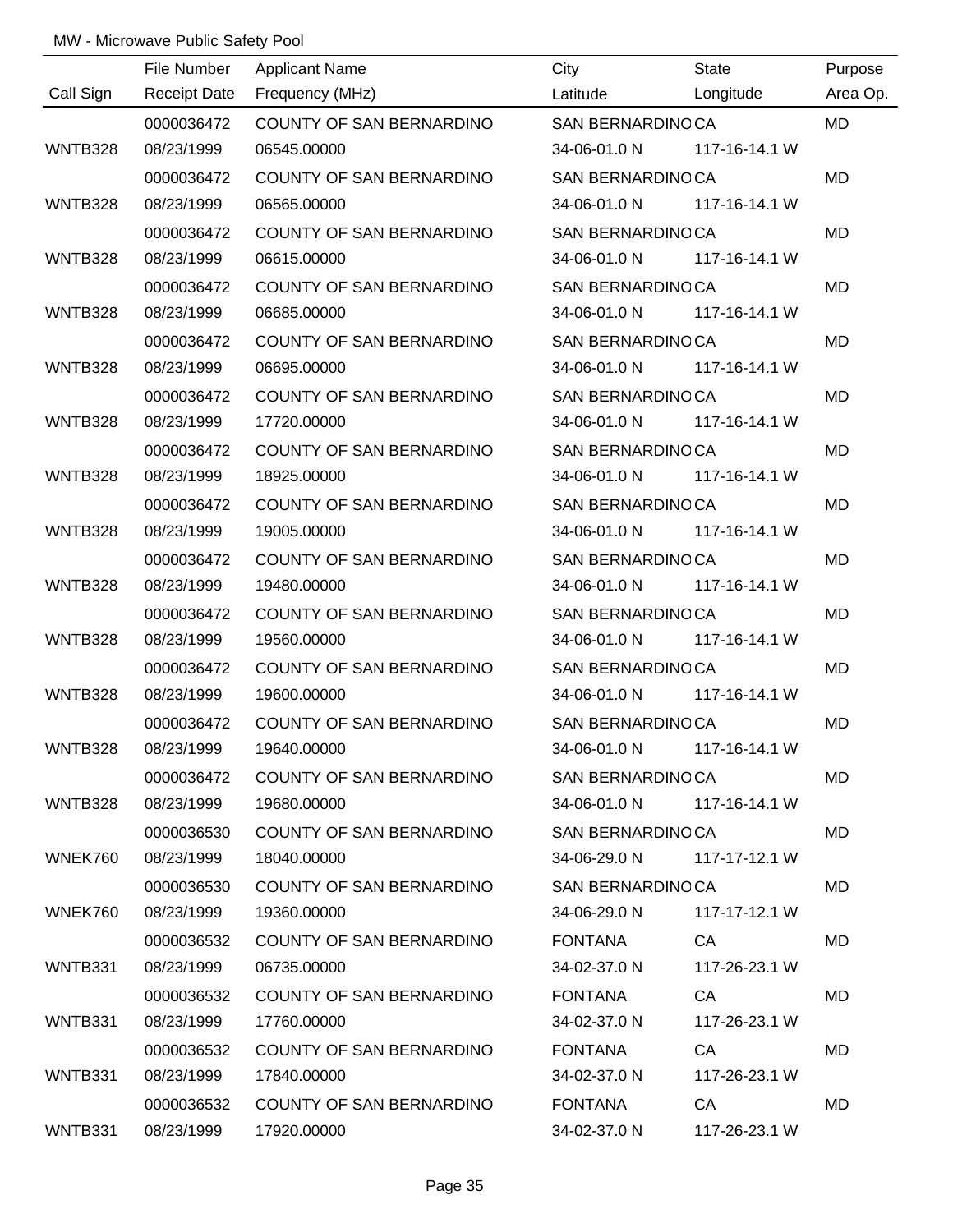MW - Microwave Public Safety Pool

| Call Sign | File Number<br>Receipt Date | Applicant Name<br>Frequency (MHz) | City<br>Latitude | State<br>Longitude | Purpose<br>Area Op. |
|---|---|---|---|---|---|
| WNTB328 | 0000036472<br>08/23/1999 | COUNTY OF SAN BERNARDINO<br>06545.00000 | SAN BERNARDINO<br>34-06-01.0 N | CA<br>117-16-14.1 W | MD |
| WNTB328 | 0000036472<br>08/23/1999 | COUNTY OF SAN BERNARDINO<br>06565.00000 | SAN BERNARDINO<br>34-06-01.0 N | CA<br>117-16-14.1 W | MD |
| WNTB328 | 0000036472<br>08/23/1999 | COUNTY OF SAN BERNARDINO<br>06615.00000 | SAN BERNARDINO<br>34-06-01.0 N | CA<br>117-16-14.1 W | MD |
| WNTB328 | 0000036472<br>08/23/1999 | COUNTY OF SAN BERNARDINO<br>06685.00000 | SAN BERNARDINO<br>34-06-01.0 N | CA<br>117-16-14.1 W | MD |
| WNTB328 | 0000036472<br>08/23/1999 | COUNTY OF SAN BERNARDINO<br>06695.00000 | SAN BERNARDINO<br>34-06-01.0 N | CA<br>117-16-14.1 W | MD |
| WNTB328 | 0000036472<br>08/23/1999 | COUNTY OF SAN BERNARDINO<br>17720.00000 | SAN BERNARDINO<br>34-06-01.0 N | CA<br>117-16-14.1 W | MD |
| WNTB328 | 0000036472<br>08/23/1999 | COUNTY OF SAN BERNARDINO<br>18925.00000 | SAN BERNARDINO<br>34-06-01.0 N | CA<br>117-16-14.1 W | MD |
| WNTB328 | 0000036472<br>08/23/1999 | COUNTY OF SAN BERNARDINO<br>19005.00000 | SAN BERNARDINO<br>34-06-01.0 N | CA<br>117-16-14.1 W | MD |
| WNTB328 | 0000036472<br>08/23/1999 | COUNTY OF SAN BERNARDINO<br>19480.00000 | SAN BERNARDINO<br>34-06-01.0 N | CA<br>117-16-14.1 W | MD |
| WNTB328 | 0000036472<br>08/23/1999 | COUNTY OF SAN BERNARDINO<br>19560.00000 | SAN BERNARDINO<br>34-06-01.0 N | CA<br>117-16-14.1 W | MD |
| WNTB328 | 0000036472<br>08/23/1999 | COUNTY OF SAN BERNARDINO<br>19600.00000 | SAN BERNARDINO<br>34-06-01.0 N | CA<br>117-16-14.1 W | MD |
| WNTB328 | 0000036472<br>08/23/1999 | COUNTY OF SAN BERNARDINO<br>19640.00000 | SAN BERNARDINO<br>34-06-01.0 N | CA<br>117-16-14.1 W | MD |
| WNTB328 | 0000036472<br>08/23/1999 | COUNTY OF SAN BERNARDINO<br>19680.00000 | SAN BERNARDINO<br>34-06-01.0 N | CA<br>117-16-14.1 W | MD |
| WNEK760 | 0000036530<br>08/23/1999 | COUNTY OF SAN BERNARDINO<br>18040.00000 | SAN BERNARDINO<br>34-06-29.0 N | CA<br>117-17-12.1 W | MD |
| WNEK760 | 0000036530<br>08/23/1999 | COUNTY OF SAN BERNARDINO<br>19360.00000 | SAN BERNARDINO<br>34-06-29.0 N | CA<br>117-17-12.1 W | MD |
| WNTB331 | 0000036532<br>08/23/1999 | COUNTY OF SAN BERNARDINO<br>06735.00000 | FONTANA<br>34-02-37.0 N | CA<br>117-26-23.1 W | MD |
| WNTB331 | 0000036532<br>08/23/1999 | COUNTY OF SAN BERNARDINO<br>17760.00000 | FONTANA<br>34-02-37.0 N | CA<br>117-26-23.1 W | MD |
| WNTB331 | 0000036532<br>08/23/1999 | COUNTY OF SAN BERNARDINO<br>17840.00000 | FONTANA<br>34-02-37.0 N | CA<br>117-26-23.1 W | MD |
| WNTB331 | 0000036532<br>08/23/1999 | COUNTY OF SAN BERNARDINO<br>17920.00000 | FONTANA<br>34-02-37.0 N | CA<br>117-26-23.1 W | MD |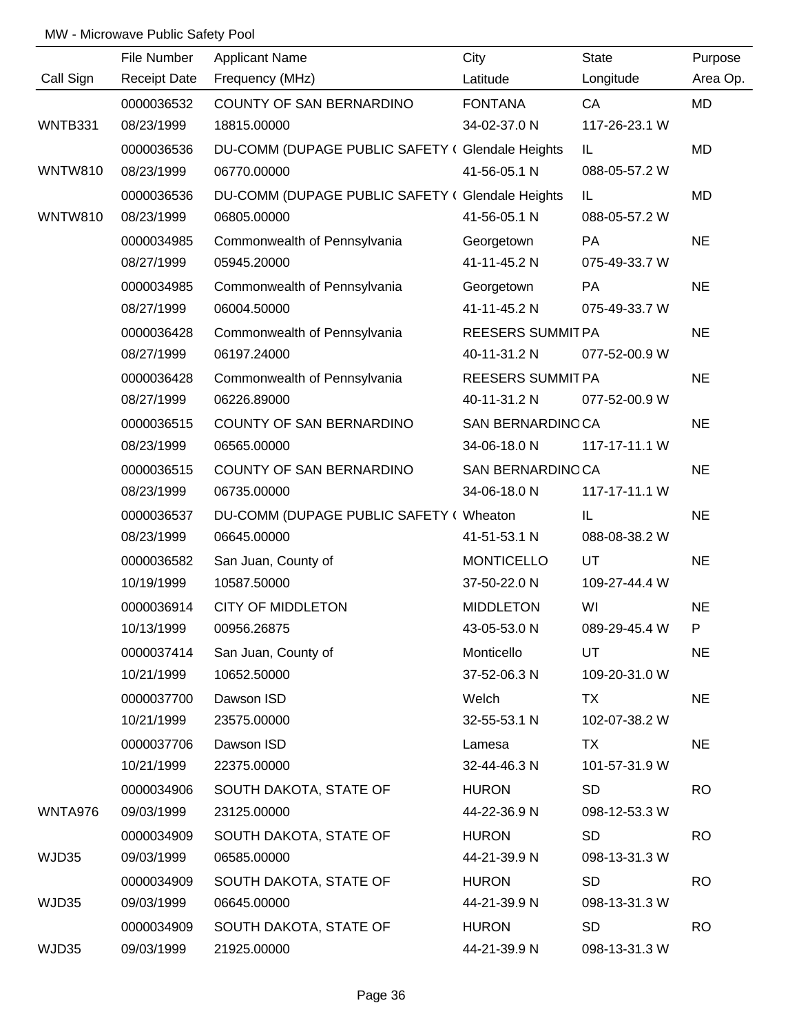MW - Microwave Public Safety Pool

| Call Sign | File Number<br>Receipt Date | Applicant Name<br>Frequency (MHz) | City<br>Latitude | State<br>Longitude | Purpose<br>Area Op. |
|---|---|---|---|---|---|
| WNTB331 | 0000036532<br>08/23/1999 | COUNTY OF SAN BERNARDINO<br>18815.00000 | FONTANA<br>34-02-37.0 N | CA<br>117-26-23.1 W | MD |
| WNTW810 | 0000036536<br>08/23/1999 | DU-COMM (DUPAGE PUBLIC SAFETY (<br>06770.00000 | Glendale Heights<br>41-56-05.1 N | IL<br>088-05-57.2 W | MD |
| WNTW810 | 0000036536<br>08/23/1999 | DU-COMM (DUPAGE PUBLIC SAFETY (<br>06805.00000 | Glendale Heights<br>41-56-05.1 N | IL<br>088-05-57.2 W | MD |
| | 0000034985<br>08/27/1999 | Commonwealth of Pennsylvania<br>05945.20000 | Georgetown<br>41-11-45.2 N | PA<br>075-49-33.7 W | NE |
| | 0000034985<br>08/27/1999 | Commonwealth of Pennsylvania<br>06004.50000 | Georgetown<br>41-11-45.2 N | PA<br>075-49-33.7 W | NE |
| | 0000036428<br>08/27/1999 | Commonwealth of Pennsylvania<br>06197.24000 | REESERS SUMMIT<br>40-11-31.2 N | PA<br>077-52-00.9 W | NE |
| | 0000036428<br>08/27/1999 | Commonwealth of Pennsylvania<br>06226.89000 | REESERS SUMMIT<br>40-11-31.2 N | PA<br>077-52-00.9 W | NE |
| | 0000036515<br>08/23/1999 | COUNTY OF SAN BERNARDINO<br>06565.00000 | SAN BERNARDINO<br>34-06-18.0 N | CA<br>117-17-11.1 W | NE |
| | 0000036515<br>08/23/1999 | COUNTY OF SAN BERNARDINO<br>06735.00000 | SAN BERNARDINO<br>34-06-18.0 N | CA<br>117-17-11.1 W | NE |
| | 0000036537<br>08/23/1999 | DU-COMM (DUPAGE PUBLIC SAFETY (<br>06645.00000 | Wheaton<br>41-51-53.1 N | IL<br>088-08-38.2 W | NE |
| | 0000036582<br>10/19/1999 | San Juan, County of<br>10587.50000 | MONTICELLO<br>37-50-22.0 N | UT<br>109-27-44.4 W | NE |
| | 0000036914<br>10/13/1999 | CITY OF MIDDLETON<br>00956.26875 | MIDDLETON<br>43-05-53.0 N | WI<br>089-29-45.4 W | NE<br>P |
| | 0000037414<br>10/21/1999 | San Juan, County of<br>10652.50000 | Monticello<br>37-52-06.3 N | UT<br>109-20-31.0 W | NE |
| | 0000037700<br>10/21/1999 | Dawson ISD<br>23575.00000 | Welch<br>32-55-53.1 N | TX<br>102-07-38.2 W | NE |
| | 0000037706<br>10/21/1999 | Dawson ISD<br>22375.00000 | Lamesa<br>32-44-46.3 N | TX<br>101-57-31.9 W | NE |
| WNTA976 | 0000034906<br>09/03/1999 | SOUTH DAKOTA, STATE OF<br>23125.00000 | HURON<br>44-22-36.9 N | SD<br>098-12-53.3 W | RO |
| WJD35 | 0000034909<br>09/03/1999 | SOUTH DAKOTA, STATE OF<br>06585.00000 | HURON<br>44-21-39.9 N | SD<br>098-13-31.3 W | RO |
| WJD35 | 0000034909<br>09/03/1999 | SOUTH DAKOTA, STATE OF<br>06645.00000 | HURON<br>44-21-39.9 N | SD<br>098-13-31.3 W | RO |
| WJD35 | 0000034909<br>09/03/1999 | SOUTH DAKOTA, STATE OF<br>21925.00000 | HURON<br>44-21-39.9 N | SD<br>098-13-31.3 W | RO |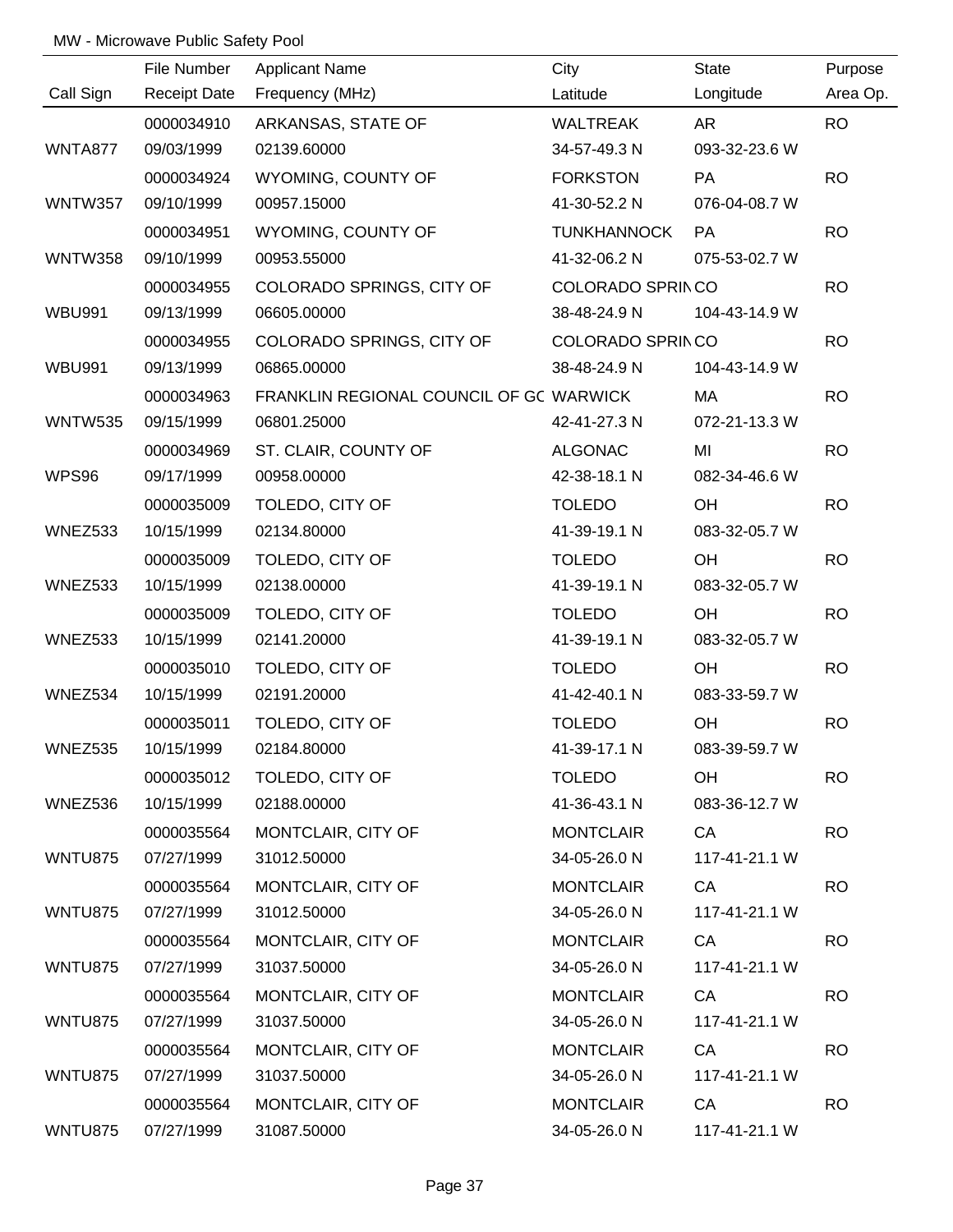MW - Microwave Public Safety Pool

| Call Sign | File Number<br>Receipt Date | Applicant Name<br>Frequency (MHz) | City<br>Latitude | State<br>Longitude | Purpose<br>Area Op. |
|---|---|---|---|---|---|
| WNTA877 | 0000034910<br>09/03/1999 | ARKANSAS, STATE OF<br>02139.60000 | WALTREAK<br>34-57-49.3 N | AR<br>093-32-23.6 W | RO |
| WNTW357 | 0000034924<br>09/10/1999 | WYOMING, COUNTY OF<br>00957.15000 | FORKSTON<br>41-30-52.2 N | PA<br>076-04-08.7 W | RO |
| WNTW358 | 0000034951<br>09/10/1999 | WYOMING, COUNTY OF<br>00953.55000 | TUNKHANNOCK<br>41-32-06.2 N | PA<br>075-53-02.7 W | RO |
| WBU991 | 0000034955<br>09/13/1999 | COLORADO SPRINGS, CITY OF<br>06605.00000 | COLORADO SPRIN<br>38-48-24.9 N | CO<br>104-43-14.9 W | RO |
| WBU991 | 0000034955<br>09/13/1999 | COLORADO SPRINGS, CITY OF<br>06865.00000 | COLORADO SPRIN<br>38-48-24.9 N | CO<br>104-43-14.9 W | RO |
| WNTW535 | 0000034963<br>09/15/1999 | FRANKLIN REGIONAL COUNCIL OF GC<br>06801.25000 | WARWICK<br>42-41-27.3 N | MA<br>072-21-13.3 W | RO |
| WPS96 | 0000034969<br>09/17/1999 | ST. CLAIR, COUNTY OF<br>00958.00000 | ALGONAC<br>42-38-18.1 N | MI<br>082-34-46.6 W | RO |
| WNEZ533 | 0000035009<br>10/15/1999 | TOLEDO, CITY OF<br>02134.80000 | TOLEDO<br>41-39-19.1 N | OH<br>083-32-05.7 W | RO |
| WNEZ533 | 0000035009<br>10/15/1999 | TOLEDO, CITY OF<br>02138.00000 | TOLEDO<br>41-39-19.1 N | OH<br>083-32-05.7 W | RO |
| WNEZ533 | 0000035009<br>10/15/1999 | TOLEDO, CITY OF<br>02141.20000 | TOLEDO<br>41-39-19.1 N | OH<br>083-32-05.7 W | RO |
| WNEZ534 | 0000035010<br>10/15/1999 | TOLEDO, CITY OF<br>02191.20000 | TOLEDO<br>41-42-40.1 N | OH<br>083-33-59.7 W | RO |
| WNEZ535 | 0000035011<br>10/15/1999 | TOLEDO, CITY OF<br>02184.80000 | TOLEDO<br>41-39-17.1 N | OH<br>083-39-59.7 W | RO |
| WNEZ536 | 0000035012<br>10/15/1999 | TOLEDO, CITY OF<br>02188.00000 | TOLEDO<br>41-36-43.1 N | OH<br>083-36-12.7 W | RO |
| WNTU875 | 0000035564<br>07/27/1999 | MONTCLAIR, CITY OF<br>31012.50000 | MONTCLAIR<br>34-05-26.0 N | CA<br>117-41-21.1 W | RO |
| WNTU875 | 0000035564<br>07/27/1999 | MONTCLAIR, CITY OF<br>31012.50000 | MONTCLAIR<br>34-05-26.0 N | CA<br>117-41-21.1 W | RO |
| WNTU875 | 0000035564<br>07/27/1999 | MONTCLAIR, CITY OF<br>31037.50000 | MONTCLAIR<br>34-05-26.0 N | CA<br>117-41-21.1 W | RO |
| WNTU875 | 0000035564<br>07/27/1999 | MONTCLAIR, CITY OF<br>31037.50000 | MONTCLAIR<br>34-05-26.0 N | CA<br>117-41-21.1 W | RO |
| WNTU875 | 0000035564<br>07/27/1999 | MONTCLAIR, CITY OF<br>31037.50000 | MONTCLAIR<br>34-05-26.0 N | CA<br>117-41-21.1 W | RO |
| WNTU875 | 0000035564<br>07/27/1999 | MONTCLAIR, CITY OF<br>31087.50000 | MONTCLAIR<br>34-05-26.0 N | CA<br>117-41-21.1 W | RO |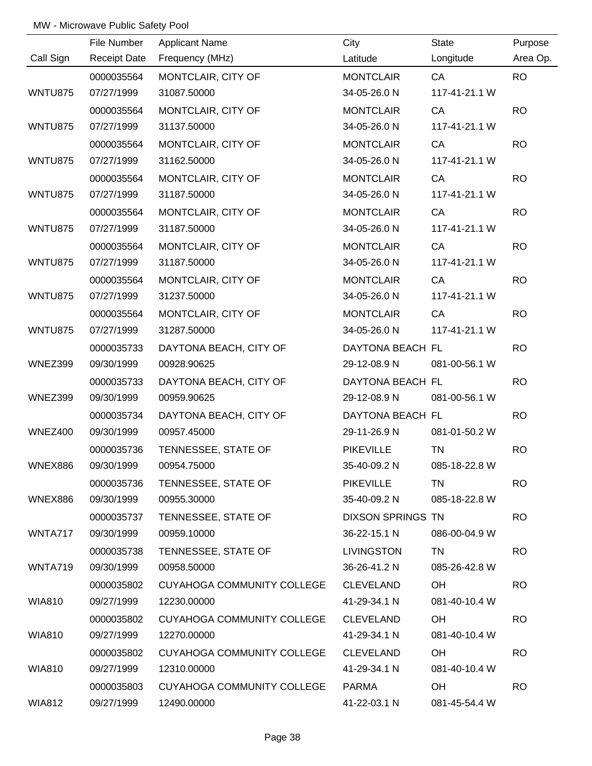MW - Microwave Public Safety Pool

| Call Sign | File Number / Receipt Date | Applicant Name / Frequency (MHz) | City / Latitude | State / Longitude | Purpose / Area Op. |
|---|---|---|---|---|---|
| | 0000035564 | MONTCLAIR, CITY OF | MONTCLAIR | CA | RO |
| WNTU875 | 07/27/1999 | 31087.50000 | 34-05-26.0 N | 117-41-21.1 W | |
| | 0000035564 | MONTCLAIR, CITY OF | MONTCLAIR | CA | RO |
| WNTU875 | 07/27/1999 | 31137.50000 | 34-05-26.0 N | 117-41-21.1 W | |
| | 0000035564 | MONTCLAIR, CITY OF | MONTCLAIR | CA | RO |
| WNTU875 | 07/27/1999 | 31162.50000 | 34-05-26.0 N | 117-41-21.1 W | |
| | 0000035564 | MONTCLAIR, CITY OF | MONTCLAIR | CA | RO |
| WNTU875 | 07/27/1999 | 31187.50000 | 34-05-26.0 N | 117-41-21.1 W | |
| | 0000035564 | MONTCLAIR, CITY OF | MONTCLAIR | CA | RO |
| WNTU875 | 07/27/1999 | 31187.50000 | 34-05-26.0 N | 117-41-21.1 W | |
| | 0000035564 | MONTCLAIR, CITY OF | MONTCLAIR | CA | RO |
| WNTU875 | 07/27/1999 | 31187.50000 | 34-05-26.0 N | 117-41-21.1 W | |
| | 0000035564 | MONTCLAIR, CITY OF | MONTCLAIR | CA | RO |
| WNTU875 | 07/27/1999 | 31237.50000 | 34-05-26.0 N | 117-41-21.1 W | |
| | 0000035564 | MONTCLAIR, CITY OF | MONTCLAIR | CA | RO |
| WNTU875 | 07/27/1999 | 31287.50000 | 34-05-26.0 N | 117-41-21.1 W | |
| | 0000035733 | DAYTONA BEACH, CITY OF | DAYTONA BEACH | FL | RO |
| WNEZ399 | 09/30/1999 | 00928.90625 | 29-12-08.9 N | 081-00-56.1 W | |
| | 0000035733 | DAYTONA BEACH, CITY OF | DAYTONA BEACH | FL | RO |
| WNEZ399 | 09/30/1999 | 00959.90625 | 29-12-08.9 N | 081-00-56.1 W | |
| | 0000035734 | DAYTONA BEACH, CITY OF | DAYTONA BEACH | FL | RO |
| WNEZ400 | 09/30/1999 | 00957.45000 | 29-11-26.9 N | 081-01-50.2 W | |
| | 0000035736 | TENNESSEE, STATE OF | PIKEVILLE | TN | RO |
| WNEX886 | 09/30/1999 | 00954.75000 | 35-40-09.2 N | 085-18-22.8 W | |
| | 0000035736 | TENNESSEE, STATE OF | PIKEVILLE | TN | RO |
| WNEX886 | 09/30/1999 | 00955.30000 | 35-40-09.2 N | 085-18-22.8 W | |
| | 0000035737 | TENNESSEE, STATE OF | DIXSON SPRINGS | TN | RO |
| WNTA717 | 09/30/1999 | 00959.10000 | 36-22-15.1 N | 086-00-04.9 W | |
| | 0000035738 | TENNESSEE, STATE OF | LIVINGSTON | TN | RO |
| WNTA719 | 09/30/1999 | 00958.50000 | 36-26-41.2 N | 085-26-42.8 W | |
| | 0000035802 | CUYAHOGA COMMUNITY COLLEGE | CLEVELAND | OH | RO |
| WIA810 | 09/27/1999 | 12230.00000 | 41-29-34.1 N | 081-40-10.4 W | |
| | 0000035802 | CUYAHOGA COMMUNITY COLLEGE | CLEVELAND | OH | RO |
| WIA810 | 09/27/1999 | 12270.00000 | 41-29-34.1 N | 081-40-10.4 W | |
| | 0000035802 | CUYAHOGA COMMUNITY COLLEGE | CLEVELAND | OH | RO |
| WIA810 | 09/27/1999 | 12310.00000 | 41-29-34.1 N | 081-40-10.4 W | |
| | 0000035803 | CUYAHOGA COMMUNITY COLLEGE | PARMA | OH | RO |
| WIA812 | 09/27/1999 | 12490.00000 | 41-22-03.1 N | 081-45-54.4 W | |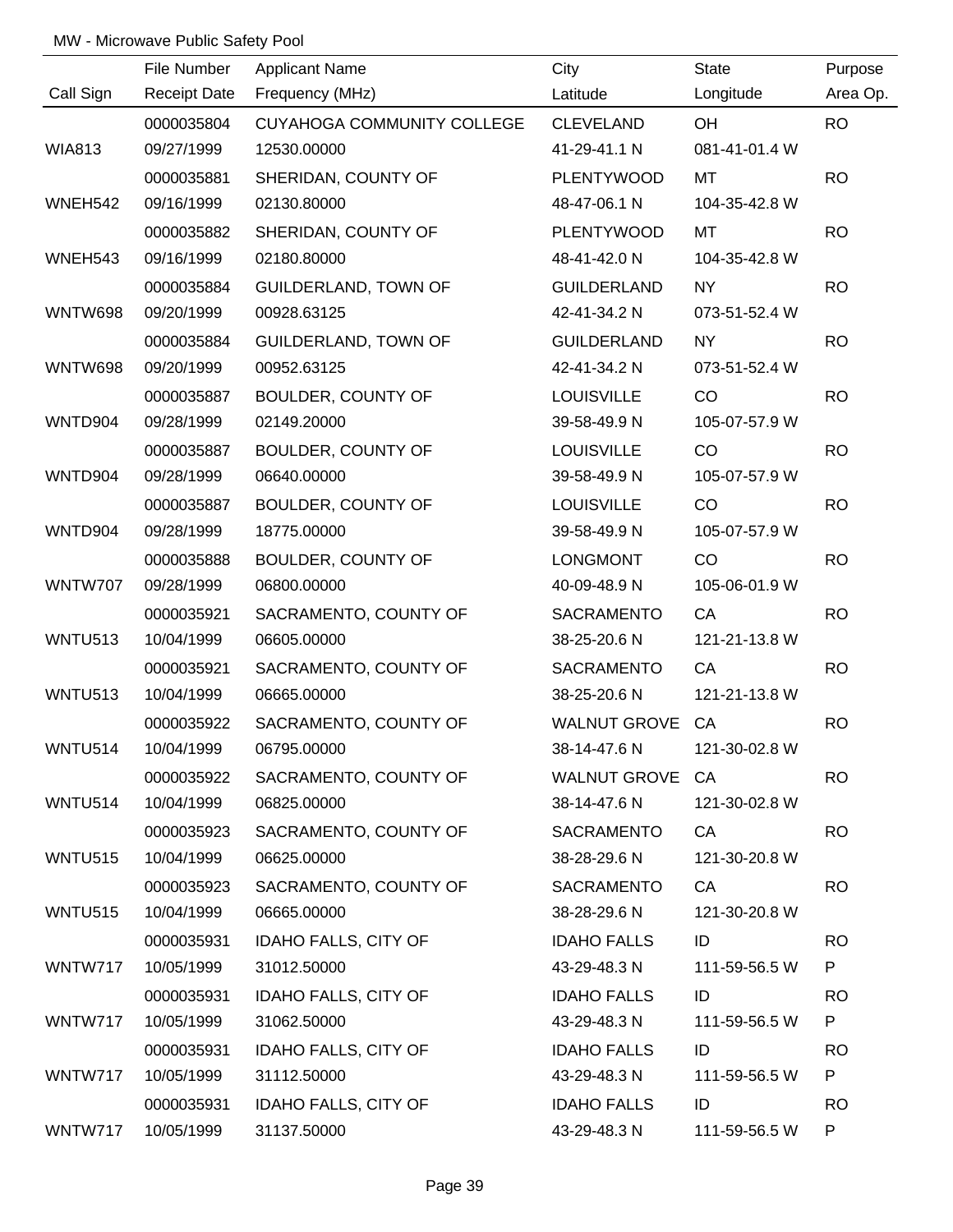MW - Microwave Public Safety Pool

| Call Sign | File Number<br>Receipt Date | Applicant Name<br>Frequency (MHz) | City<br>Latitude | State<br>Longitude | Purpose<br>Area Op. |
|---|---|---|---|---|---|
| WIA813 | 0000035804<br>09/27/1999 | CUYAHOGA COMMUNITY COLLEGE<br>12530.00000 | CLEVELAND<br>41-29-41.1 N | OH<br>081-41-01.4 W | RO |
| WNEH542 | 0000035881<br>09/16/1999 | SHERIDAN, COUNTY OF<br>02130.80000 | PLENTYWOOD<br>48-47-06.1 N | MT<br>104-35-42.8 W | RO |
| WNEH543 | 0000035882<br>09/16/1999 | SHERIDAN, COUNTY OF<br>02180.80000 | PLENTYWOOD<br>48-41-42.0 N | MT<br>104-35-42.8 W | RO |
| WNTW698 | 0000035884<br>09/20/1999 | GUILDERLAND, TOWN OF<br>00928.63125 | GUILDERLAND<br>42-41-34.2 N | NY<br>073-51-52.4 W | RO |
| WNTW698 | 0000035884<br>09/20/1999 | GUILDERLAND, TOWN OF<br>00952.63125 | GUILDERLAND<br>42-41-34.2 N | NY<br>073-51-52.4 W | RO |
| WNTD904 | 0000035887<br>09/28/1999 | BOULDER, COUNTY OF<br>02149.20000 | LOUISVILLE<br>39-58-49.9 N | CO<br>105-07-57.9 W | RO |
| WNTD904 | 0000035887<br>09/28/1999 | BOULDER, COUNTY OF<br>06640.00000 | LOUISVILLE<br>39-58-49.9 N | CO<br>105-07-57.9 W | RO |
| WNTD904 | 0000035887<br>09/28/1999 | BOULDER, COUNTY OF<br>18775.00000 | LOUISVILLE<br>39-58-49.9 N | CO<br>105-07-57.9 W | RO |
| WNTW707 | 0000035888<br>09/28/1999 | BOULDER, COUNTY OF<br>06800.00000 | LONGMONT<br>40-09-48.9 N | CO<br>105-06-01.9 W | RO |
| WNTU513 | 0000035921<br>10/04/1999 | SACRAMENTO, COUNTY OF<br>06605.00000 | SACRAMENTO<br>38-25-20.6 N | CA<br>121-21-13.8 W | RO |
| WNTU513 | 0000035921<br>10/04/1999 | SACRAMENTO, COUNTY OF<br>06665.00000 | SACRAMENTO<br>38-25-20.6 N | CA<br>121-21-13.8 W | RO |
| WNTU514 | 0000035922<br>10/04/1999 | SACRAMENTO, COUNTY OF<br>06795.00000 | WALNUT GROVE<br>38-14-47.6 N | CA<br>121-30-02.8 W | RO |
| WNTU514 | 0000035922<br>10/04/1999 | SACRAMENTO, COUNTY OF<br>06825.00000 | WALNUT GROVE<br>38-14-47.6 N | CA<br>121-30-02.8 W | RO |
| WNTU515 | 0000035923<br>10/04/1999 | SACRAMENTO, COUNTY OF<br>06625.00000 | SACRAMENTO<br>38-28-29.6 N | CA<br>121-30-20.8 W | RO |
| WNTU515 | 0000035923<br>10/04/1999 | SACRAMENTO, COUNTY OF<br>06665.00000 | SACRAMENTO<br>38-28-29.6 N | CA<br>121-30-20.8 W | RO |
| WNTW717 | 0000035931<br>10/05/1999 | IDAHO FALLS, CITY OF<br>31012.50000 | IDAHO FALLS<br>43-29-48.3 N | ID<br>111-59-56.5 W | RO<br>P |
| WNTW717 | 0000035931<br>10/05/1999 | IDAHO FALLS, CITY OF<br>31062.50000 | IDAHO FALLS<br>43-29-48.3 N | ID<br>111-59-56.5 W | RO<br>P |
| WNTW717 | 0000035931<br>10/05/1999 | IDAHO FALLS, CITY OF<br>31112.50000 | IDAHO FALLS<br>43-29-48.3 N | ID<br>111-59-56.5 W | RO<br>P |
| WNTW717 | 0000035931<br>10/05/1999 | IDAHO FALLS, CITY OF<br>31137.50000 | IDAHO FALLS<br>43-29-48.3 N | ID<br>111-59-56.5 W | RO<br>P |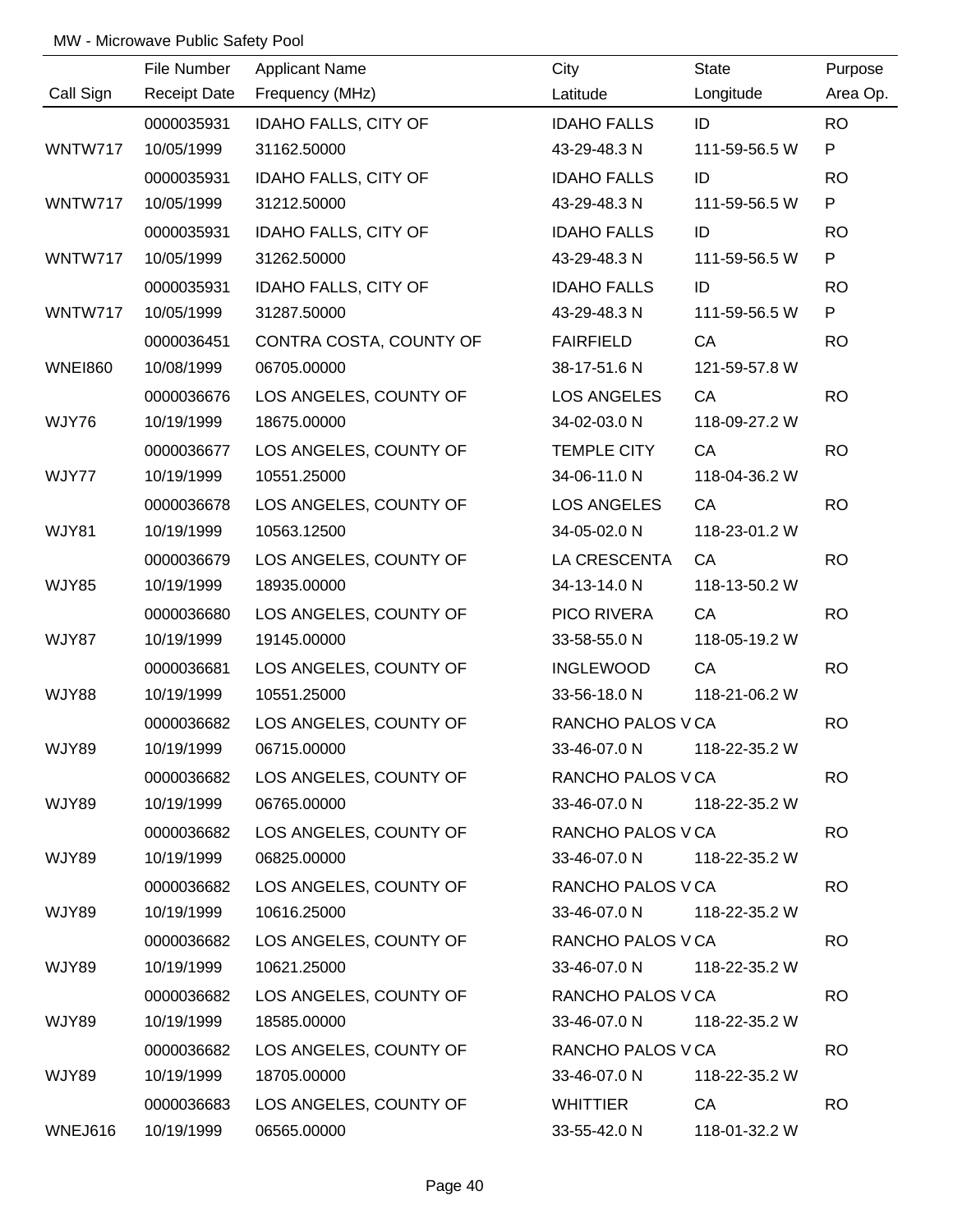MW - Microwave Public Safety Pool

| Call Sign | File Number<br>Receipt Date | Applicant Name<br>Frequency (MHz) | City<br>Latitude | State<br>Longitude | Purpose<br>Area Op. |
|---|---|---|---|---|---|
| WNTW717 | 0000035931<br>10/05/1999 | IDAHO FALLS, CITY OF<br>31162.50000 | IDAHO FALLS<br>43-29-48.3 N | ID<br>111-59-56.5 W | RO<br>P |
| WNTW717 | 0000035931<br>10/05/1999 | IDAHO FALLS, CITY OF<br>31212.50000 | IDAHO FALLS<br>43-29-48.3 N | ID<br>111-59-56.5 W | RO<br>P |
| WNTW717 | 0000035931<br>10/05/1999 | IDAHO FALLS, CITY OF<br>31262.50000 | IDAHO FALLS<br>43-29-48.3 N | ID<br>111-59-56.5 W | RO<br>P |
| WNTW717 | 0000035931<br>10/05/1999 | IDAHO FALLS, CITY OF<br>31287.50000 | IDAHO FALLS<br>43-29-48.3 N | ID<br>111-59-56.5 W | RO<br>P |
| WNEI860 | 0000036451<br>10/08/1999 | CONTRA COSTA, COUNTY OF<br>06705.00000 | FAIRFIELD<br>38-17-51.6 N | CA<br>121-59-57.8 W | RO |
| WJY76 | 0000036676<br>10/19/1999 | LOS ANGELES, COUNTY OF<br>18675.00000 | LOS ANGELES<br>34-02-03.0 N | CA<br>118-09-27.2 W | RO |
| WJY77 | 0000036677<br>10/19/1999 | LOS ANGELES, COUNTY OF<br>10551.25000 | TEMPLE CITY<br>34-06-11.0 N | CA<br>118-04-36.2 W | RO |
| WJY81 | 0000036678<br>10/19/1999 | LOS ANGELES, COUNTY OF<br>10563.12500 | LOS ANGELES<br>34-05-02.0 N | CA<br>118-23-01.2 W | RO |
| WJY85 | 0000036679<br>10/19/1999 | LOS ANGELES, COUNTY OF<br>18935.00000 | LA CRESCENTA<br>34-13-14.0 N | CA<br>118-13-50.2 W | RO |
| WJY87 | 0000036680<br>10/19/1999 | LOS ANGELES, COUNTY OF<br>19145.00000 | PICO RIVERA<br>33-58-55.0 N | CA<br>118-05-19.2 W | RO |
| WJY88 | 0000036681<br>10/19/1999 | LOS ANGELES, COUNTY OF<br>10551.25000 | INGLEWOOD<br>33-56-18.0 N | CA<br>118-21-06.2 W | RO |
| WJY89 | 0000036682<br>10/19/1999 | LOS ANGELES, COUNTY OF<br>06715.00000 | RANCHO PALOS V<br>33-46-07.0 N | CA<br>118-22-35.2 W | RO |
| WJY89 | 0000036682<br>10/19/1999 | LOS ANGELES, COUNTY OF<br>06765.00000 | RANCHO PALOS V<br>33-46-07.0 N | CA<br>118-22-35.2 W | RO |
| WJY89 | 0000036682<br>10/19/1999 | LOS ANGELES, COUNTY OF<br>06825.00000 | RANCHO PALOS V<br>33-46-07.0 N | CA<br>118-22-35.2 W | RO |
| WJY89 | 0000036682<br>10/19/1999 | LOS ANGELES, COUNTY OF<br>10616.25000 | RANCHO PALOS V<br>33-46-07.0 N | CA<br>118-22-35.2 W | RO |
| WJY89 | 0000036682<br>10/19/1999 | LOS ANGELES, COUNTY OF<br>10621.25000 | RANCHO PALOS V<br>33-46-07.0 N | CA<br>118-22-35.2 W | RO |
| WJY89 | 0000036682<br>10/19/1999 | LOS ANGELES, COUNTY OF<br>18585.00000 | RANCHO PALOS V<br>33-46-07.0 N | CA<br>118-22-35.2 W | RO |
| WJY89 | 0000036682<br>10/19/1999 | LOS ANGELES, COUNTY OF<br>18705.00000 | RANCHO PALOS V<br>33-46-07.0 N | CA<br>118-22-35.2 W | RO |
| WNEJ616 | 0000036683<br>10/19/1999 | LOS ANGELES, COUNTY OF<br>06565.00000 | WHITTIER<br>33-55-42.0 N | CA<br>118-01-32.2 W | RO |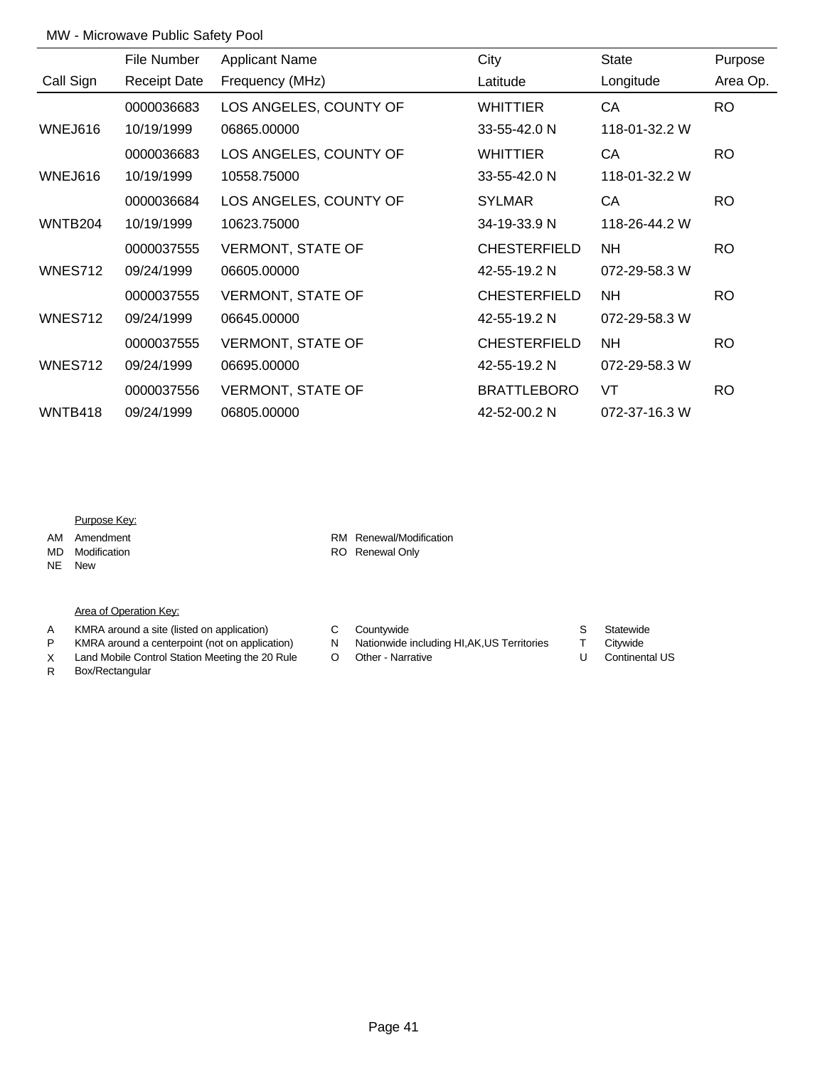MW - Microwave Public Safety Pool

| Call Sign | File Number / Receipt Date | Applicant Name / Frequency (MHz) | City / Latitude | State / Longitude | Purpose / Area Op. |
|---|---|---|---|---|---|
| | 0000036683 | LOS ANGELES, COUNTY OF | WHITTIER | CA | RO |
| WNEJ616 | 10/19/1999 | 06865.00000 | 33-55-42.0 N | 118-01-32.2 W | |
| | 0000036683 | LOS ANGELES, COUNTY OF | WHITTIER | CA | RO |
| WNEJ616 | 10/19/1999 | 10558.75000 | 33-55-42.0 N | 118-01-32.2 W | |
| | 0000036684 | LOS ANGELES, COUNTY OF | SYLMAR | CA | RO |
| WNTB204 | 10/19/1999 | 10623.75000 | 34-19-33.9 N | 118-26-44.2 W | |
| | 0000037555 | VERMONT, STATE OF | CHESTERFIELD | NH | RO |
| WNES712 | 09/24/1999 | 06605.00000 | 42-55-19.2 N | 072-29-58.3 W | |
| | 0000037555 | VERMONT, STATE OF | CHESTERFIELD | NH | RO |
| WNES712 | 09/24/1999 | 06645.00000 | 42-55-19.2 N | 072-29-58.3 W | |
| | 0000037555 | VERMONT, STATE OF | CHESTERFIELD | NH | RO |
| WNES712 | 09/24/1999 | 06695.00000 | 42-55-19.2 N | 072-29-58.3 W | |
| | 0000037556 | VERMONT, STATE OF | BRATTLEBORO | VT | RO |
| WNTB418 | 09/24/1999 | 06805.00000 | 42-52-00.2 N | 072-37-16.3 W | |

Purpose Key:

- AM Amendment
- MD Modification
- NE New
- RM Renewal/Modification
- RO Renewal Only

Area of Operation Key:

- A KMRA around a site (listed on application)
- P KMRA around a centerpoint (not on application)
- X Land Mobile Control Station Meeting the 20 Rule
- R Box/Rectangular
- C Countywide
- N Nationwide including HI,AK,US Territories
- O Other - Narrative
- S Statewide
- T Citywide
- U Continental US